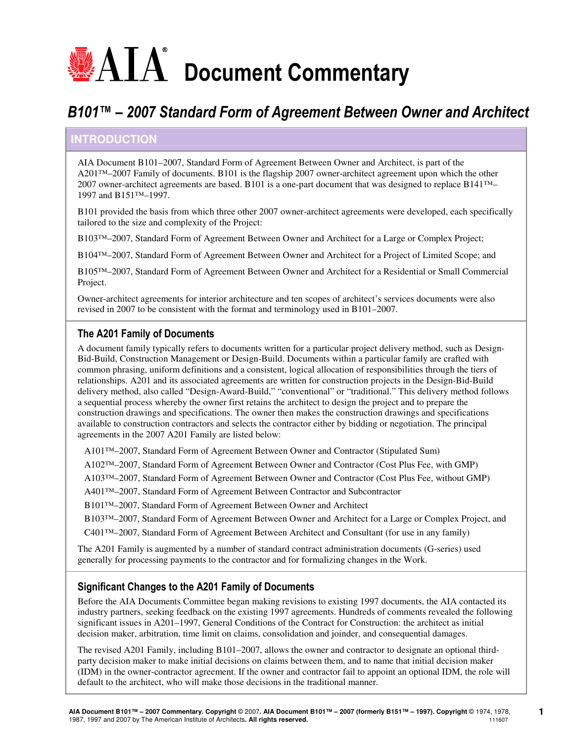# AIA Document Commentary

## *B101™ – 2007 Standard Form of Agreement Between Owner and Architect*

### INTRODUCTION

AIA Document B101–2007, Standard Form of Agreement Between Owner and Architect, is part of the A201™–2007 Family of documents. B101 is the flagship 2007 owner-architect agreement upon which the other 2007 owner-architect agreements are based. B101 is a one-part document that was designed to replace B141™–1997 and B151™–1997.

B101 provided the basis from which three other 2007 owner-architect agreements were developed, each specifically tailored to the size and complexity of the Project:

B103™–2007, Standard Form of Agreement Between Owner and Architect for a Large or Complex Project;

B104™–2007, Standard Form of Agreement Between Owner and Architect for a Project of Limited Scope; and

B105™–2007, Standard Form of Agreement Between Owner and Architect for a Residential or Small Commercial Project.

Owner-architect agreements for interior architecture and ten scopes of architect's services documents were also revised in 2007 to be consistent with the format and terminology used in B101–2007.

### The A201 Family of Documents

A document family typically refers to documents written for a particular project delivery method, such as Design-Bid-Build, Construction Management or Design-Build. Documents within a particular family are crafted with common phrasing, uniform definitions and a consistent, logical allocation of responsibilities through the tiers of relationships. A201 and its associated agreements are written for construction projects in the Design-Bid-Build delivery method, also called "Design-Award-Build," "conventional" or "traditional." This delivery method follows a sequential process whereby the owner first retains the architect to design the project and to prepare the construction drawings and specifications. The owner then makes the construction drawings and specifications available to construction contractors and selects the contractor either by bidding or negotiation. The principal agreements in the 2007 A201 Family are listed below:

A101™–2007, Standard Form of Agreement Between Owner and Contractor (Stipulated Sum)

A102™–2007, Standard Form of Agreement Between Owner and Contractor (Cost Plus Fee, with GMP)

A103™–2007, Standard Form of Agreement Between Owner and Contractor (Cost Plus Fee, without GMP)

A401™–2007, Standard Form of Agreement Between Contractor and Subcontractor

B101™–2007, Standard Form of Agreement Between Owner and Architect

B103™–2007, Standard Form of Agreement Between Owner and Architect for a Large or Complex Project, and

C401™–2007, Standard Form of Agreement Between Architect and Consultant (for use in any family)

The A201 Family is augmented by a number of standard contract administration documents (G-series) used generally for processing payments to the contractor and for formalizing changes in the Work.

### Significant Changes to the A201 Family of Documents

Before the AIA Documents Committee began making revisions to existing 1997 documents, the AIA contacted its industry partners, seeking feedback on the existing 1997 agreements. Hundreds of comments revealed the following significant issues in A201–1997, General Conditions of the Contract for Construction: the architect as initial decision maker, arbitration, time limit on claims, consolidation and joinder, and consequential damages.

The revised A201 Family, including B101–2007, allows the owner and contractor to designate an optional third-party decision maker to make initial decisions on claims between them, and to name that initial decision maker (IDM) in the owner-contractor agreement. If the owner and contractor fail to appoint an optional IDM, the role will default to the architect, who will make those decisions in the traditional manner.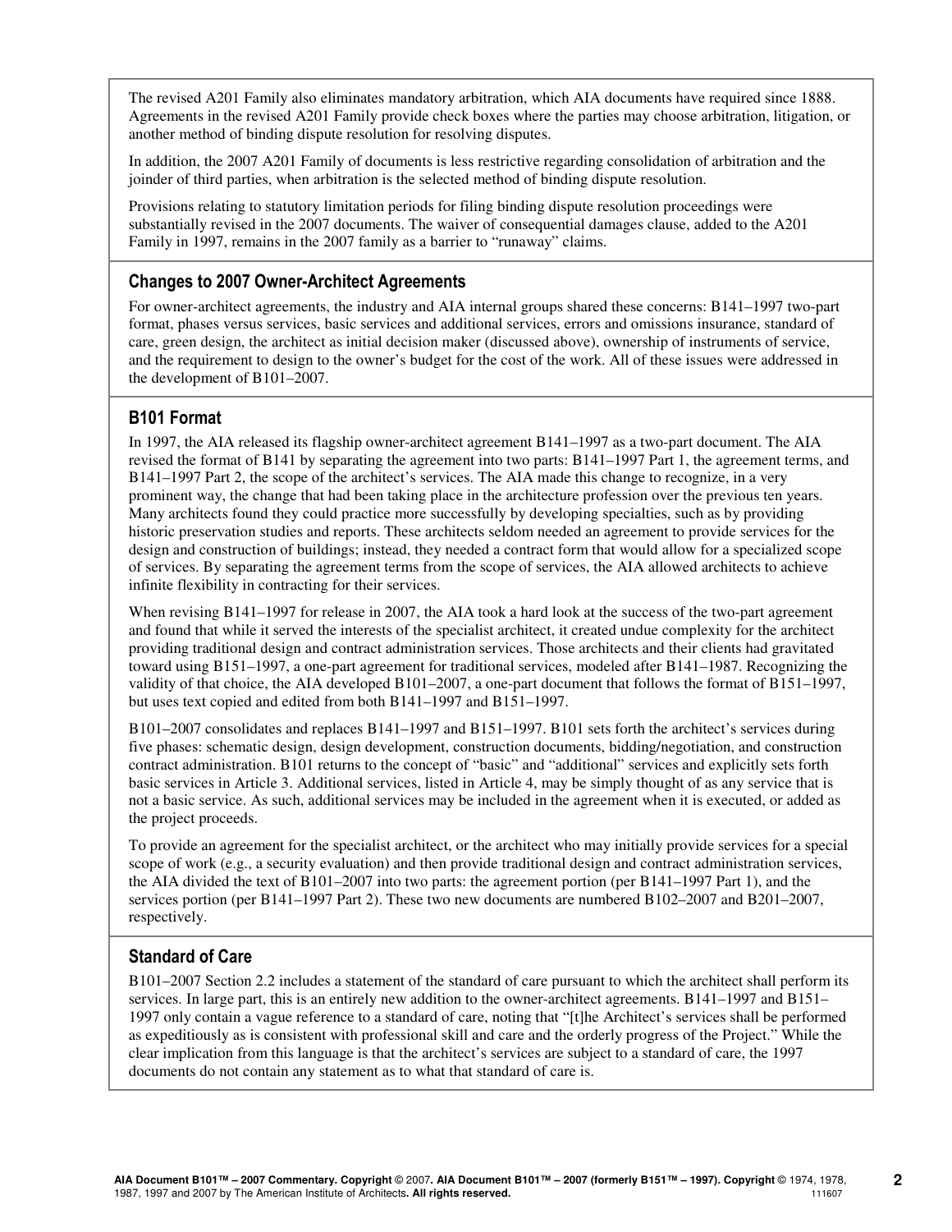The revised A201 Family also eliminates mandatory arbitration, which AIA documents have required since 1888. Agreements in the revised A201 Family provide check boxes where the parties may choose arbitration, litigation, or another method of binding dispute resolution for resolving disputes.

In addition, the 2007 A201 Family of documents is less restrictive regarding consolidation of arbitration and the joinder of third parties, when arbitration is the selected method of binding dispute resolution.

Provisions relating to statutory limitation periods for filing binding dispute resolution proceedings were substantially revised in the 2007 documents. The waiver of consequential damages clause, added to the A201 Family in 1997, remains in the 2007 family as a barrier to "runaway" claims.

## Changes to 2007 Owner-Architect Agreements

For owner-architect agreements, the industry and AIA internal groups shared these concerns: B141–1997 two-part format, phases versus services, basic services and additional services, errors and omissions insurance, standard of care, green design, the architect as initial decision maker (discussed above), ownership of instruments of service, and the requirement to design to the owner's budget for the cost of the work. All of these issues were addressed in the development of B101–2007.

## B101 Format

In 1997, the AIA released its flagship owner-architect agreement B141–1997 as a two-part document. The AIA revised the format of B141 by separating the agreement into two parts: B141–1997 Part 1, the agreement terms, and B141–1997 Part 2, the scope of the architect's services. The AIA made this change to recognize, in a very prominent way, the change that had been taking place in the architecture profession over the previous ten years. Many architects found they could practice more successfully by developing specialties, such as by providing historic preservation studies and reports. These architects seldom needed an agreement to provide services for the design and construction of buildings; instead, they needed a contract form that would allow for a specialized scope of services. By separating the agreement terms from the scope of services, the AIA allowed architects to achieve infinite flexibility in contracting for their services.

When revising B141–1997 for release in 2007, the AIA took a hard look at the success of the two-part agreement and found that while it served the interests of the specialist architect, it created undue complexity for the architect providing traditional design and contract administration services. Those architects and their clients had gravitated toward using B151–1997, a one-part agreement for traditional services, modeled after B141–1987. Recognizing the validity of that choice, the AIA developed B101–2007, a one-part document that follows the format of B151–1997, but uses text copied and edited from both B141–1997 and B151–1997.

B101–2007 consolidates and replaces B141–1997 and B151–1997. B101 sets forth the architect's services during five phases: schematic design, design development, construction documents, bidding/negotiation, and construction contract administration. B101 returns to the concept of "basic" and "additional" services and explicitly sets forth basic services in Article 3. Additional services, listed in Article 4, may be simply thought of as any service that is not a basic service. As such, additional services may be included in the agreement when it is executed, or added as the project proceeds.

To provide an agreement for the specialist architect, or the architect who may initially provide services for a special scope of work (e.g., a security evaluation) and then provide traditional design and contract administration services, the AIA divided the text of B101–2007 into two parts: the agreement portion (per B141–1997 Part 1), and the services portion (per B141–1997 Part 2). These two new documents are numbered B102–2007 and B201–2007, respectively.

## Standard of Care

B101–2007 Section 2.2 includes a statement of the standard of care pursuant to which the architect shall perform its services. In large part, this is an entirely new addition to the owner-architect agreements. B141–1997 and B151–1997 only contain a vague reference to a standard of care, noting that "[t]he Architect's services shall be performed as expeditiously as is consistent with professional skill and care and the orderly progress of the Project." While the clear implication from this language is that the architect's services are subject to a standard of care, the 1997 documents do not contain any statement as to what that standard of care is.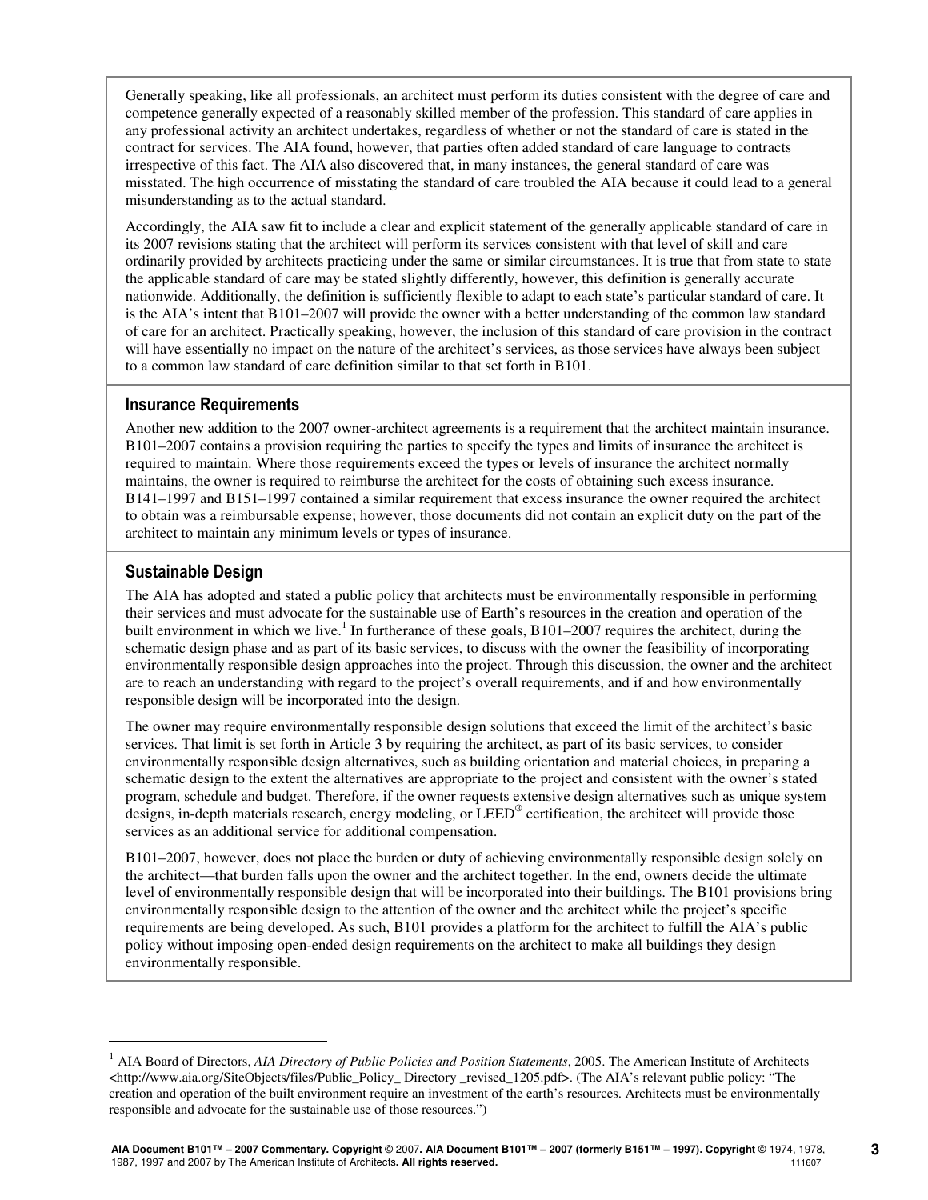Generally speaking, like all professionals, an architect must perform its duties consistent with the degree of care and competence generally expected of a reasonably skilled member of the profession. This standard of care applies in any professional activity an architect undertakes, regardless of whether or not the standard of care is stated in the contract for services. The AIA found, however, that parties often added standard of care language to contracts irrespective of this fact. The AIA also discovered that, in many instances, the general standard of care was misstated. The high occurrence of misstating the standard of care troubled the AIA because it could lead to a general misunderstanding as to the actual standard.

Accordingly, the AIA saw fit to include a clear and explicit statement of the generally applicable standard of care in its 2007 revisions stating that the architect will perform its services consistent with that level of skill and care ordinarily provided by architects practicing under the same or similar circumstances. It is true that from state to state the applicable standard of care may be stated slightly differently, however, this definition is generally accurate nationwide. Additionally, the definition is sufficiently flexible to adapt to each state's particular standard of care. It is the AIA's intent that B101–2007 will provide the owner with a better understanding of the common law standard of care for an architect. Practically speaking, however, the inclusion of this standard of care provision in the contract will have essentially no impact on the nature of the architect's services, as those services have always been subject to a common law standard of care definition similar to that set forth in B101.

## Insurance Requirements

Another new addition to the 2007 owner-architect agreements is a requirement that the architect maintain insurance. B101–2007 contains a provision requiring the parties to specify the types and limits of insurance the architect is required to maintain. Where those requirements exceed the types or levels of insurance the architect normally maintains, the owner is required to reimburse the architect for the costs of obtaining such excess insurance. B141–1997 and B151–1997 contained a similar requirement that excess insurance the owner required the architect to obtain was a reimbursable expense; however, those documents did not contain an explicit duty on the part of the architect to maintain any minimum levels or types of insurance.

## Sustainable Design

The AIA has adopted and stated a public policy that architects must be environmentally responsible in performing their services and must advocate for the sustainable use of Earth's resources in the creation and operation of the built environment in which we live.[1] In furtherance of these goals, B101–2007 requires the architect, during the schematic design phase and as part of its basic services, to discuss with the owner the feasibility of incorporating environmentally responsible design approaches into the project. Through this discussion, the owner and the architect are to reach an understanding with regard to the project's overall requirements, and if and how environmentally responsible design will be incorporated into the design.

The owner may require environmentally responsible design solutions that exceed the limit of the architect's basic services. That limit is set forth in Article 3 by requiring the architect, as part of its basic services, to consider environmentally responsible design alternatives, such as building orientation and material choices, in preparing a schematic design to the extent the alternatives are appropriate to the project and consistent with the owner's stated program, schedule and budget. Therefore, if the owner requests extensive design alternatives such as unique system designs, in-depth materials research, energy modeling, or LEED® certification, the architect will provide those services as an additional service for additional compensation.

B101–2007, however, does not place the burden or duty of achieving environmentally responsible design solely on the architect—that burden falls upon the owner and the architect together. In the end, owners decide the ultimate level of environmentally responsible design that will be incorporated into their buildings. The B101 provisions bring environmentally responsible design to the attention of the owner and the architect while the project's specific requirements are being developed. As such, B101 provides a platform for the architect to fulfill the AIA's public policy without imposing open-ended design requirements on the architect to make all buildings they design environmentally responsible.

---

[1] AIA Board of Directors, *AIA Directory of Public Policies and Position Statements*, 2005. The American Institute of Architects <http://www.aia.org/SiteObjects/files/Public_Policy_ Directory _revised_1205.pdf>. (The AIA's relevant public policy: "The creation and operation of the built environment require an investment of the earth's resources. Architects must be environmentally responsible and advocate for the sustainable use of those resources.")

**AIA Document B101™ – 2007 Commentary. Copyright** © 2007**. AIA Document B101™ – 2007 (formerly B151™ – 1997). Copyright** © 1974, 1978, 1987, 1997 and 2007 by The American Institute of Architects**. All rights reserved.** 111607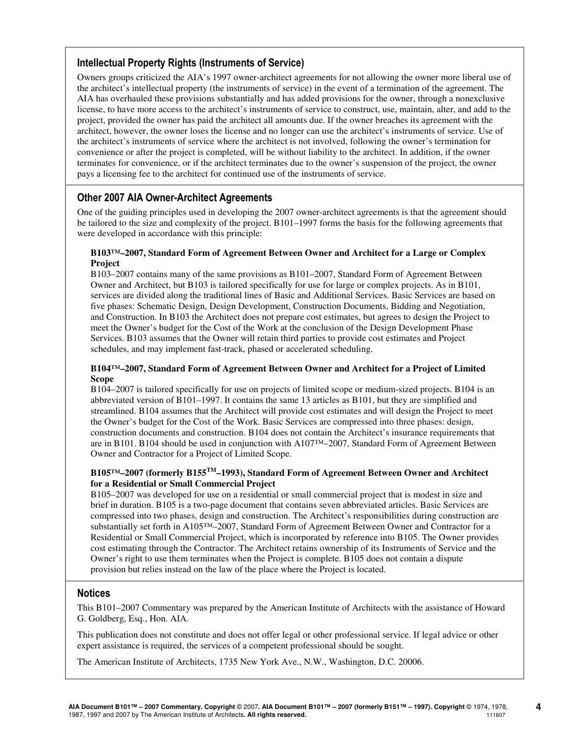## Intellectual Property Rights (Instruments of Service)

Owners groups criticized the AIA's 1997 owner-architect agreements for not allowing the owner more liberal use of the architect's intellectual property (the instruments of service) in the event of a termination of the agreement. The AIA has overhauled these provisions substantially and has added provisions for the owner, through a nonexclusive license, to have more access to the architect's instruments of service to construct, use, maintain, alter, and add to the project, provided the owner has paid the architect all amounts due. If the owner breaches its agreement with the architect, however, the owner loses the license and no longer can use the architect's instruments of service. Use of the architect's instruments of service where the architect is not involved, following the owner's termination for convenience or after the project is completed, will be without liability to the architect. In addition, if the owner terminates for convenience, or if the architect terminates due to the owner's suspension of the project, the owner pays a licensing fee to the architect for continued use of the instruments of service.

## Other 2007 AIA Owner-Architect Agreements

One of the guiding principles used in developing the 2007 owner-architect agreements is that the agreement should be tailored to the size and complexity of the project. B101–1997 forms the basis for the following agreements that were developed in accordance with this principle:

**B103™–2007, Standard Form of Agreement Between Owner and Architect for a Large or Complex Project**

B103–2007 contains many of the same provisions as B101–2007, Standard Form of Agreement Between Owner and Architect, but B103 is tailored specifically for use for large or complex projects. As in B101, services are divided along the traditional lines of Basic and Additional Services. Basic Services are based on five phases: Schematic Design, Design Development, Construction Documents, Bidding and Negotiation, and Construction. In B103 the Architect does not prepare cost estimates, but agrees to design the Project to meet the Owner's budget for the Cost of the Work at the conclusion of the Design Development Phase Services. B103 assumes that the Owner will retain third parties to provide cost estimates and Project schedules, and may implement fast-track, phased or accelerated scheduling.

**B104™–2007, Standard Form of Agreement Between Owner and Architect for a Project of Limited Scope**

B104–2007 is tailored specifically for use on projects of limited scope or medium-sized projects. B104 is an abbreviated version of B101–1997. It contains the same 13 articles as B101, but they are simplified and streamlined. B104 assumes that the Architect will provide cost estimates and will design the Project to meet the Owner's budget for the Cost of the Work. Basic Services are compressed into three phases: design, construction documents and construction. B104 does not contain the Architect's insurance requirements that are in B101. B104 should be used in conjunction with A107™–2007, Standard Form of Agreement Between Owner and Contractor for a Project of Limited Scope.

**B105™–2007 (formerly B155™–1993), Standard Form of Agreement Between Owner and Architect for a Residential or Small Commercial Project**

B105–2007 was developed for use on a residential or small commercial project that is modest in size and brief in duration. B105 is a two-page document that contains seven abbreviated articles. Basic Services are compressed into two phases, design and construction. The Architect's responsibilities during construction are substantially set forth in A105™–2007, Standard Form of Agreement Between Owner and Contractor for a Residential or Small Commercial Project, which is incorporated by reference into B105. The Owner provides cost estimating through the Contractor. The Architect retains ownership of its Instruments of Service and the Owner's right to use them terminates when the Project is complete. B105 does not contain a dispute provision but relies instead on the law of the place where the Project is located.

## Notices

This B101–2007 Commentary was prepared by the American Institute of Architects with the assistance of Howard G. Goldberg, Esq., Hon. AIA.

This publication does not constitute and does not offer legal or other professional service. If legal advice or other expert assistance is required, the services of a competent professional should be sought.

The American Institute of Architects, 1735 New York Ave., N.W., Washington, D.C. 20006.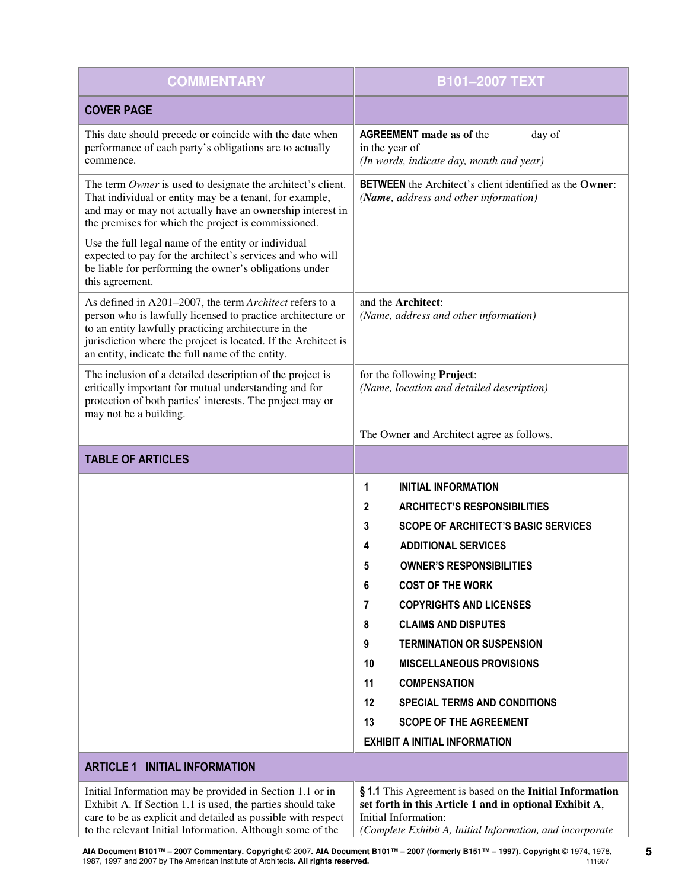| COMMENTARY | B101–2007 TEXT |
|---|---|
| **COVER PAGE** | |
| This date should precede or coincide with the date when performance of each party's obligations are to actually commence. | **AGREEMENT made as of** the day of in the year of *(In words, indicate day, month and year)* |
| The term *Owner* is used to designate the architect's client. That individual or entity may be a tenant, for example, and may or may not actually have an ownership interest in the premises for which the project is commissioned. Use the full legal name of the entity or individual expected to pay for the architect's services and who will be liable for performing the owner's obligations under this agreement. | **BETWEEN** the Architect's client identified as the **Owner**: *(**Name**, address and other information)* |
| As defined in A201–2007, the term *Architect* refers to a person who is lawfully licensed to practice architecture or to an entity lawfully practicing architecture in the jurisdiction where the project is located. If the Architect is an entity, indicate the full name of the entity. | and the **Architect**: *(Name, address and other information)* |
| The inclusion of a detailed description of the project is critically important for mutual understanding and for protection of both parties' interests. The project may or may not be a building. | for the following **Project**: *(Name, location and detailed description)* |
| | The Owner and Architect agree as follows. |
| **TABLE OF ARTICLES** | |
| | **1 INITIAL INFORMATION**<br>**2 ARCHITECT'S RESPONSIBILITIES**<br>**3 SCOPE OF ARCHITECT'S BASIC SERVICES**<br>**4 ADDITIONAL SERVICES**<br>**5 OWNER'S RESPONSIBILITIES**<br>**6 COST OF THE WORK**<br>**7 COPYRIGHTS AND LICENSES**<br>**8 CLAIMS AND DISPUTES**<br>**9 TERMINATION OR SUSPENSION**<br>**10 MISCELLANEOUS PROVISIONS**<br>**11 COMPENSATION**<br>**12 SPECIAL TERMS AND CONDITIONS**<br>**13 SCOPE OF THE AGREEMENT**<br>**EXHIBIT A INITIAL INFORMATION** |
| **ARTICLE 1 INITIAL INFORMATION** | |
| Initial Information may be provided in Section 1.1 or in Exhibit A. If Section 1.1 is used, the parties should take care to be as explicit and detailed as possible with respect to the relevant Initial Information. Although some of the | **§ 1.1** This Agreement is based on the **Initial Information set forth in this Article 1 and in optional Exhibit A**, Initial Information: *(Complete Exhibit A, Initial Information, and incorporate* |

**AIA Document B101™ – 2007 Commentary. Copyright** © 2007**. AIA Document B101™ – 2007 (formerly B151™ – 1997). Copyright** © 1974, 1978, 1987, 1997 and 2007 by The American Institute of Architects**. All rights reserved.** 111607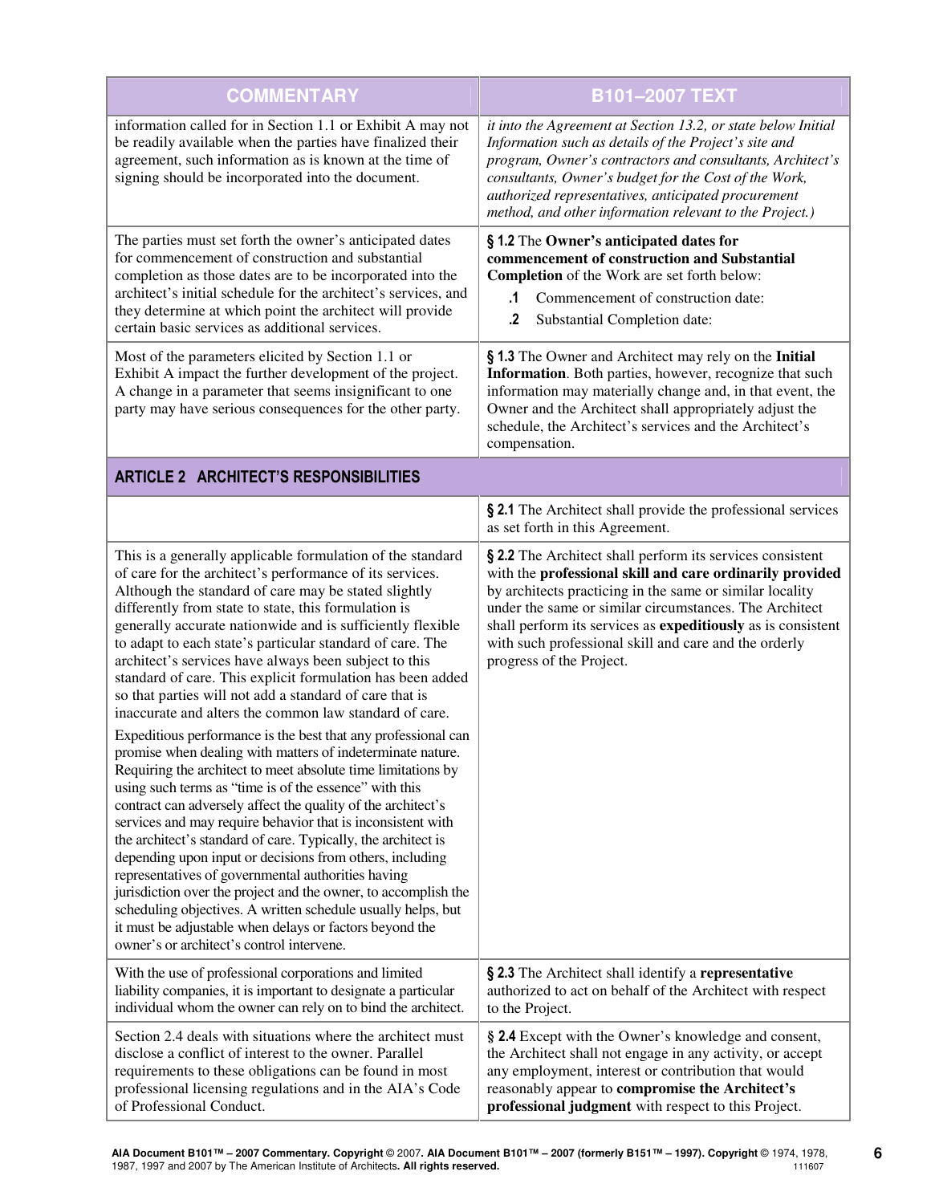| COMMENTARY | B101–2007 TEXT |
|---|---|
| information called for in Section 1.1 or Exhibit A may not be readily available when the parties have finalized their agreement, such information as is known at the time of signing should be incorporated into the document. | *it into the Agreement at Section 13.2, or state below Initial Information such as details of the Project's site and program, Owner's contractors and consultants, Architect's consultants, Owner's budget for the Cost of the Work, authorized representatives, anticipated procurement method, and other information relevant to the Project.)* |
| The parties must set forth the owner's anticipated dates for commencement of construction and substantial completion as those dates are to be incorporated into the architect's initial schedule for the architect's services, and they determine at which point the architect will provide certain basic services as additional services. | **§ 1.2** The **Owner's anticipated dates for commencement of construction and Substantial Completion** of the Work are set forth below: **.1** Commencement of construction date: **.2** Substantial Completion date: |
| Most of the parameters elicited by Section 1.1 or Exhibit A impact the further development of the project. A change in a parameter that seems insignificant to one party may have serious consequences for the other party. | **§ 1.3** The Owner and Architect may rely on the **Initial Information**. Both parties, however, recognize that such information may materially change and, in that event, the Owner and the Architect shall appropriately adjust the schedule, the Architect's services and the Architect's compensation. |
| **ARTICLE 2 ARCHITECT'S RESPONSIBILITIES** | |
| | **§ 2.1** The Architect shall provide the professional services as set forth in this Agreement. |
| This is a generally applicable formulation of the standard of care for the architect's performance of its services. Although the standard of care may be stated slightly differently from state to state, this formulation is generally accurate nationwide and is sufficiently flexible to adapt to each state's particular standard of care. The architect's services have always been subject to this standard of care. This explicit formulation has been added so that parties will not add a standard of care that is inaccurate and alters the common law standard of care. <br><br> Expeditious performance is the best that any professional can promise when dealing with matters of indeterminate nature. Requiring the architect to meet absolute time limitations by using such terms as "time is of the essence" with this contract can adversely affect the quality of the architect's services and may require behavior that is inconsistent with the architect's standard of care. Typically, the architect is depending upon input or decisions from others, including representatives of governmental authorities having jurisdiction over the project and the owner, to accomplish the scheduling objectives. A written schedule usually helps, but it must be adjustable when delays or factors beyond the owner's or architect's control intervene. | **§ 2.2** The Architect shall perform its services consistent with the **professional skill and care ordinarily provided** by architects practicing in the same or similar locality under the same or similar circumstances. The Architect shall perform its services as **expeditiously** as is consistent with such professional skill and care and the orderly progress of the Project. |
| With the use of professional corporations and limited liability companies, it is important to designate a particular individual whom the owner can rely on to bind the architect. | **§ 2.3** The Architect shall identify a **representative** authorized to act on behalf of the Architect with respect to the Project. |
| Section 2.4 deals with situations where the architect must disclose a conflict of interest to the owner. Parallel requirements to these obligations can be found in most professional licensing regulations and in the AIA's Code of Professional Conduct. | **§ 2.4** Except with the Owner's knowledge and consent, the Architect shall not engage in any activity, or accept any employment, interest or contribution that would reasonably appear to **compromise the Architect's professional judgment** with respect to this Project. |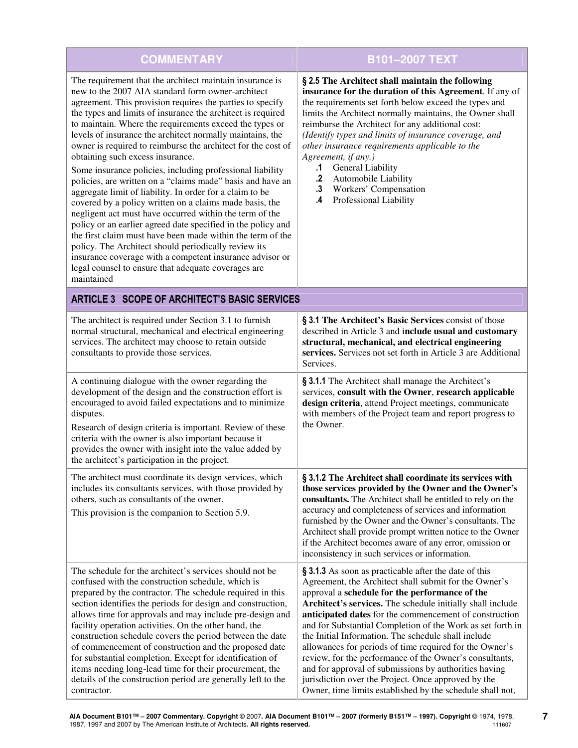| COMMENTARY | B101–2007 TEXT |
| --- | --- |
| The requirement that the architect maintain insurance is new to the 2007 AIA standard form owner-architect agreement. This provision requires the parties to specify the types and limits of insurance the architect is required to maintain. Where the requirements exceed the types or levels of insurance the architect normally maintains, the owner is required to reimburse the architect for the cost of obtaining such excess insurance.<br><br>Some insurance policies, including professional liability policies, are written on a "claims made" basis and have an aggregate limit of liability. In order for a claim to be covered by a policy written on a claims made basis, the negligent act must have occurred within the term of the policy or an earlier agreed date specified in the policy and the first claim must have been made within the term of the policy. The Architect should periodically review its insurance coverage with a competent insurance advisor or legal counsel to ensure that adequate coverages are maintained | **§ 2.5 The Architect shall maintain the following insurance for the duration of this Agreement**. If any of the requirements set forth below exceed the types and limits the Architect normally maintains, the Owner shall reimburse the Architect for any additional cost:<br>*(Identify types and limits of insurance coverage, and other insurance requirements applicable to the Agreement, if any.)*<br>**.1** General Liability<br>**.2** Automobile Liability<br>**.3** Workers' Compensation<br>**.4** Professional Liability |
| **ARTICLE 3 SCOPE OF ARCHITECT'S BASIC SERVICES** | |
| The architect is required under Section 3.1 to furnish normal structural, mechanical and electrical engineering services. The architect may choose to retain outside consultants to provide those services. | **§ 3.1 The Architect's Basic Services** consist of those described in Article 3 and i**nclude usual and customary structural, mechanical, and electrical engineering services.** Services not set forth in Article 3 are Additional Services. |
| A continuing dialogue with the owner regarding the development of the design and the construction effort is encouraged to avoid failed expectations and to minimize disputes.<br><br>Research of design criteria is important. Review of these criteria with the owner is also important because it provides the owner with insight into the value added by the architect's participation in the project. | **§ 3.1.1** The Architect shall manage the Architect's services, **consult with the Owner**, **research applicable design criteria**, attend Project meetings, communicate with members of the Project team and report progress to the Owner. |
| The architect must coordinate its design services, which includes its consultants services, with those provided by others, such as consultants of the owner.<br><br>This provision is the companion to Section 5.9. | **§ 3.1.2 The Architect shall coordinate its services with those services provided by the Owner and the Owner's consultants.** The Architect shall be entitled to rely on the accuracy and completeness of services and information furnished by the Owner and the Owner's consultants. The Architect shall provide prompt written notice to the Owner if the Architect becomes aware of any error, omission or inconsistency in such services or information. |
| The schedule for the architect's services should not be confused with the construction schedule, which is prepared by the contractor. The schedule required in this section identifies the periods for design and construction, allows time for approvals and may include pre-design and facility operation activities. On the other hand, the construction schedule covers the period between the date of commencement of construction and the proposed date for substantial completion. Except for identification of items needing long-lead time for their procurement, the details of the construction period are generally left to the contractor. | **§ 3.1.3** As soon as practicable after the date of this Agreement, the Architect shall submit for the Owner's approval a **schedule for the performance of the Architect's services.** The schedule initially shall include **anticipated dates** for the commencement of construction and for Substantial Completion of the Work as set forth in the Initial Information. The schedule shall include allowances for periods of time required for the Owner's review, for the performance of the Owner's consultants, and for approval of submissions by authorities having jurisdiction over the Project. Once approved by the Owner, time limits established by the schedule shall not, |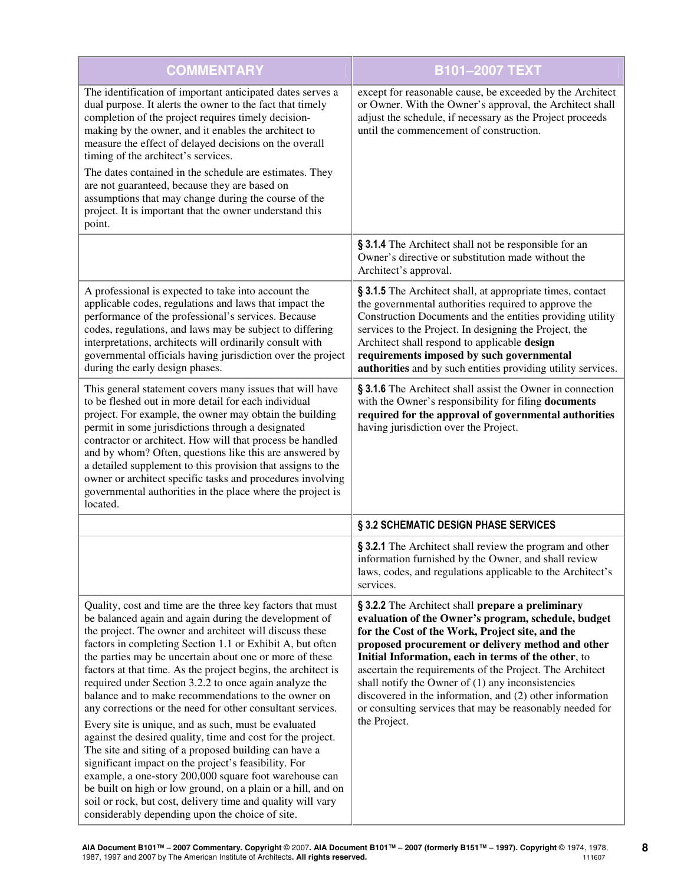| COMMENTARY | B101–2007 TEXT |
|---|---|
| The identification of important anticipated dates serves a dual purpose. It alerts the owner to the fact that timely completion of the project requires timely decision-making by the owner, and it enables the architect to measure the effect of delayed decisions on the overall timing of the architect's services. <br><br> The dates contained in the schedule are estimates. They are not guaranteed, because they are based on assumptions that may change during the course of the project. It is important that the owner understand this point. | except for reasonable cause, be exceeded by the Architect or Owner. With the Owner's approval, the Architect shall adjust the schedule, if necessary as the Project proceeds until the commencement of construction. |
| | **§ 3.1.4** The Architect shall not be responsible for an Owner's directive or substitution made without the Architect's approval. |
| A professional is expected to take into account the applicable codes, regulations and laws that impact the performance of the professional's services. Because codes, regulations, and laws may be subject to differing interpretations, architects will ordinarily consult with governmental officials having jurisdiction over the project during the early design phases. | **§ 3.1.5** The Architect shall, at appropriate times, contact the governmental authorities required to approve the Construction Documents and the entities providing utility services to the Project. In designing the Project, the Architect shall respond to applicable **design requirements imposed by such governmental authorities** and by such entities providing utility services. |
| This general statement covers many issues that will have to be fleshed out in more detail for each individual project. For example, the owner may obtain the building permit in some jurisdictions through a designated contractor or architect. How will that process be handled and by whom? Often, questions like this are answered by a detailed supplement to this provision that assigns to the owner or architect specific tasks and procedures involving governmental authorities in the place where the project is located. | **§ 3.1.6** The Architect shall assist the Owner in connection with the Owner's responsibility for filing **documents required for the approval of governmental authorities** having jurisdiction over the Project. |
| | **§ 3.2 SCHEMATIC DESIGN PHASE SERVICES** |
| | **§ 3.2.1** The Architect shall review the program and other information furnished by the Owner, and shall review laws, codes, and regulations applicable to the Architect's services. |
| Quality, cost and time are the three key factors that must be balanced again and again during the development of the project. The owner and architect will discuss these factors in completing Section 1.1 or Exhibit A, but often the parties may be uncertain about one or more of these factors at that time. As the project begins, the architect is required under Section 3.2.2 to once again analyze the balance and to make recommendations to the owner on any corrections or the need for other consultant services. <br><br> Every site is unique, and as such, must be evaluated against the desired quality, time and cost for the project. The site and siting of a proposed building can have a significant impact on the project's feasibility. For example, a one-story 200,000 square foot warehouse can be built on high or low ground, on a plain or a hill, and on soil or rock, but cost, delivery time and quality will vary considerably depending upon the choice of site. | **§ 3.2.2** The Architect shall **prepare a preliminary evaluation of the Owner's program, schedule, budget for the Cost of the Work, Project site, and the proposed procurement or delivery method and other Initial Information, each in terms of the other**, to ascertain the requirements of the Project. The Architect shall notify the Owner of (1) any inconsistencies discovered in the information, and (2) other information or consulting services that may be reasonably needed for the Project. |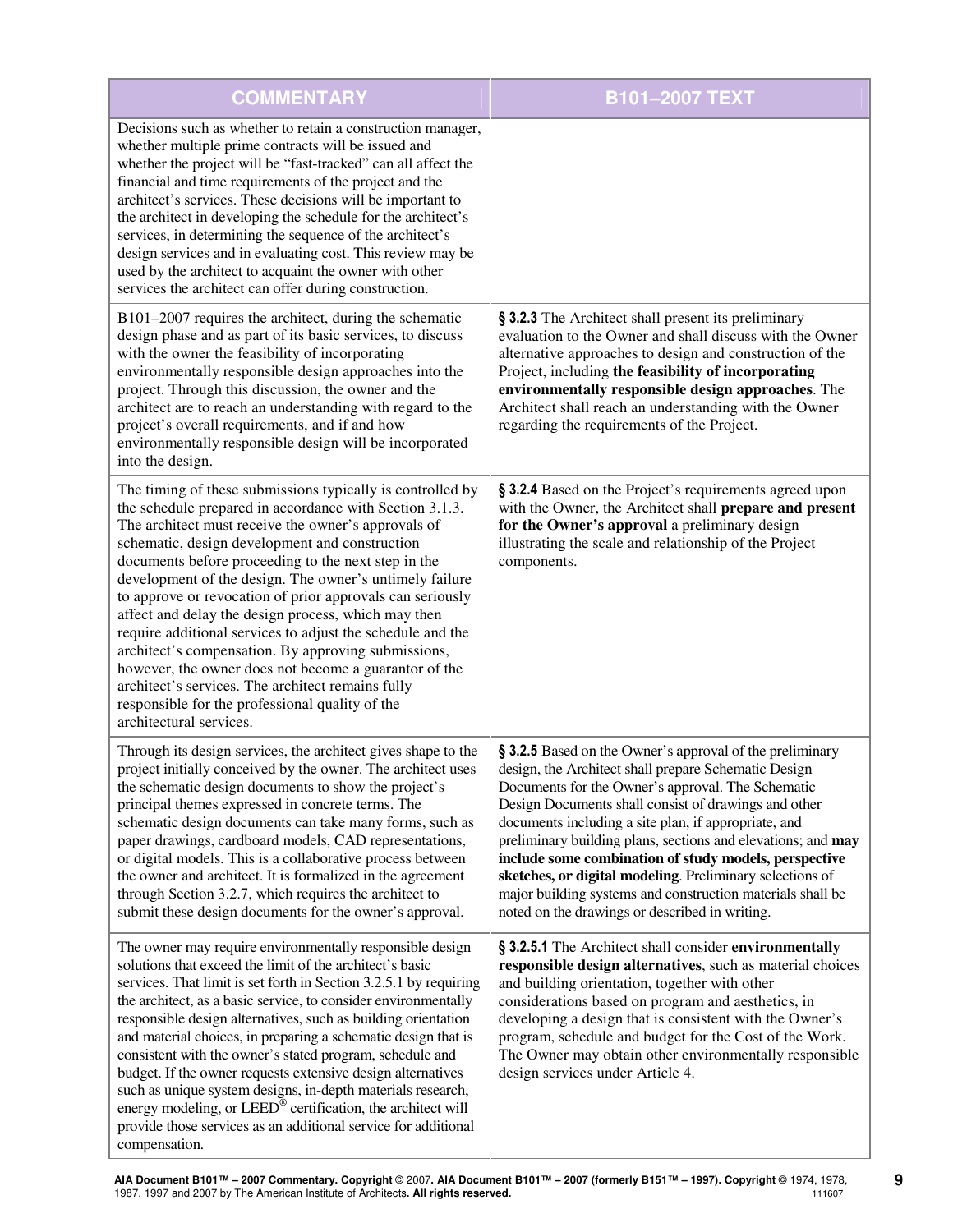| COMMENTARY | B101–2007 TEXT |
|---|---|
| Decisions such as whether to retain a construction manager, whether multiple prime contracts will be issued and whether the project will be "fast-tracked" can all affect the financial and time requirements of the project and the architect's services. These decisions will be important to the architect in developing the schedule for the architect's services, in determining the sequence of the architect's design services and in evaluating cost. This review may be used by the architect to acquaint the owner with other services the architect can offer during construction. | |
| B101–2007 requires the architect, during the schematic design phase and as part of its basic services, to discuss with the owner the feasibility of incorporating environmentally responsible design approaches into the project. Through this discussion, the owner and the architect are to reach an understanding with regard to the project's overall requirements, and if and how environmentally responsible design will be incorporated into the design. | **§ 3.2.3** The Architect shall present its preliminary evaluation to the Owner and shall discuss with the Owner alternative approaches to design and construction of the Project, including **the feasibility of incorporating environmentally responsible design approaches**. The Architect shall reach an understanding with the Owner regarding the requirements of the Project. |
| The timing of these submissions typically is controlled by the schedule prepared in accordance with Section 3.1.3. The architect must receive the owner's approvals of schematic, design development and construction documents before proceeding to the next step in the development of the design. The owner's untimely failure to approve or revocation of prior approvals can seriously affect and delay the design process, which may then require additional services to adjust the schedule and the architect's compensation. By approving submissions, however, the owner does not become a guarantor of the architect's services. The architect remains fully responsible for the professional quality of the architectural services. | **§ 3.2.4** Based on the Project's requirements agreed upon with the Owner, the Architect shall **prepare and present for the Owner's approval** a preliminary design illustrating the scale and relationship of the Project components. |
| Through its design services, the architect gives shape to the project initially conceived by the owner. The architect uses the schematic design documents to show the project's principal themes expressed in concrete terms. The schematic design documents can take many forms, such as paper drawings, cardboard models, CAD representations, or digital models. This is a collaborative process between the owner and architect. It is formalized in the agreement through Section 3.2.7, which requires the architect to submit these design documents for the owner's approval. | **§ 3.2.5** Based on the Owner's approval of the preliminary design, the Architect shall prepare Schematic Design Documents for the Owner's approval. The Schematic Design Documents shall consist of drawings and other documents including a site plan, if appropriate, and preliminary building plans, sections and elevations; and **may include some combination of study models, perspective sketches, or digital modeling**. Preliminary selections of major building systems and construction materials shall be noted on the drawings or described in writing. |
| The owner may require environmentally responsible design solutions that exceed the limit of the architect's basic services. That limit is set forth in Section 3.2.5.1 by requiring the architect, as a basic service, to consider environmentally responsible design alternatives, such as building orientation and material choices, in preparing a schematic design that is consistent with the owner's stated program, schedule and budget. If the owner requests extensive design alternatives such as unique system designs, in-depth materials research, energy modeling, or LEED® certification, the architect will provide those services as an additional service for additional compensation. | **§ 3.2.5.1** The Architect shall consider **environmentally responsible design alternatives**, such as material choices and building orientation, together with other considerations based on program and aesthetics, in developing a design that is consistent with the Owner's program, schedule and budget for the Cost of the Work. The Owner may obtain other environmentally responsible design services under Article 4. |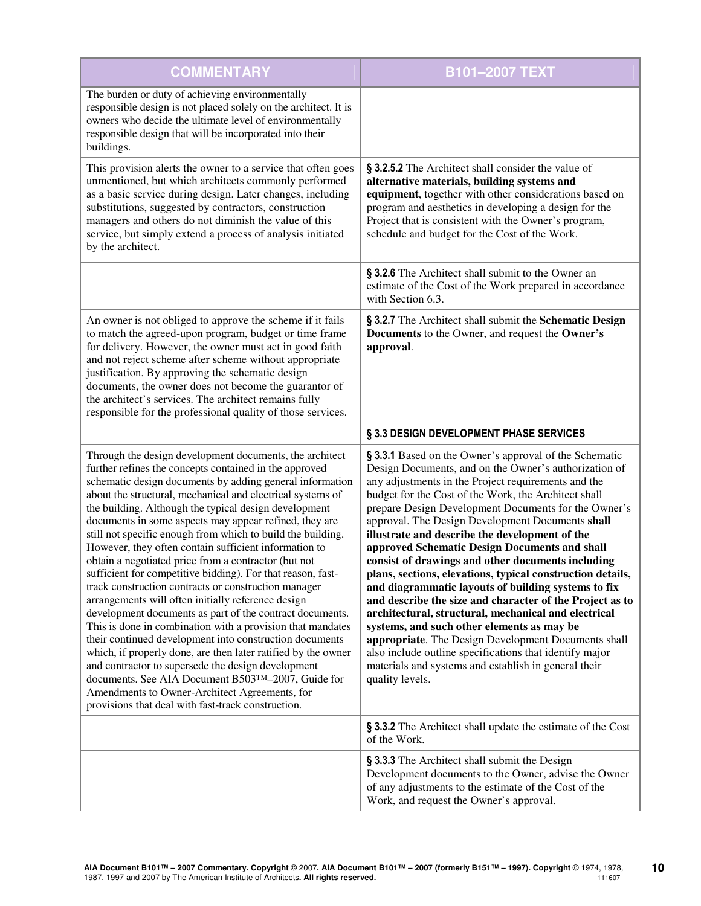| COMMENTARY | B101–2007 TEXT |
|---|---|
| The burden or duty of achieving environmentally responsible design is not placed solely on the architect. It is owners who decide the ultimate level of environmentally responsible design that will be incorporated into their buildings. | |
| This provision alerts the owner to a service that often goes unmentioned, but which architects commonly performed as a basic service during design. Later changes, including substitutions, suggested by contractors, construction managers and others do not diminish the value of this service, but simply extend a process of analysis initiated by the architect. | **§ 3.2.5.2** The Architect shall consider the value of **alternative materials, building systems and equipment**, together with other considerations based on program and aesthetics in developing a design for the Project that is consistent with the Owner's program, schedule and budget for the Cost of the Work. |
| | **§ 3.2.6** The Architect shall submit to the Owner an estimate of the Cost of the Work prepared in accordance with Section 6.3. |
| An owner is not obliged to approve the scheme if it fails to match the agreed-upon program, budget or time frame for delivery. However, the owner must act in good faith and not reject scheme after scheme without appropriate justification. By approving the schematic design documents, the owner does not become the guarantor of the architect's services. The architect remains fully responsible for the professional quality of those services. | **§ 3.2.7** The Architect shall submit the **Schematic Design Documents** to the Owner, and request the **Owner's approval**. |
| | **§ 3.3 DESIGN DEVELOPMENT PHASE SERVICES** |
| Through the design development documents, the architect further refines the concepts contained in the approved schematic design documents by adding general information about the structural, mechanical and electrical systems of the building. Although the typical design development documents in some aspects may appear refined, they are still not specific enough from which to build the building. However, they often contain sufficient information to obtain a negotiated price from a contractor (but not sufficient for competitive bidding). For that reason, fast-track construction contracts or construction manager arrangements will often initially reference design development documents as part of the contract documents. This is done in combination with a provision that mandates their continued development into construction documents which, if properly done, are then later ratified by the owner and contractor to supersede the design development documents. See AIA Document B503™–2007, Guide for Amendments to Owner-Architect Agreements, for provisions that deal with fast-track construction. | **§ 3.3.1** Based on the Owner's approval of the Schematic Design Documents, and on the Owner's authorization of any adjustments in the Project requirements and the budget for the Cost of the Work, the Architect shall prepare Design Development Documents for the Owner's approval. The Design Development Documents **shall illustrate and describe the development of the approved Schematic Design Documents and shall consist of drawings and other documents including plans, sections, elevations, typical construction details, and diagrammatic layouts of building systems to fix and describe the size and character of the Project as to architectural, structural, mechanical and electrical systems, and such other elements as may be appropriate**. The Design Development Documents shall also include outline specifications that identify major materials and systems and establish in general their quality levels. |
| | **§ 3.3.2** The Architect shall update the estimate of the Cost of the Work. |
| | **§ 3.3.3** The Architect shall submit the Design Development documents to the Owner, advise the Owner of any adjustments to the estimate of the Cost of the Work, and request the Owner's approval. |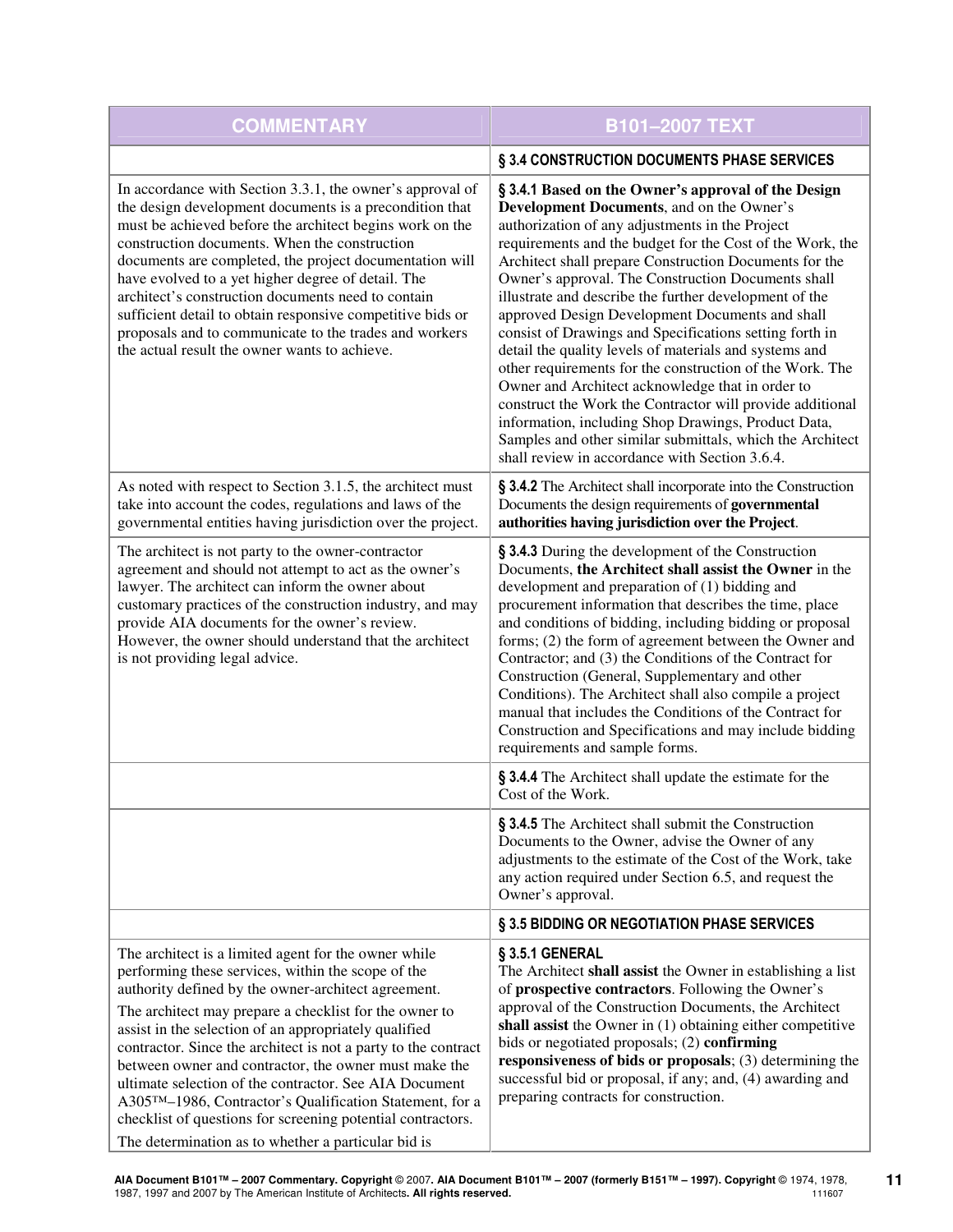| COMMENTARY | B101–2007 TEXT |
|---|---|
| | **§ 3.4 CONSTRUCTION DOCUMENTS PHASE SERVICES** |
| In accordance with Section 3.3.1, the owner's approval of the design development documents is a precondition that must be achieved before the architect begins work on the construction documents. When the construction documents are completed, the project documentation will have evolved to a yet higher degree of detail. The architect's construction documents need to contain sufficient detail to obtain responsive competitive bids or proposals and to communicate to the trades and workers the actual result the owner wants to achieve. | **§ 3.4.1 Based on the Owner's approval of the Design Development Documents**, and on the Owner's authorization of any adjustments in the Project requirements and the budget for the Cost of the Work, the Architect shall prepare Construction Documents for the Owner's approval. The Construction Documents shall illustrate and describe the further development of the approved Design Development Documents and shall consist of Drawings and Specifications setting forth in detail the quality levels of materials and systems and other requirements for the construction of the Work. The Owner and Architect acknowledge that in order to construct the Work the Contractor will provide additional information, including Shop Drawings, Product Data, Samples and other similar submittals, which the Architect shall review in accordance with Section 3.6.4. |
| As noted with respect to Section 3.1.5, the architect must take into account the codes, regulations and laws of the governmental entities having jurisdiction over the project. | **§ 3.4.2** The Architect shall incorporate into the Construction Documents the design requirements of **governmental authorities having jurisdiction over the Project**. |
| The architect is not party to the owner-contractor agreement and should not attempt to act as the owner's lawyer. The architect can inform the owner about customary practices of the construction industry, and may provide AIA documents for the owner's review. However, the owner should understand that the architect is not providing legal advice. | **§ 3.4.3** During the development of the Construction Documents, **the Architect shall assist the Owner** in the development and preparation of (1) bidding and procurement information that describes the time, place and conditions of bidding, including bidding or proposal forms; (2) the form of agreement between the Owner and Contractor; and (3) the Conditions of the Contract for Construction (General, Supplementary and other Conditions). The Architect shall also compile a project manual that includes the Conditions of the Contract for Construction and Specifications and may include bidding requirements and sample forms. |
| | **§ 3.4.4** The Architect shall update the estimate for the Cost of the Work. |
| | **§ 3.4.5** The Architect shall submit the Construction Documents to the Owner, advise the Owner of any adjustments to the estimate of the Cost of the Work, take any action required under Section 6.5, and request the Owner's approval. |
| | **§ 3.5 BIDDING OR NEGOTIATION PHASE SERVICES** |
| The architect is a limited agent for the owner while performing these services, within the scope of the authority defined by the owner-architect agreement.<br>The architect may prepare a checklist for the owner to assist in the selection of an appropriately qualified contractor. Since the architect is not a party to the contract between owner and contractor, the owner must make the ultimate selection of the contractor. See AIA Document A305™–1986, Contractor's Qualification Statement, for a checklist of questions for screening potential contractors.<br>The determination as to whether a particular bid is | **§ 3.5.1 GENERAL**<br>The Architect **shall assist** the Owner in establishing a list of **prospective contractors**. Following the Owner's approval of the Construction Documents, the Architect **shall assist** the Owner in (1) obtaining either competitive bids or negotiated proposals; (2) **confirming responsiveness of bids or proposals**; (3) determining the successful bid or proposal, if any; and, (4) awarding and preparing contracts for construction. |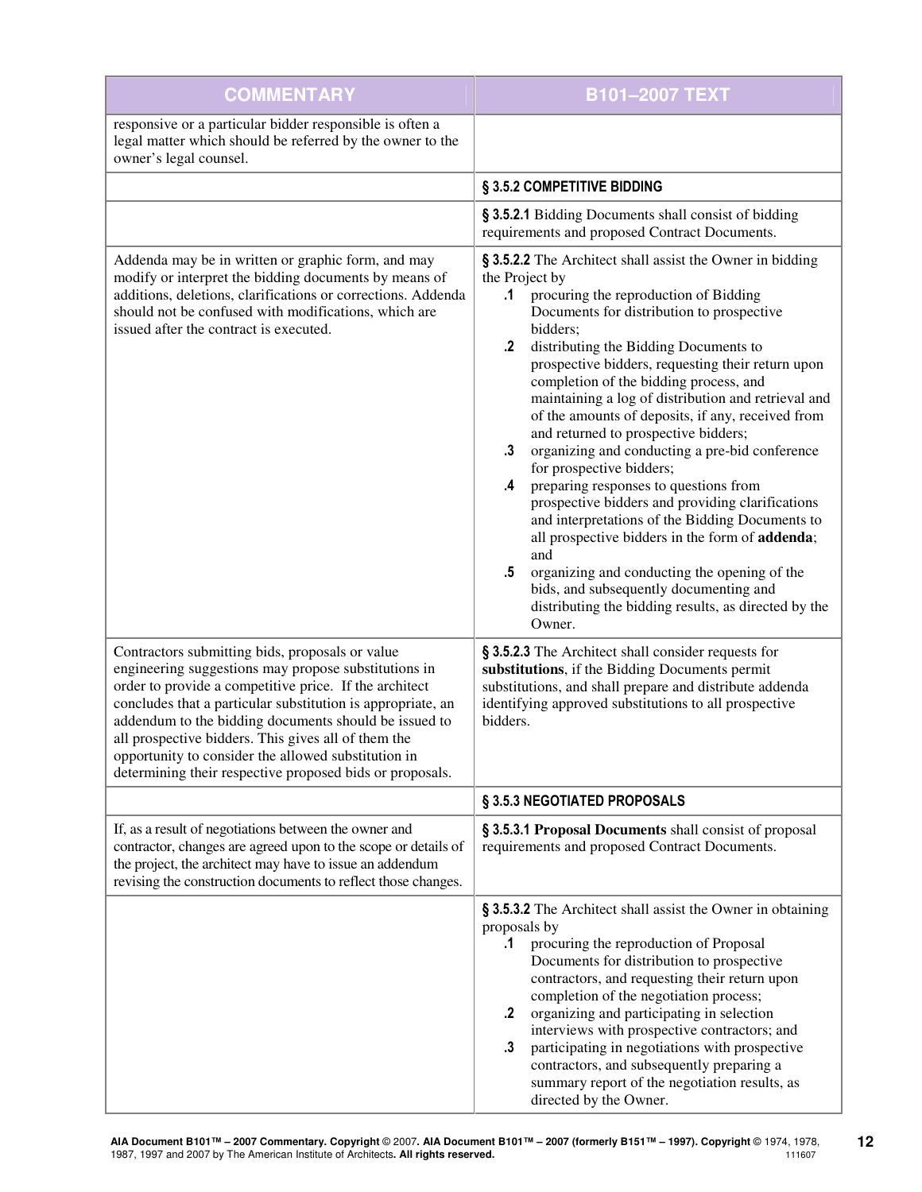| COMMENTARY | B101–2007 TEXT |
|---|---|
| responsive or a particular bidder responsible is often a legal matter which should be referred by the owner to the owner's legal counsel. | |
| | **§ 3.5.2 COMPETITIVE BIDDING** |
| | **§ 3.5.2.1** Bidding Documents shall consist of bidding requirements and proposed Contract Documents. |
| Addenda may be in written or graphic form, and may modify or interpret the bidding documents by means of additions, deletions, clarifications or corrections. Addenda should not be confused with modifications, which are issued after the contract is executed. | **§ 3.5.2.2** The Architect shall assist the Owner in bidding the Project by<br>**.1** procuring the reproduction of Bidding Documents for distribution to prospective bidders;<br>**.2** distributing the Bidding Documents to prospective bidders, requesting their return upon completion of the bidding process, and maintaining a log of distribution and retrieval and of the amounts of deposits, if any, received from and returned to prospective bidders;<br>**.3** organizing and conducting a pre-bid conference for prospective bidders;<br>**.4** preparing responses to questions from prospective bidders and providing clarifications and interpretations of the Bidding Documents to all prospective bidders in the form of **addenda**; and<br>**.5** organizing and conducting the opening of the bids, and subsequently documenting and distributing the bidding results, as directed by the Owner. |
| Contractors submitting bids, proposals or value engineering suggestions may propose substitutions in order to provide a competitive price. If the architect concludes that a particular substitution is appropriate, an addendum to the bidding documents should be issued to all prospective bidders. This gives all of them the opportunity to consider the allowed substitution in determining their respective proposed bids or proposals. | **§ 3.5.2.3** The Architect shall consider requests for **substitutions**, if the Bidding Documents permit substitutions, and shall prepare and distribute addenda identifying approved substitutions to all prospective bidders. |
| | **§ 3.5.3 NEGOTIATED PROPOSALS** |
| If, as a result of negotiations between the owner and contractor, changes are agreed upon to the scope or details of the project, the architect may have to issue an addendum revising the construction documents to reflect those changes. | **§ 3.5.3.1 Proposal Documents** shall consist of proposal requirements and proposed Contract Documents. |
| | **§ 3.5.3.2** The Architect shall assist the Owner in obtaining proposals by<br>**.1** procuring the reproduction of Proposal Documents for distribution to prospective contractors, and requesting their return upon completion of the negotiation process;<br>**.2** organizing and participating in selection interviews with prospective contractors; and<br>**.3** participating in negotiations with prospective contractors, and subsequently preparing a summary report of the negotiation results, as directed by the Owner. |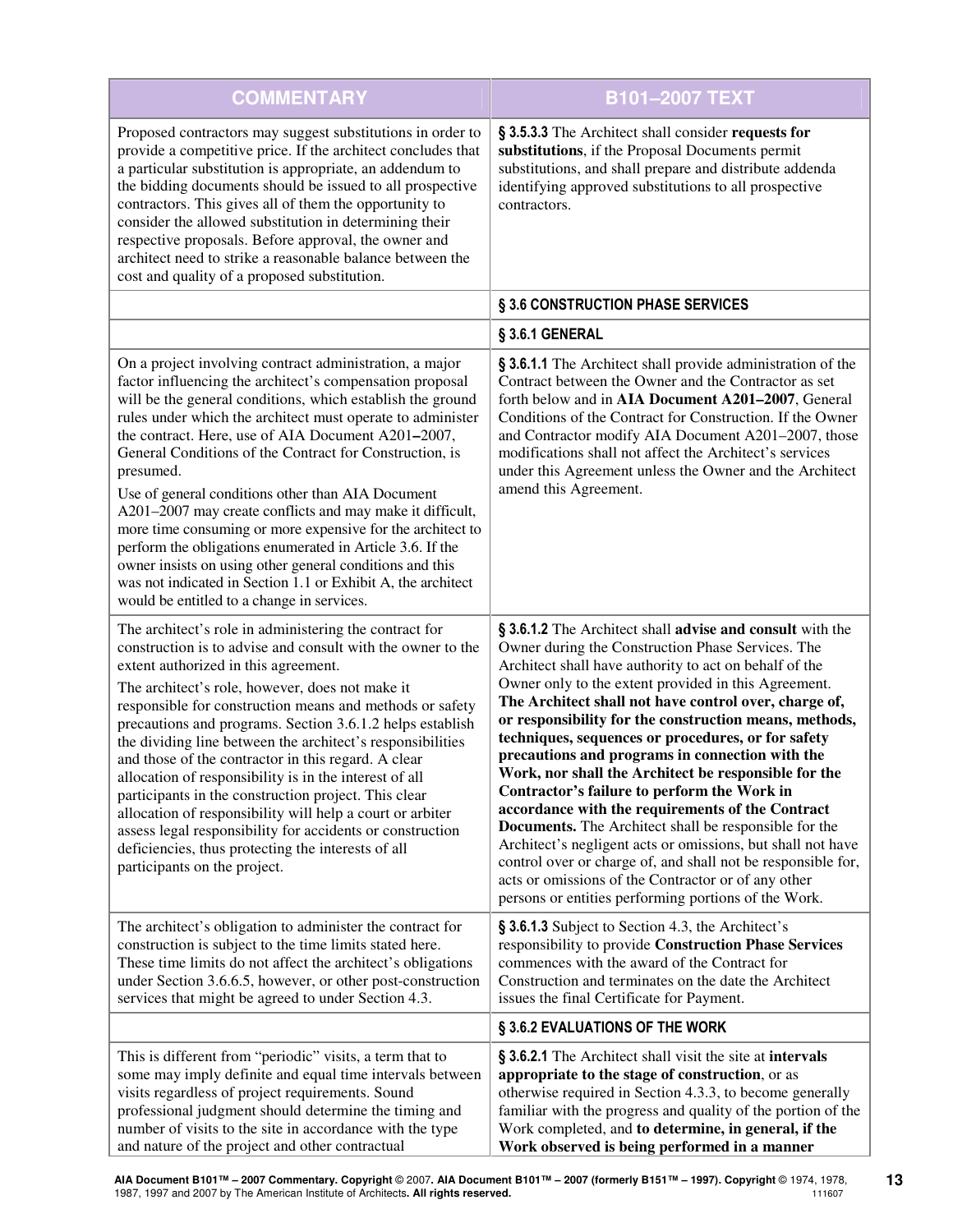| COMMENTARY | B101–2007 TEXT |
| --- | --- |
| Proposed contractors may suggest substitutions in order to provide a competitive price. If the architect concludes that a particular substitution is appropriate, an addendum to the bidding documents should be issued to all prospective contractors. This gives all of them the opportunity to consider the allowed substitution in determining their respective proposals. Before approval, the owner and architect need to strike a reasonable balance between the cost and quality of a proposed substitution. | **§ 3.5.3.3** The Architect shall consider **requests for substitutions**, if the Proposal Documents permit substitutions, and shall prepare and distribute addenda identifying approved substitutions to all prospective contractors. |
| | **§ 3.6 CONSTRUCTION PHASE SERVICES** |
| | **§ 3.6.1 GENERAL** |
| On a project involving contract administration, a major factor influencing the architect's compensation proposal will be the general conditions, which establish the ground rules under which the architect must operate to administer the contract. Here, use of AIA Document A201–2007, General Conditions of the Contract for Construction, is presumed. <br><br> Use of general conditions other than AIA Document A201–2007 may create conflicts and may make it difficult, more time consuming or more expensive for the architect to perform the obligations enumerated in Article 3.6. If the owner insists on using other general conditions and this was not indicated in Section 1.1 or Exhibit A, the architect would be entitled to a change in services. | **§ 3.6.1.1** The Architect shall provide administration of the Contract between the Owner and the Contractor as set forth below and in **AIA Document A201–2007**, General Conditions of the Contract for Construction. If the Owner and Contractor modify AIA Document A201–2007, those modifications shall not affect the Architect's services under this Agreement unless the Owner and the Architect amend this Agreement. |
| The architect's role in administering the contract for construction is to advise and consult with the owner to the extent authorized in this agreement. <br><br> The architect's role, however, does not make it responsible for construction means and methods or safety precautions and programs. Section 3.6.1.2 helps establish the dividing line between the architect's responsibilities and those of the contractor in this regard. A clear allocation of responsibility is in the interest of all participants in the construction project. This clear allocation of responsibility will help a court or arbiter assess legal responsibility for accidents or construction deficiencies, thus protecting the interests of all participants on the project. | **§ 3.6.1.2** The Architect shall **advise and consult** with the Owner during the Construction Phase Services. The Architect shall have authority to act on behalf of the Owner only to the extent provided in this Agreement. **The Architect shall not have control over, charge of, or responsibility for the construction means, methods, techniques, sequences or procedures, or for safety precautions and programs in connection with the Work, nor shall the Architect be responsible for the Contractor's failure to perform the Work in accordance with the requirements of the Contract Documents.** The Architect shall be responsible for the Architect's negligent acts or omissions, but shall not have control over or charge of, and shall not be responsible for, acts or omissions of the Contractor or of any other persons or entities performing portions of the Work. |
| The architect's obligation to administer the contract for construction is subject to the time limits stated here. These time limits do not affect the architect's obligations under Section 3.6.6.5, however, or other post-construction services that might be agreed to under Section 4.3. | **§ 3.6.1.3** Subject to Section 4.3, the Architect's responsibility to provide **Construction Phase Services** commences with the award of the Contract for Construction and terminates on the date the Architect issues the final Certificate for Payment. |
| | **§ 3.6.2 EVALUATIONS OF THE WORK** |
| This is different from "periodic" visits, a term that to some may imply definite and equal time intervals between visits regardless of project requirements. Sound professional judgment should determine the timing and number of visits to the site in accordance with the type and nature of the project and other contractual | **§ 3.6.2.1** The Architect shall visit the site at **intervals appropriate to the stage of construction**, or as otherwise required in Section 4.3.3, to become generally familiar with the progress and quality of the portion of the Work completed, and **to determine, in general, if the Work observed is being performed in a manner** |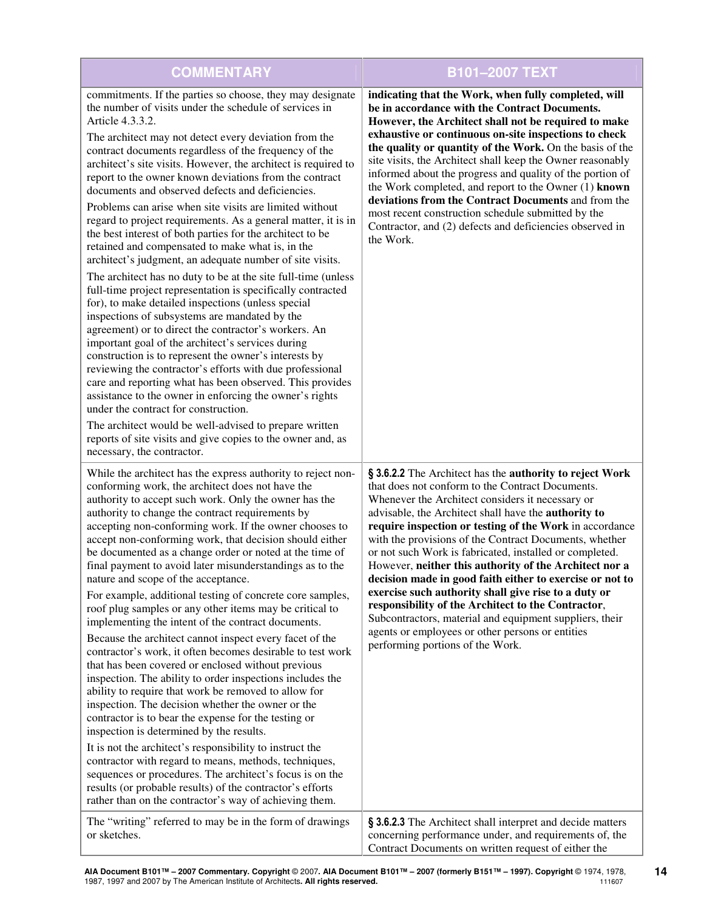| COMMENTARY | B101–2007 TEXT |
| --- | --- |
| commitments. If the parties so choose, they may designate the number of visits under the schedule of services in Article 4.3.3.2.<br><br>The architect may not detect every deviation from the contract documents regardless of the frequency of the architect's site visits. However, the architect is required to report to the owner known deviations from the contract documents and observed defects and deficiencies.<br><br>Problems can arise when site visits are limited without regard to project requirements. As a general matter, it is in the best interest of both parties for the architect to be retained and compensated to make what is, in the architect's judgment, an adequate number of site visits.<br><br>The architect has no duty to be at the site full-time (unless full-time project representation is specifically contracted for), to make detailed inspections (unless special inspections of subsystems are mandated by the agreement) or to direct the contractor's workers. An important goal of the architect's services during construction is to represent the owner's interests by reviewing the contractor's efforts with due professional care and reporting what has been observed. This provides assistance to the owner in enforcing the owner's rights under the contract for construction.<br><br>The architect would be well-advised to prepare written reports of site visits and give copies to the owner and, as necessary, the contractor. | **indicating that the Work, when fully completed, will be in accordance with the Contract Documents. However, the Architect shall not be required to make exhaustive or continuous on-site inspections to check the quality or quantity of the Work.** On the basis of the site visits, the Architect shall keep the Owner reasonably informed about the progress and quality of the portion of the Work completed, and report to the Owner (1) **known deviations from the Contract Documents** and from the most recent construction schedule submitted by the Contractor, and (2) defects and deficiencies observed in the Work. |
| While the architect has the express authority to reject non-conforming work, the architect does not have the authority to accept such work. Only the owner has the authority to change the contract requirements by accepting non-conforming work. If the owner chooses to accept non-conforming work, that decision should either be documented as a change order or noted at the time of final payment to avoid later misunderstandings as to the nature and scope of the acceptance.<br><br>For example, additional testing of concrete core samples, roof plug samples or any other items may be critical to implementing the intent of the contract documents.<br><br>Because the architect cannot inspect every facet of the contractor's work, it often becomes desirable to test work that has been covered or enclosed without previous inspection. The ability to order inspections includes the ability to require that work be removed to allow for inspection. The decision whether the owner or the contractor is to bear the expense for the testing or inspection is determined by the results.<br><br>It is not the architect's responsibility to instruct the contractor with regard to means, methods, techniques, sequences or procedures. The architect's focus is on the results (or probable results) of the contractor's efforts rather than on the contractor's way of achieving them. | **§ 3.6.2.2** The Architect has the **authority to reject Work** that does not conform to the Contract Documents. Whenever the Architect considers it necessary or advisable, the Architect shall have the **authority to require inspection or testing of the Work** in accordance with the provisions of the Contract Documents, whether or not such Work is fabricated, installed or completed. However, **neither this authority of the Architect nor a decision made in good faith either to exercise or not to exercise such authority shall give rise to a duty or responsibility of the Architect to the Contractor**, Subcontractors, material and equipment suppliers, their agents or employees or other persons or entities performing portions of the Work. |
| The "writing" referred to may be in the form of drawings or sketches. | **§ 3.6.2.3** The Architect shall interpret and decide matters concerning performance under, and requirements of, the Contract Documents on written request of either the |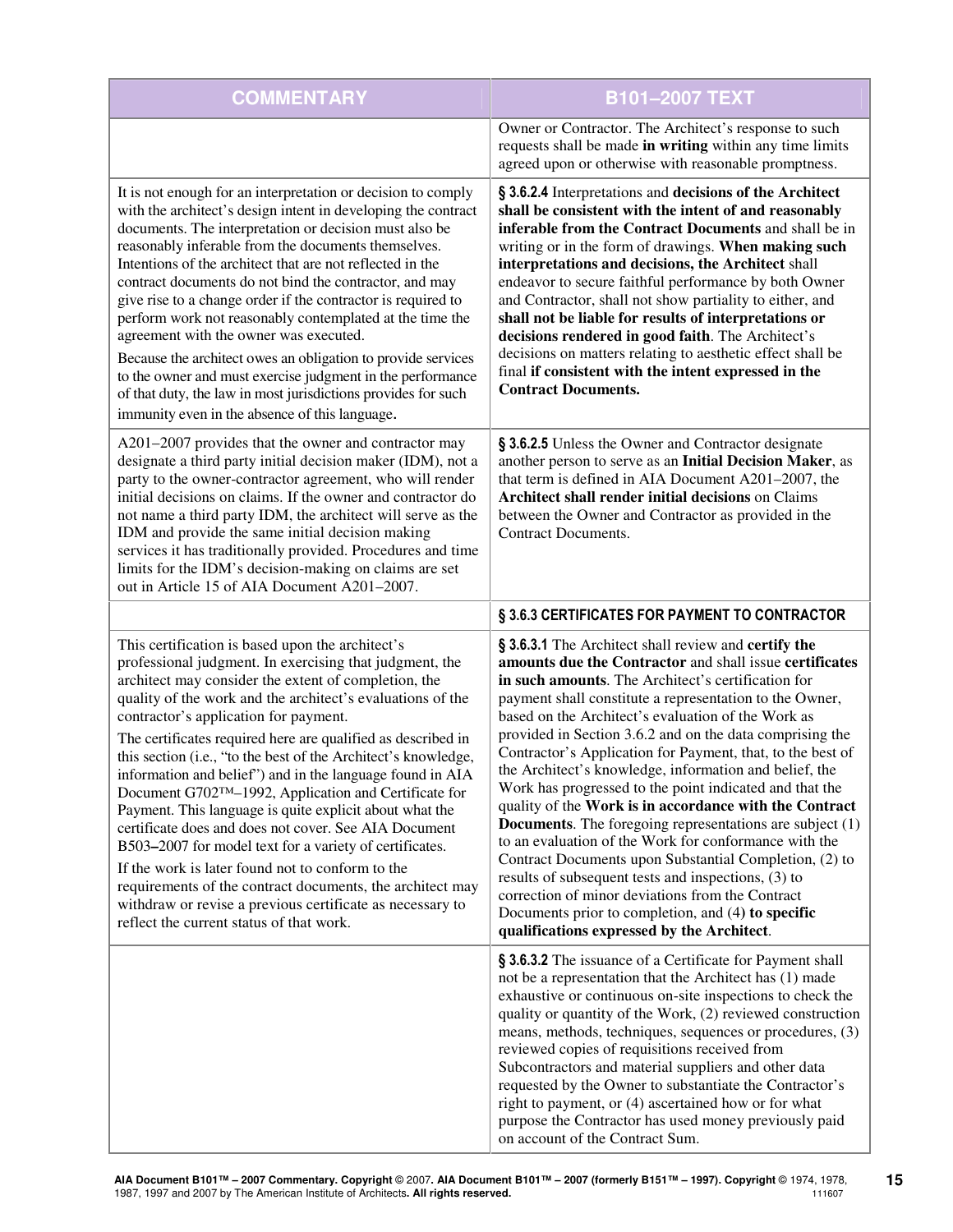| COMMENTARY | B101–2007 TEXT |
|---|---|
| | Owner or Contractor. The Architect's response to such requests shall be made **in writing** within any time limits agreed upon or otherwise with reasonable promptness. |
| It is not enough for an interpretation or decision to comply with the architect's design intent in developing the contract documents. The interpretation or decision must also be reasonably inferable from the documents themselves. Intentions of the architect that are not reflected in the contract documents do not bind the contractor, and may give rise to a change order if the contractor is required to perform work not reasonably contemplated at the time the agreement with the owner was executed.<br><br>Because the architect owes an obligation to provide services to the owner and must exercise judgment in the performance of that duty, the law in most jurisdictions provides for such immunity even in the absence of this language. | **§ 3.6.2.4** Interpretations and **decisions of the Architect shall be consistent with the intent of and reasonably inferable from the Contract Documents** and shall be in writing or in the form of drawings. **When making such interpretations and decisions, the Architect** shall endeavor to secure faithful performance by both Owner and Contractor, shall not show partiality to either, and **shall not be liable for results of interpretations or decisions rendered in good faith**. The Architect's decisions on matters relating to aesthetic effect shall be final **if consistent with the intent expressed in the Contract Documents.** |
| A201–2007 provides that the owner and contractor may designate a third party initial decision maker (IDM), not a party to the owner-contractor agreement, who will render initial decisions on claims. If the owner and contractor do not name a third party IDM, the architect will serve as the IDM and provide the same initial decision making services it has traditionally provided. Procedures and time limits for the IDM's decision-making on claims are set out in Article 15 of AIA Document A201–2007. | **§ 3.6.2.5** Unless the Owner and Contractor designate another person to serve as an **Initial Decision Maker**, as that term is defined in AIA Document A201–2007, the **Architect shall render initial decisions** on Claims between the Owner and Contractor as provided in the Contract Documents. |
| | **§ 3.6.3 CERTIFICATES FOR PAYMENT TO CONTRACTOR** |
| This certification is based upon the architect's professional judgment. In exercising that judgment, the architect may consider the extent of completion, the quality of the work and the architect's evaluations of the contractor's application for payment.<br><br>The certificates required here are qualified as described in this section (i.e., "to the best of the Architect's knowledge, information and belief") and in the language found in AIA Document G702™–1992, Application and Certificate for Payment. This language is quite explicit about what the certificate does and does not cover. See AIA Document B503–2007 for model text for a variety of certificates.<br><br>If the work is later found not to conform to the requirements of the contract documents, the architect may withdraw or revise a previous certificate as necessary to reflect the current status of that work. | **§ 3.6.3.1** The Architect shall review and **certify the amounts due the Contractor** and shall issue **certificates in such amounts**. The Architect's certification for payment shall constitute a representation to the Owner, based on the Architect's evaluation of the Work as provided in Section 3.6.2 and on the data comprising the Contractor's Application for Payment, that, to the best of the Architect's knowledge, information and belief, the Work has progressed to the point indicated and that the quality of the **Work is in accordance with the Contract Documents**. The foregoing representations are subject (1) to an evaluation of the Work for conformance with the Contract Documents upon Substantial Completion, (2) to results of subsequent tests and inspections, (3) to correction of minor deviations from the Contract Documents prior to completion, and (4) **to specific qualifications expressed by the Architect**. |
| | **§ 3.6.3.2** The issuance of a Certificate for Payment shall not be a representation that the Architect has (1) made exhaustive or continuous on-site inspections to check the quality or quantity of the Work, (2) reviewed construction means, methods, techniques, sequences or procedures, (3) reviewed copies of requisitions received from Subcontractors and material suppliers and other data requested by the Owner to substantiate the Contractor's right to payment, or (4) ascertained how or for what purpose the Contractor has used money previously paid on account of the Contract Sum. |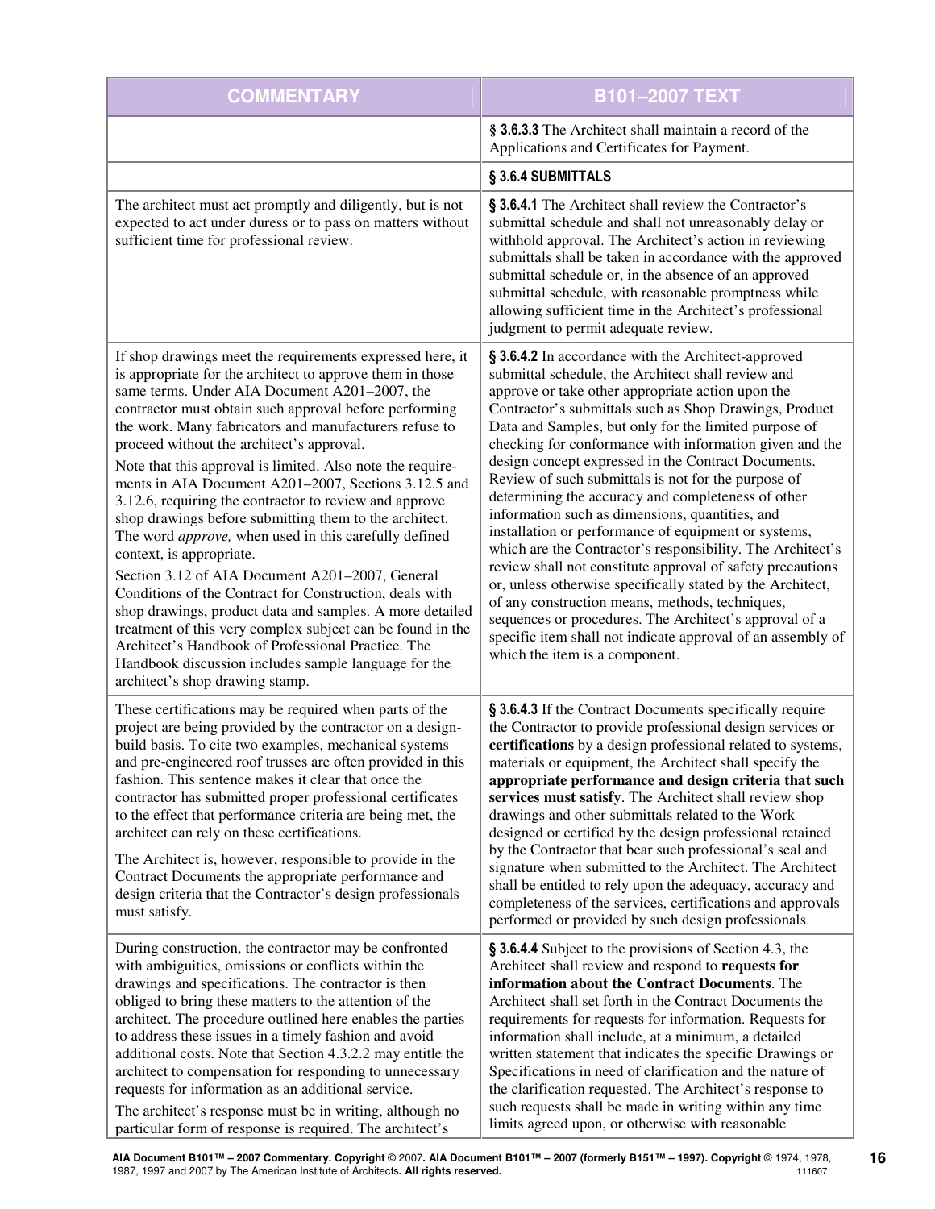| COMMENTARY | B101–2007 TEXT |
|---|---|
| | **§ 3.6.3.3** The Architect shall maintain a record of the Applications and Certificates for Payment. |
| | **§ 3.6.4 SUBMITTALS** |
| The architect must act promptly and diligently, but is not expected to act under duress or to pass on matters without sufficient time for professional review. | **§ 3.6.4.1** The Architect shall review the Contractor's submittal schedule and shall not unreasonably delay or withhold approval. The Architect's action in reviewing submittals shall be taken in accordance with the approved submittal schedule or, in the absence of an approved submittal schedule, with reasonable promptness while allowing sufficient time in the Architect's professional judgment to permit adequate review. |
| If shop drawings meet the requirements expressed here, it is appropriate for the architect to approve them in those same terms. Under AIA Document A201–2007, the contractor must obtain such approval before performing the work. Many fabricators and manufacturers refuse to proceed without the architect's approval.<br><br>Note that this approval is limited. Also note the requirements in AIA Document A201–2007, Sections 3.12.5 and 3.12.6, requiring the contractor to review and approve shop drawings before submitting them to the architect. The word *approve,* when used in this carefully defined context, is appropriate.<br><br>Section 3.12 of AIA Document A201–2007, General Conditions of the Contract for Construction, deals with shop drawings, product data and samples. A more detailed treatment of this very complex subject can be found in the Architect's Handbook of Professional Practice. The Handbook discussion includes sample language for the architect's shop drawing stamp. | **§ 3.6.4.2** In accordance with the Architect-approved submittal schedule, the Architect shall review and approve or take other appropriate action upon the Contractor's submittals such as Shop Drawings, Product Data and Samples, but only for the limited purpose of checking for conformance with information given and the design concept expressed in the Contract Documents. Review of such submittals is not for the purpose of determining the accuracy and completeness of other information such as dimensions, quantities, and installation or performance of equipment or systems, which are the Contractor's responsibility. The Architect's review shall not constitute approval of safety precautions or, unless otherwise specifically stated by the Architect, of any construction means, methods, techniques, sequences or procedures. The Architect's approval of a specific item shall not indicate approval of an assembly of which the item is a component. |
| These certifications may be required when parts of the project are being provided by the contractor on a design-build basis. To cite two examples, mechanical systems and pre-engineered roof trusses are often provided in this fashion. This sentence makes it clear that once the contractor has submitted proper professional certificates to the effect that performance criteria are being met, the architect can rely on these certifications.<br><br>The Architect is, however, responsible to provide in the Contract Documents the appropriate performance and design criteria that the Contractor's design professionals must satisfy. | **§ 3.6.4.3** If the Contract Documents specifically require the Contractor to provide professional design services or **certifications** by a design professional related to systems, materials or equipment, the Architect shall specify the **appropriate performance and design criteria that such services must satisfy**. The Architect shall review shop drawings and other submittals related to the Work designed or certified by the design professional retained by the Contractor that bear such professional's seal and signature when submitted to the Architect. The Architect shall be entitled to rely upon the adequacy, accuracy and completeness of the services, certifications and approvals performed or provided by such design professionals. |
| During construction, the contractor may be confronted with ambiguities, omissions or conflicts within the drawings and specifications. The contractor is then obliged to bring these matters to the attention of the architect. The procedure outlined here enables the parties to address these issues in a timely fashion and avoid additional costs. Note that Section 4.3.2.2 may entitle the architect to compensation for responding to unnecessary requests for information as an additional service.<br><br>The architect's response must be in writing, although no particular form of response is required. The architect's | **§ 3.6.4.4** Subject to the provisions of Section 4.3, the Architect shall review and respond to **requests for information about the Contract Documents**. The Architect shall set forth in the Contract Documents the requirements for requests for information. Requests for information shall include, at a minimum, a detailed written statement that indicates the specific Drawings or Specifications in need of clarification and the nature of the clarification requested. The Architect's response to such requests shall be made in writing within any time limits agreed upon, or otherwise with reasonable |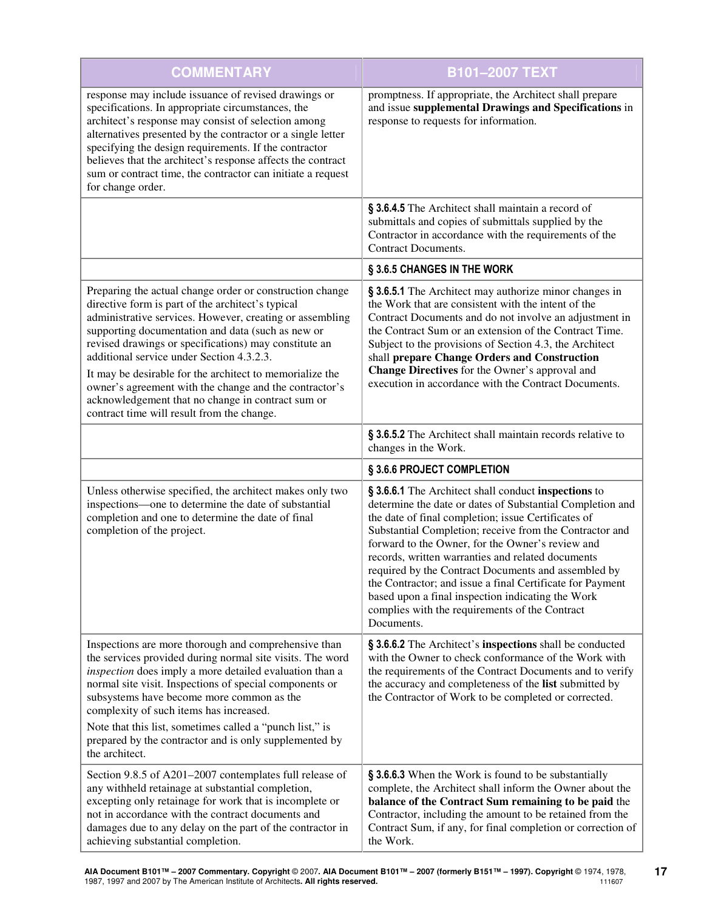| COMMENTARY | B101–2007 TEXT |
| --- | --- |
| response may include issuance of revised drawings or specifications. In appropriate circumstances, the architect's response may consist of selection among alternatives presented by the contractor or a single letter specifying the design requirements. If the contractor believes that the architect's response affects the contract sum or contract time, the contractor can initiate a request for change order. | promptness. If appropriate, the Architect shall prepare and issue **supplemental Drawings and Specifications** in response to requests for information. |
| | **§ 3.6.4.5** The Architect shall maintain a record of submittals and copies of submittals supplied by the Contractor in accordance with the requirements of the Contract Documents. |
| | **§ 3.6.5 CHANGES IN THE WORK** |
| Preparing the actual change order or construction change directive form is part of the architect's typical administrative services. However, creating or assembling supporting documentation and data (such as new or revised drawings or specifications) may constitute an additional service under Section 4.3.2.3.<br><br>It may be desirable for the architect to memorialize the owner's agreement with the change and the contractor's acknowledgement that no change in contract sum or contract time will result from the change. | **§ 3.6.5.1** The Architect may authorize minor changes in the Work that are consistent with the intent of the Contract Documents and do not involve an adjustment in the Contract Sum or an extension of the Contract Time. Subject to the provisions of Section 4.3, the Architect shall **prepare Change Orders and Construction Change Directives** for the Owner's approval and execution in accordance with the Contract Documents. |
| | **§ 3.6.5.2** The Architect shall maintain records relative to changes in the Work. |
| | **§ 3.6.6 PROJECT COMPLETION** |
| Unless otherwise specified, the architect makes only two inspections—one to determine the date of substantial completion and one to determine the date of final completion of the project. | **§ 3.6.6.1** The Architect shall conduct **inspections** to determine the date or dates of Substantial Completion and the date of final completion; issue Certificates of Substantial Completion; receive from the Contractor and forward to the Owner, for the Owner's review and records, written warranties and related documents required by the Contract Documents and assembled by the Contractor; and issue a final Certificate for Payment based upon a final inspection indicating the Work complies with the requirements of the Contract Documents. |
| Inspections are more thorough and comprehensive than the services provided during normal site visits. The word *inspection* does imply a more detailed evaluation than a normal site visit. Inspections of special components or subsystems have become more common as the complexity of such items has increased.<br><br>Note that this list, sometimes called a "punch list," is prepared by the contractor and is only supplemented by the architect. | **§ 3.6.6.2** The Architect's **inspections** shall be conducted with the Owner to check conformance of the Work with the requirements of the Contract Documents and to verify the accuracy and completeness of the **list** submitted by the Contractor of Work to be completed or corrected. |
| Section 9.8.5 of A201–2007 contemplates full release of any withheld retainage at substantial completion, excepting only retainage for work that is incomplete or not in accordance with the contract documents and damages due to any delay on the part of the contractor in achieving substantial completion. | **§ 3.6.6.3** When the Work is found to be substantially complete, the Architect shall inform the Owner about the **balance of the Contract Sum remaining to be paid** the Contractor, including the amount to be retained from the Contract Sum, if any, for final completion or correction of the Work. |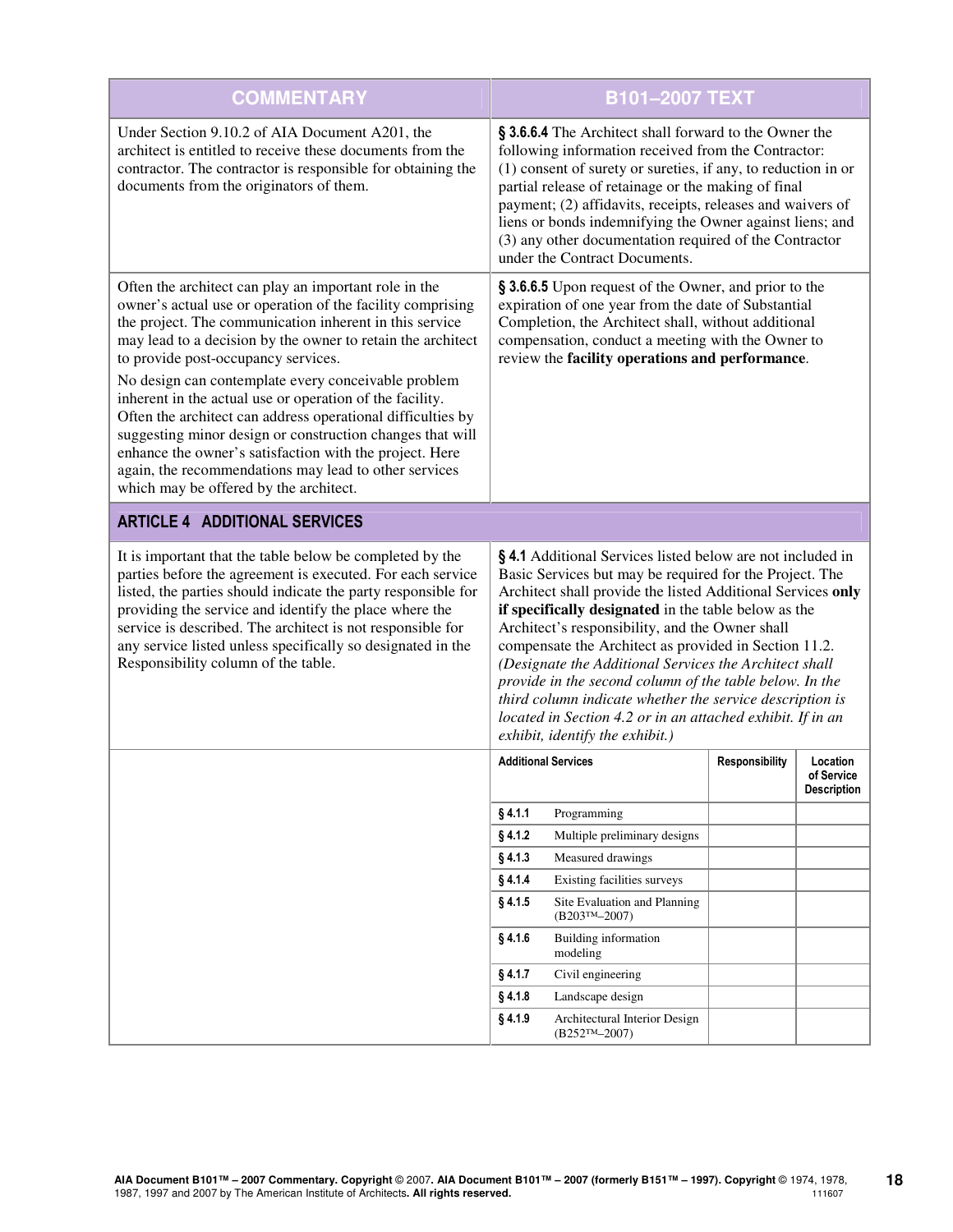| COMMENTARY | B101–2007 TEXT |
|---|---|
| Under Section 9.10.2 of AIA Document A201, the architect is entitled to receive these documents from the contractor. The contractor is responsible for obtaining the documents from the originators of them. | **§ 3.6.6.4** The Architect shall forward to the Owner the following information received from the Contractor: (1) consent of surety or sureties, if any, to reduction in or partial release of retainage or the making of final payment; (2) affidavits, receipts, releases and waivers of liens or bonds indemnifying the Owner against liens; and (3) any other documentation required of the Contractor under the Contract Documents. |
| Often the architect can play an important role in the owner's actual use or operation of the facility comprising the project. The communication inherent in this service may lead to a decision by the owner to retain the architect to provide post-occupancy services.<br><br>No design can contemplate every conceivable problem inherent in the actual use or operation of the facility. Often the architect can address operational difficulties by suggesting minor design or construction changes that will enhance the owner's satisfaction with the project. Here again, the recommendations may lead to other services which may be offered by the architect. | **§ 3.6.6.5** Upon request of the Owner, and prior to the expiration of one year from the date of Substantial Completion, the Architect shall, without additional compensation, conduct a meeting with the Owner to review the **facility operations and performance**. |

## ARTICLE 4 ADDITIONAL SERVICES

| COMMENTARY | B101–2007 TEXT |
|---|---|
| It is important that the table below be completed by the parties before the agreement is executed. For each service listed, the parties should indicate the party responsible for providing the service and identify the place where the service is described. The architect is not responsible for any service listed unless specifically so designated in the Responsibility column of the table. | **§ 4.1** Additional Services listed below are not included in Basic Services but may be required for the Project. The Architect shall provide the listed Additional Services **only if specifically designated** in the table below as the Architect's responsibility, and the Owner shall compensate the Architect as provided in Section 11.2. *(Designate the Additional Services the Architect shall provide in the second column of the table below. In the third column indicate whether the service description is located in Section 4.2 or in an attached exhibit. If in an exhibit, identify the exhibit.)* |

| Additional Services | | Responsibility | Location of Service Description |
|---|---|---|---|
| **§ 4.1.1** | Programming | | |
| **§ 4.1.2** | Multiple preliminary designs | | |
| **§ 4.1.3** | Measured drawings | | |
| **§ 4.1.4** | Existing facilities surveys | | |
| **§ 4.1.5** | Site Evaluation and Planning (B203™–2007) | | |
| **§ 4.1.6** | Building information modeling | | |
| **§ 4.1.7** | Civil engineering | | |
| **§ 4.1.8** | Landscape design | | |
| **§ 4.1.9** | Architectural Interior Design (B252™–2007) | | |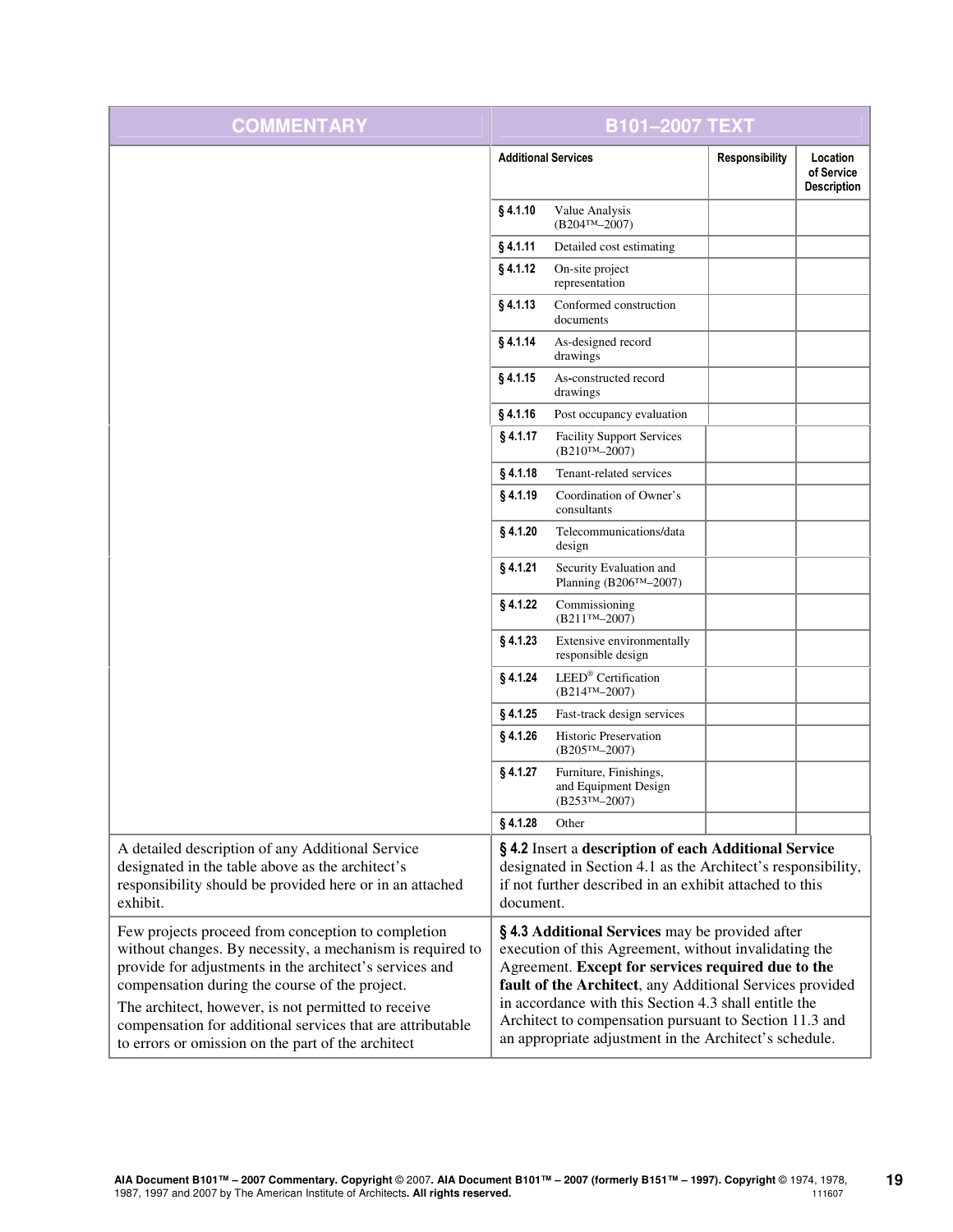| COMMENTARY | B101–2007 TEXT | | |
|---|---|---|---|
| | **Additional Services** | **Responsibility** | **Location of Service Description** |
| | **§ 4.1.10** Value Analysis (B204™–2007) | | |
| | **§ 4.1.11** Detailed cost estimating | | |
| | **§ 4.1.12** On-site project representation | | |
| | **§ 4.1.13** Conformed construction documents | | |
| | **§ 4.1.14** As-designed record drawings | | |
| | **§ 4.1.15** As-constructed record drawings | | |
| | **§ 4.1.16** Post occupancy evaluation | | |
| | **§ 4.1.17** Facility Support Services (B210™–2007) | | |
| | **§ 4.1.18** Tenant-related services | | |
| | **§ 4.1.19** Coordination of Owner's consultants | | |
| | **§ 4.1.20** Telecommunications/data design | | |
| | **§ 4.1.21** Security Evaluation and Planning (B206™–2007) | | |
| | **§ 4.1.22** Commissioning (B211™–2007) | | |
| | **§ 4.1.23** Extensive environmentally responsible design | | |
| | **§ 4.1.24** LEED® Certification (B214™–2007) | | |
| | **§ 4.1.25** Fast-track design services | | |
| | **§ 4.1.26** Historic Preservation (B205™–2007) | | |
| | **§ 4.1.27** Furniture, Finishings, and Equipment Design (B253™–2007) | | |
| | **§ 4.1.28** Other | | |
| A detailed description of any Additional Service designated in the table above as the architect's responsibility should be provided here or in an attached exhibit. | **§ 4.2** Insert a **description of each Additional Service** designated in Section 4.1 as the Architect's responsibility, if not further described in an exhibit attached to this document. | | |
| Few projects proceed from conception to completion without changes. By necessity, a mechanism is required to provide for adjustments in the architect's services and compensation during the course of the project.<br><br>The architect, however, is not permitted to receive compensation for additional services that are attributable to errors or omission on the part of the architect | **§ 4.3 Additional Services** may be provided after execution of this Agreement, without invalidating the Agreement. **Except for services required due to the fault of the Architect**, any Additional Services provided in accordance with this Section 4.3 shall entitle the Architect to compensation pursuant to Section 11.3 and an appropriate adjustment in the Architect's schedule. | | |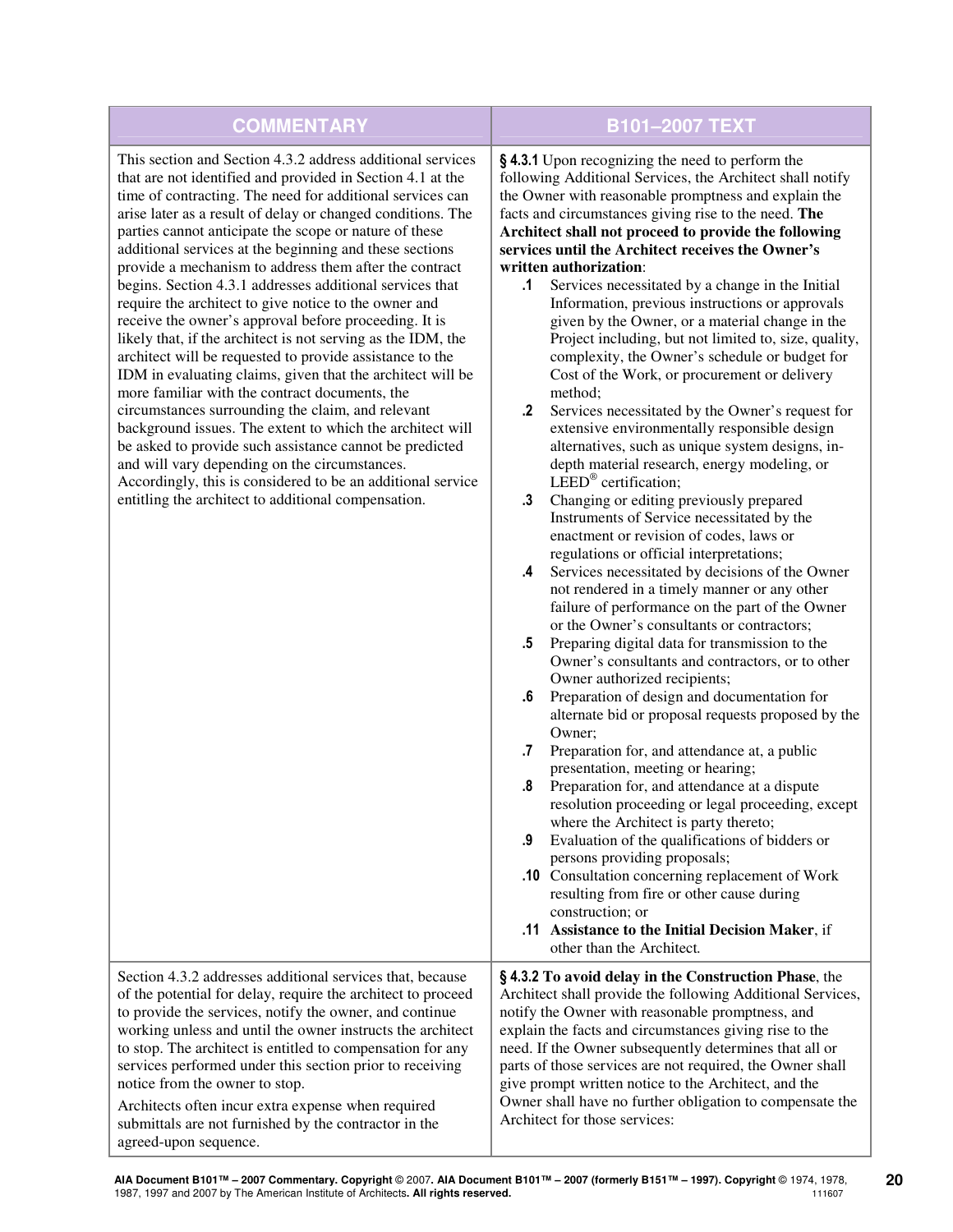| COMMENTARY | B101–2007 TEXT |
|---|---|
| This section and Section 4.3.2 address additional services that are not identified and provided in Section 4.1 at the time of contracting. The need for additional services can arise later as a result of delay or changed conditions. The parties cannot anticipate the scope or nature of these additional services at the beginning and these sections provide a mechanism to address them after the contract begins. Section 4.3.1 addresses additional services that require the architect to give notice to the owner and receive the owner's approval before proceeding. It is likely that, if the architect is not serving as the IDM, the architect will be requested to provide assistance to the IDM in evaluating claims, given that the architect will be more familiar with the contract documents, the circumstances surrounding the claim, and relevant background issues. The extent to which the architect will be asked to provide such assistance cannot be predicted and will vary depending on the circumstances. Accordingly, this is considered to be an additional service entitling the architect to additional compensation. | **§ 4.3.1** Upon recognizing the need to perform the following Additional Services, the Architect shall notify the Owner with reasonable promptness and explain the facts and circumstances giving rise to the need. **The Architect shall not proceed to provide the following services until the Architect receives the Owner's written authorization**:<br>**.1** Services necessitated by a change in the Initial Information, previous instructions or approvals given by the Owner, or a material change in the Project including, but not limited to, size, quality, complexity, the Owner's schedule or budget for Cost of the Work, or procurement or delivery method;<br>**.2** Services necessitated by the Owner's request for extensive environmentally responsible design alternatives, such as unique system designs, in-depth material research, energy modeling, or LEED® certification;<br>**.3** Changing or editing previously prepared Instruments of Service necessitated by the enactment or revision of codes, laws or regulations or official interpretations;<br>**.4** Services necessitated by decisions of the Owner not rendered in a timely manner or any other failure of performance on the part of the Owner or the Owner's consultants or contractors;<br>**.5** Preparing digital data for transmission to the Owner's consultants and contractors, or to other Owner authorized recipients;<br>**.6** Preparation of design and documentation for alternate bid or proposal requests proposed by the Owner;<br>**.7** Preparation for, and attendance at, a public presentation, meeting or hearing;<br>**.8** Preparation for, and attendance at a dispute resolution proceeding or legal proceeding, except where the Architect is party thereto;<br>**.9** Evaluation of the qualifications of bidders or persons providing proposals;<br>**.10** Consultation concerning replacement of Work resulting from fire or other cause during construction; or<br>**.11** **Assistance to the Initial Decision Maker**, if other than the Architect. |
| Section 4.3.2 addresses additional services that, because of the potential for delay, require the architect to proceed to provide the services, notify the owner, and continue working unless and until the owner instructs the architect to stop. The architect is entitled to compensation for any services performed under this section prior to receiving notice from the owner to stop.<br>Architects often incur extra expense when required submittals are not furnished by the contractor in the agreed-upon sequence. | **§ 4.3.2 To avoid delay in the Construction Phase**, the Architect shall provide the following Additional Services, notify the Owner with reasonable promptness, and explain the facts and circumstances giving rise to the need. If the Owner subsequently determines that all or parts of those services are not required, the Owner shall give prompt written notice to the Architect, and the Owner shall have no further obligation to compensate the Architect for those services: |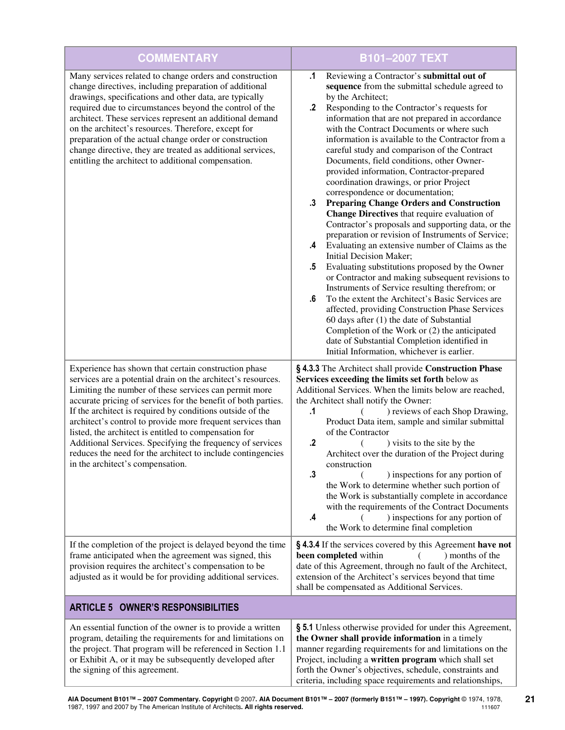| COMMENTARY | B101–2007 TEXT |
|---|---|
| Many services related to change orders and construction change directives, including preparation of additional drawings, specifications and other data, are typically required due to circumstances beyond the control of the architect. These services represent an additional demand on the architect's resources. Therefore, except for preparation of the actual change order or construction change directive, they are treated as additional services, entitling the architect to additional compensation. | **.1** Reviewing a Contractor's **submittal out of sequence** from the submittal schedule agreed to by the Architect;<br>**.2** Responding to the Contractor's requests for information that are not prepared in accordance with the Contract Documents or where such information is available to the Contractor from a careful study and comparison of the Contract Documents, field conditions, other Owner-provided information, Contractor-prepared coordination drawings, or prior Project correspondence or documentation;<br>**.3** **Preparing Change Orders and Construction Change Directives** that require evaluation of Contractor's proposals and supporting data, or the preparation or revision of Instruments of Service;<br>**.4** Evaluating an extensive number of Claims as the Initial Decision Maker;<br>**.5** Evaluating substitutions proposed by the Owner or Contractor and making subsequent revisions to Instruments of Service resulting therefrom; or<br>**.6** To the extent the Architect's Basic Services are affected, providing Construction Phase Services 60 days after (1) the date of Substantial Completion of the Work or (2) the anticipated date of Substantial Completion identified in Initial Information, whichever is earlier. |
| Experience has shown that certain construction phase services are a potential drain on the architect's resources. Limiting the number of these services can permit more accurate pricing of services for the benefit of both parties. If the architect is required by conditions outside of the architect's control to provide more frequent services than listed, the architect is entitled to compensation for Additional Services. Specifying the frequency of services reduces the need for the architect to include contingencies in the architect's compensation. | **§ 4.3.3** The Architect shall provide **Construction Phase Services exceeding the limits set forth** below as Additional Services. When the limits below are reached, the Architect shall notify the Owner:<br>**.1** ( ) reviews of each Shop Drawing, Product Data item, sample and similar submittal of the Contractor<br>**.2** ( ) visits to the site by the Architect over the duration of the Project during construction<br>**.3** ( ) inspections for any portion of the Work to determine whether such portion of the Work is substantially complete in accordance with the requirements of the Contract Documents<br>**.4** ( ) inspections for any portion of the Work to determine final completion |
| If the completion of the project is delayed beyond the time frame anticipated when the agreement was signed, this provision requires the architect's compensation to be adjusted as it would be for providing additional services. | **§ 4.3.4** If the services covered by this Agreement **have not been completed** within ( ) months of the date of this Agreement, through no fault of the Architect, extension of the Architect's services beyond that time shall be compensated as Additional Services. |
| **ARTICLE 5 OWNER'S RESPONSIBILITIES** | |
| An essential function of the owner is to provide a written program, detailing the requirements for and limitations on the project. That program will be referenced in Section 1.1 or Exhibit A, or it may be subsequently developed after the signing of this agreement. | **§ 5.1** Unless otherwise provided for under this Agreement, **the Owner shall provide information** in a timely manner regarding requirements for and limitations on the Project, including a **written program** which shall set forth the Owner's objectives, schedule, constraints and criteria, including space requirements and relationships, |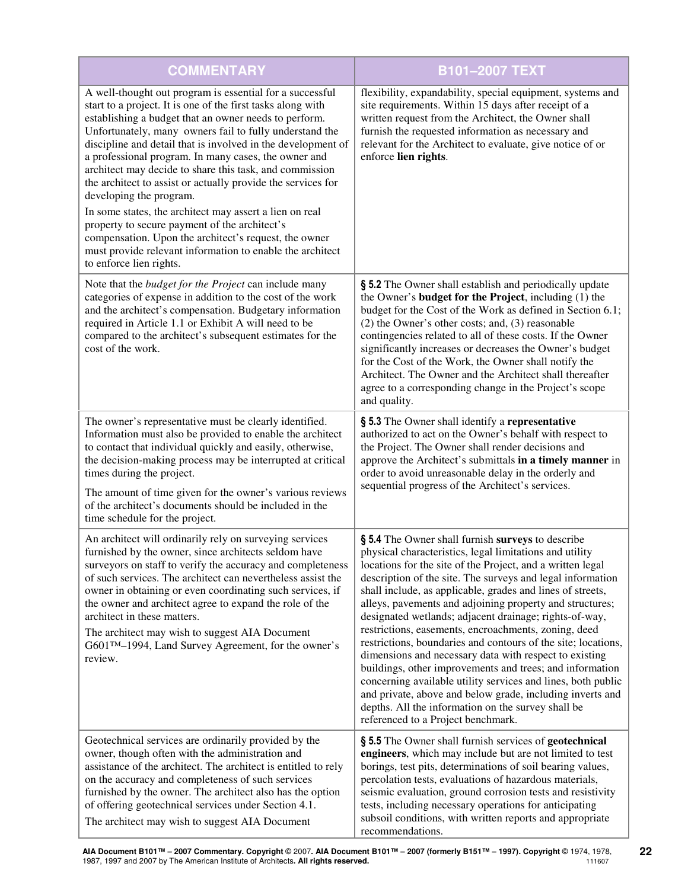| COMMENTARY | B101–2007 TEXT |
|---|---|
| A well-thought out program is essential for a successful start to a project. It is one of the first tasks along with establishing a budget that an owner needs to perform. Unfortunately, many owners fail to fully understand the discipline and detail that is involved in the development of a professional program. In many cases, the owner and architect may decide to share this task, and commission the architect to assist or actually provide the services for developing the program.<br><br>In some states, the architect may assert a lien on real property to secure payment of the architect's compensation. Upon the architect's request, the owner must provide relevant information to enable the architect to enforce lien rights. | flexibility, expandability, special equipment, systems and site requirements. Within 15 days after receipt of a written request from the Architect, the Owner shall furnish the requested information as necessary and relevant for the Architect to evaluate, give notice of or enforce **lien rights**. |
| Note that the *budget for the Project* can include many categories of expense in addition to the cost of the work and the architect's compensation. Budgetary information required in Article 1.1 or Exhibit A will need to be compared to the architect's subsequent estimates for the cost of the work. | **§ 5.2** The Owner shall establish and periodically update the Owner's **budget for the Project**, including (1) the budget for the Cost of the Work as defined in Section 6.1; (2) the Owner's other costs; and, (3) reasonable contingencies related to all of these costs. If the Owner significantly increases or decreases the Owner's budget for the Cost of the Work, the Owner shall notify the Architect. The Owner and the Architect shall thereafter agree to a corresponding change in the Project's scope and quality. |
| The owner's representative must be clearly identified. Information must also be provided to enable the architect to contact that individual quickly and easily, otherwise, the decision-making process may be interrupted at critical times during the project.<br><br>The amount of time given for the owner's various reviews of the architect's documents should be included in the time schedule for the project. | **§ 5.3** The Owner shall identify a **representative** authorized to act on the Owner's behalf with respect to the Project. The Owner shall render decisions and approve the Architect's submittals **in a timely manner** in order to avoid unreasonable delay in the orderly and sequential progress of the Architect's services. |
| An architect will ordinarily rely on surveying services furnished by the owner, since architects seldom have surveyors on staff to verify the accuracy and completeness of such services. The architect can nevertheless assist the owner in obtaining or even coordinating such services, if the owner and architect agree to expand the role of the architect in these matters.<br><br>The architect may wish to suggest AIA Document G601™–1994, Land Survey Agreement, for the owner's review. | **§ 5.4** The Owner shall furnish **surveys** to describe physical characteristics, legal limitations and utility locations for the site of the Project, and a written legal description of the site. The surveys and legal information shall include, as applicable, grades and lines of streets, alleys, pavements and adjoining property and structures; designated wetlands; adjacent drainage; rights-of-way, restrictions, easements, encroachments, zoning, deed restrictions, boundaries and contours of the site; locations, dimensions and necessary data with respect to existing buildings, other improvements and trees; and information concerning available utility services and lines, both public and private, above and below grade, including inverts and depths. All the information on the survey shall be referenced to a Project benchmark. |
| Geotechnical services are ordinarily provided by the owner, though often with the administration and assistance of the architect. The architect is entitled to rely on the accuracy and completeness of such services furnished by the owner. The architect also has the option of offering geotechnical services under Section 4.1.<br><br>The architect may wish to suggest AIA Document | **§ 5.5** The Owner shall furnish services of **geotechnical engineers**, which may include but are not limited to test borings, test pits, determinations of soil bearing values, percolation tests, evaluations of hazardous materials, seismic evaluation, ground corrosion tests and resistivity tests, including necessary operations for anticipating subsoil conditions, with written reports and appropriate recommendations. |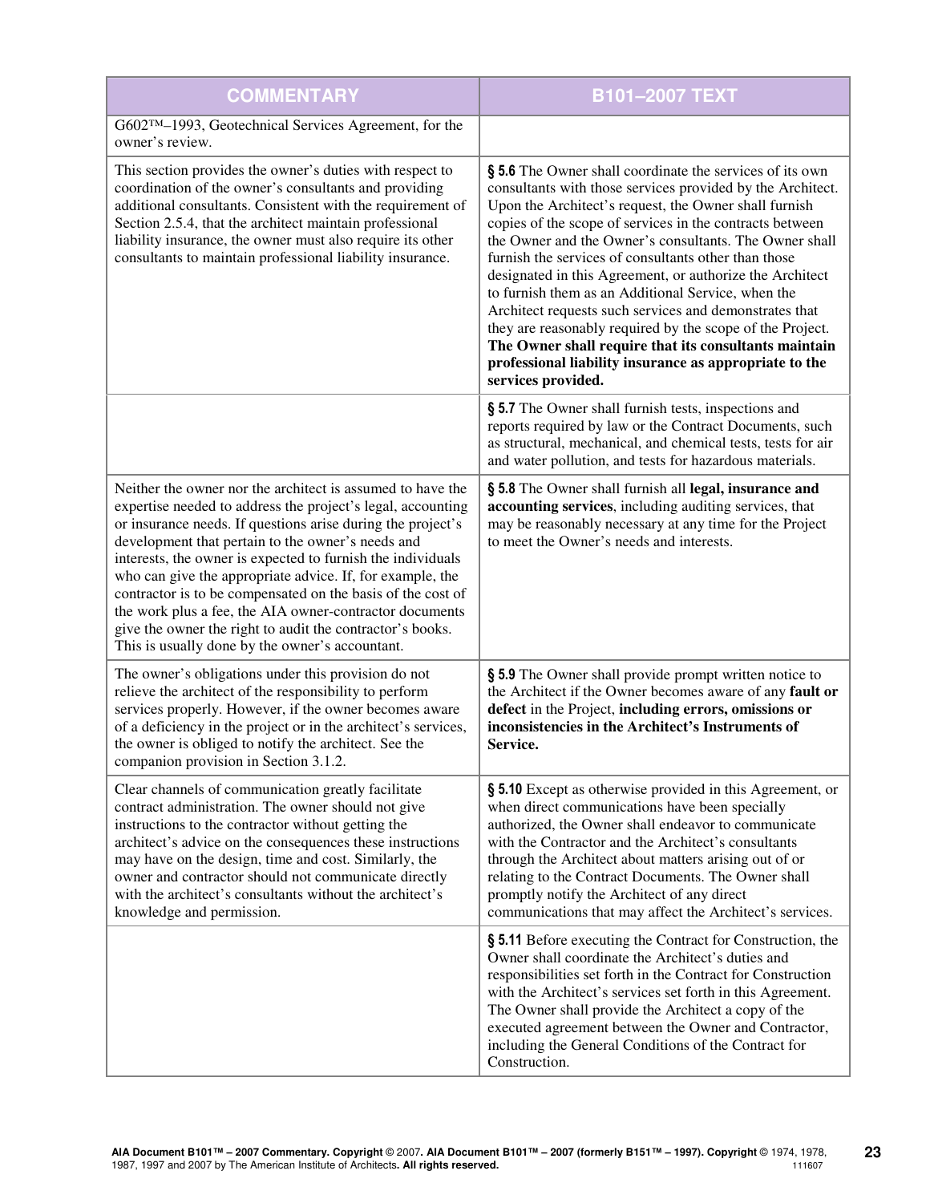| COMMENTARY | B101–2007 TEXT |
|---|---|
| G602™–1993, Geotechnical Services Agreement, for the owner's review. | |
| This section provides the owner's duties with respect to coordination of the owner's consultants and providing additional consultants. Consistent with the requirement of Section 2.5.4, that the architect maintain professional liability insurance, the owner must also require its other consultants to maintain professional liability insurance. | **§ 5.6** The Owner shall coordinate the services of its own consultants with those services provided by the Architect. Upon the Architect's request, the Owner shall furnish copies of the scope of services in the contracts between the Owner and the Owner's consultants. The Owner shall furnish the services of consultants other than those designated in this Agreement, or authorize the Architect to furnish them as an Additional Service, when the Architect requests such services and demonstrates that they are reasonably required by the scope of the Project. **The Owner shall require that its consultants maintain professional liability insurance as appropriate to the services provided.** |
| | **§ 5.7** The Owner shall furnish tests, inspections and reports required by law or the Contract Documents, such as structural, mechanical, and chemical tests, tests for air and water pollution, and tests for hazardous materials. |
| Neither the owner nor the architect is assumed to have the expertise needed to address the project's legal, accounting or insurance needs. If questions arise during the project's development that pertain to the owner's needs and interests, the owner is expected to furnish the individuals who can give the appropriate advice. If, for example, the contractor is to be compensated on the basis of the cost of the work plus a fee, the AIA owner-contractor documents give the owner the right to audit the contractor's books. This is usually done by the owner's accountant. | **§ 5.8** The Owner shall furnish all **legal, insurance and accounting services**, including auditing services, that may be reasonably necessary at any time for the Project to meet the Owner's needs and interests. |
| The owner's obligations under this provision do not relieve the architect of the responsibility to perform services properly. However, if the owner becomes aware of a deficiency in the project or in the architect's services, the owner is obliged to notify the architect. See the companion provision in Section 3.1.2. | **§ 5.9** The Owner shall provide prompt written notice to the Architect if the Owner becomes aware of any **fault or defect** in the Project, **including errors, omissions or inconsistencies in the Architect's Instruments of Service.** |
| Clear channels of communication greatly facilitate contract administration. The owner should not give instructions to the contractor without getting the architect's advice on the consequences these instructions may have on the design, time and cost. Similarly, the owner and contractor should not communicate directly with the architect's consultants without the architect's knowledge and permission. | **§ 5.10** Except as otherwise provided in this Agreement, or when direct communications have been specially authorized, the Owner shall endeavor to communicate with the Contractor and the Architect's consultants through the Architect about matters arising out of or relating to the Contract Documents. The Owner shall promptly notify the Architect of any direct communications that may affect the Architect's services. |
| | **§ 5.11** Before executing the Contract for Construction, the Owner shall coordinate the Architect's duties and responsibilities set forth in the Contract for Construction with the Architect's services set forth in this Agreement. The Owner shall provide the Architect a copy of the executed agreement between the Owner and Contractor, including the General Conditions of the Contract for Construction. |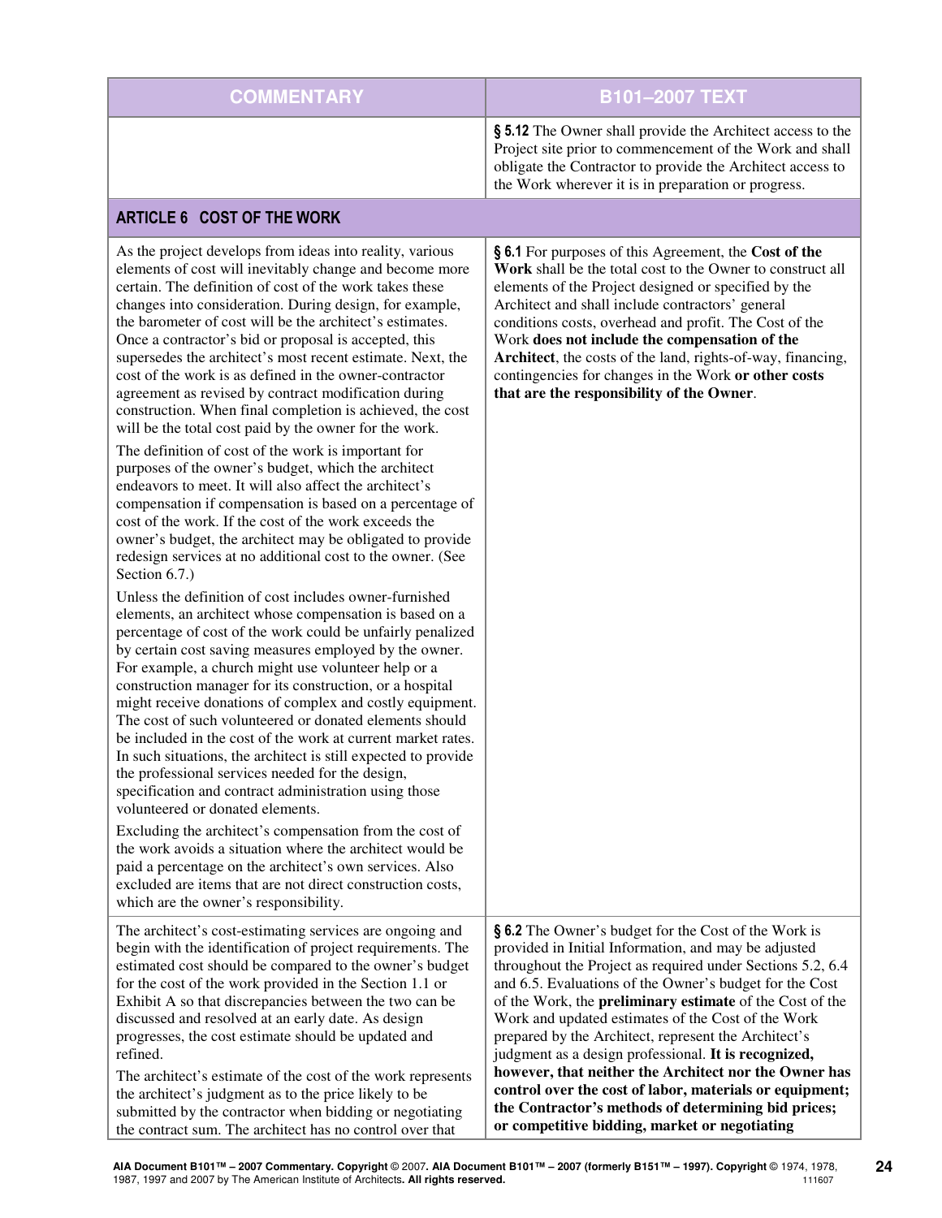| COMMENTARY | B101–2007 TEXT |
| --- | --- |
| | **§ 5.12** The Owner shall provide the Architect access to the Project site prior to commencement of the Work and shall obligate the Contractor to provide the Architect access to the Work wherever it is in preparation or progress. |

## ARTICLE 6 COST OF THE WORK

| COMMENTARY | B101–2007 TEXT |
| --- | --- |
| As the project develops from ideas into reality, various elements of cost will inevitably change and become more certain. The definition of cost of the work takes these changes into consideration. During design, for example, the barometer of cost will be the architect's estimates. Once a contractor's bid or proposal is accepted, this supersedes the architect's most recent estimate. Next, the cost of the work is as defined in the owner-contractor agreement as revised by contract modification during construction. When final completion is achieved, the cost will be the total cost paid by the owner for the work.<br><br>The definition of cost of the work is important for purposes of the owner's budget, which the architect endeavors to meet. It will also affect the architect's compensation if compensation is based on a percentage of cost of the work. If the cost of the work exceeds the owner's budget, the architect may be obligated to provide redesign services at no additional cost to the owner. (See Section 6.7.)<br><br>Unless the definition of cost includes owner-furnished elements, an architect whose compensation is based on a percentage of cost of the work could be unfairly penalized by certain cost saving measures employed by the owner. For example, a church might use volunteer help or a construction manager for its construction, or a hospital might receive donations of complex and costly equipment. The cost of such volunteered or donated elements should be included in the cost of the work at current market rates. In such situations, the architect is still expected to provide the professional services needed for the design, specification and contract administration using those volunteered or donated elements.<br><br>Excluding the architect's compensation from the cost of the work avoids a situation where the architect would be paid a percentage on the architect's own services. Also excluded are items that are not direct construction costs, which are the owner's responsibility. | **§ 6.1** For purposes of this Agreement, the **Cost of the Work** shall be the total cost to the Owner to construct all elements of the Project designed or specified by the Architect and shall include contractors' general conditions costs, overhead and profit. The Cost of the Work **does not include the compensation of the Architect**, the costs of the land, rights-of-way, financing, contingencies for changes in the Work **or other costs that are the responsibility of the Owner**. |
| The architect's cost-estimating services are ongoing and begin with the identification of project requirements. The estimated cost should be compared to the owner's budget for the cost of the work provided in the Section 1.1 or Exhibit A so that discrepancies between the two can be discussed and resolved at an early date. As design progresses, the cost estimate should be updated and refined.<br><br>The architect's estimate of the cost of the work represents the architect's judgment as to the price likely to be submitted by the contractor when bidding or negotiating the contract sum. The architect has no control over that | **§ 6.2** The Owner's budget for the Cost of the Work is provided in Initial Information, and may be adjusted throughout the Project as required under Sections 5.2, 6.4 and 6.5. Evaluations of the Owner's budget for the Cost of the Work, the **preliminary estimate** of the Cost of the Work and updated estimates of the Cost of the Work prepared by the Architect, represent the Architect's judgment as a design professional. **It is recognized, however, that neither the Architect nor the Owner has control over the cost of labor, materials or equipment; the Contractor's methods of determining bid prices; or competitive bidding, market or negotiating** |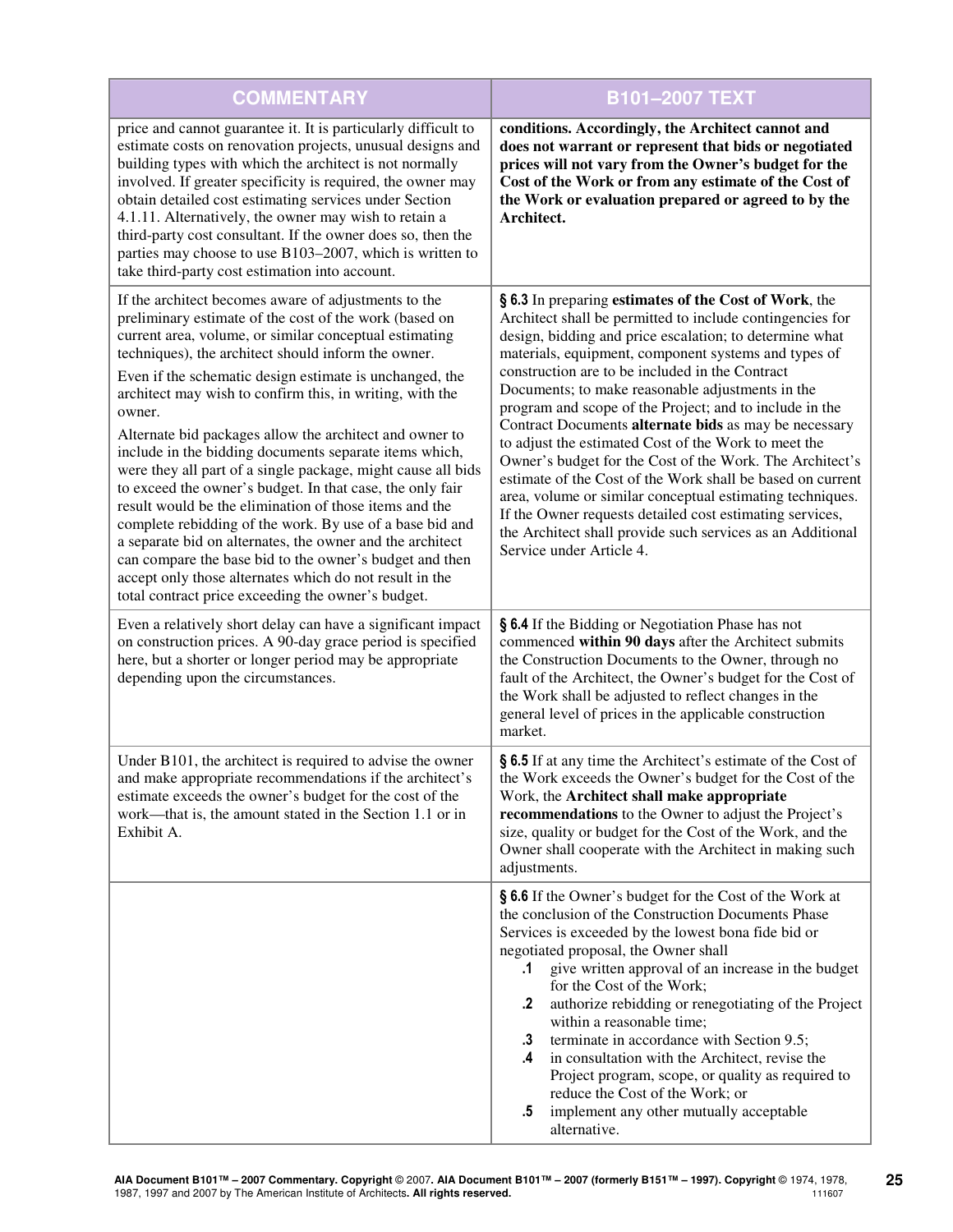| COMMENTARY | B101–2007 TEXT |
|---|---|
| price and cannot guarantee it. It is particularly difficult to estimate costs on renovation projects, unusual designs and building types with which the architect is not normally involved. If greater specificity is required, the owner may obtain detailed cost estimating services under Section 4.1.11. Alternatively, the owner may wish to retain a third-party cost consultant. If the owner does so, then the parties may choose to use B103–2007, which is written to take third-party cost estimation into account. | **conditions. Accordingly, the Architect cannot and does not warrant or represent that bids or negotiated prices will not vary from the Owner's budget for the Cost of the Work or from any estimate of the Cost of the Work or evaluation prepared or agreed to by the Architect.** |
| If the architect becomes aware of adjustments to the preliminary estimate of the cost of the work (based on current area, volume, or similar conceptual estimating techniques), the architect should inform the owner. Even if the schematic design estimate is unchanged, the architect may wish to confirm this, in writing, with the owner. Alternate bid packages allow the architect and owner to include in the bidding documents separate items which, were they all part of a single package, might cause all bids to exceed the owner's budget. In that case, the only fair result would be the elimination of those items and the complete rebidding of the work. By use of a base bid and a separate bid on alternates, the owner and the architect can compare the base bid to the owner's budget and then accept only those alternates which do not result in the total contract price exceeding the owner's budget. | **§ 6.3** In preparing **estimates of the Cost of Work**, the Architect shall be permitted to include contingencies for design, bidding and price escalation; to determine what materials, equipment, component systems and types of construction are to be included in the Contract Documents; to make reasonable adjustments in the program and scope of the Project; and to include in the Contract Documents **alternate bids** as may be necessary to adjust the estimated Cost of the Work to meet the Owner's budget for the Cost of the Work. The Architect's estimate of the Cost of the Work shall be based on current area, volume or similar conceptual estimating techniques. If the Owner requests detailed cost estimating services, the Architect shall provide such services as an Additional Service under Article 4. |
| Even a relatively short delay can have a significant impact on construction prices. A 90-day grace period is specified here, but a shorter or longer period may be appropriate depending upon the circumstances. | **§ 6.4** If the Bidding or Negotiation Phase has not commenced **within 90 days** after the Architect submits the Construction Documents to the Owner, through no fault of the Architect, the Owner's budget for the Cost of the Work shall be adjusted to reflect changes in the general level of prices in the applicable construction market. |
| Under B101, the architect is required to advise the owner and make appropriate recommendations if the architect's estimate exceeds the owner's budget for the cost of the work—that is, the amount stated in the Section 1.1 or in Exhibit A. | **§ 6.5** If at any time the Architect's estimate of the Cost of the Work exceeds the Owner's budget for the Cost of the Work, the **Architect shall make appropriate recommendations** to the Owner to adjust the Project's size, quality or budget for the Cost of the Work, and the Owner shall cooperate with the Architect in making such adjustments. |
| | **§ 6.6** If the Owner's budget for the Cost of the Work at the conclusion of the Construction Documents Phase Services is exceeded by the lowest bona fide bid or negotiated proposal, the Owner shall<br>**.1** give written approval of an increase in the budget for the Cost of the Work;<br>**.2** authorize rebidding or renegotiating of the Project within a reasonable time;<br>**.3** terminate in accordance with Section 9.5;<br>**.4** in consultation with the Architect, revise the Project program, scope, or quality as required to reduce the Cost of the Work; or<br>**.5** implement any other mutually acceptable alternative. |

**AIA Document B101™ – 2007 Commentary. Copyright** © 2007. **AIA Document B101™ – 2007 (formerly B151™ – 1997). Copyright** © 1974, 1978, 1987, 1997 and 2007 by The American Institute of Architects. **All rights reserved.** 111607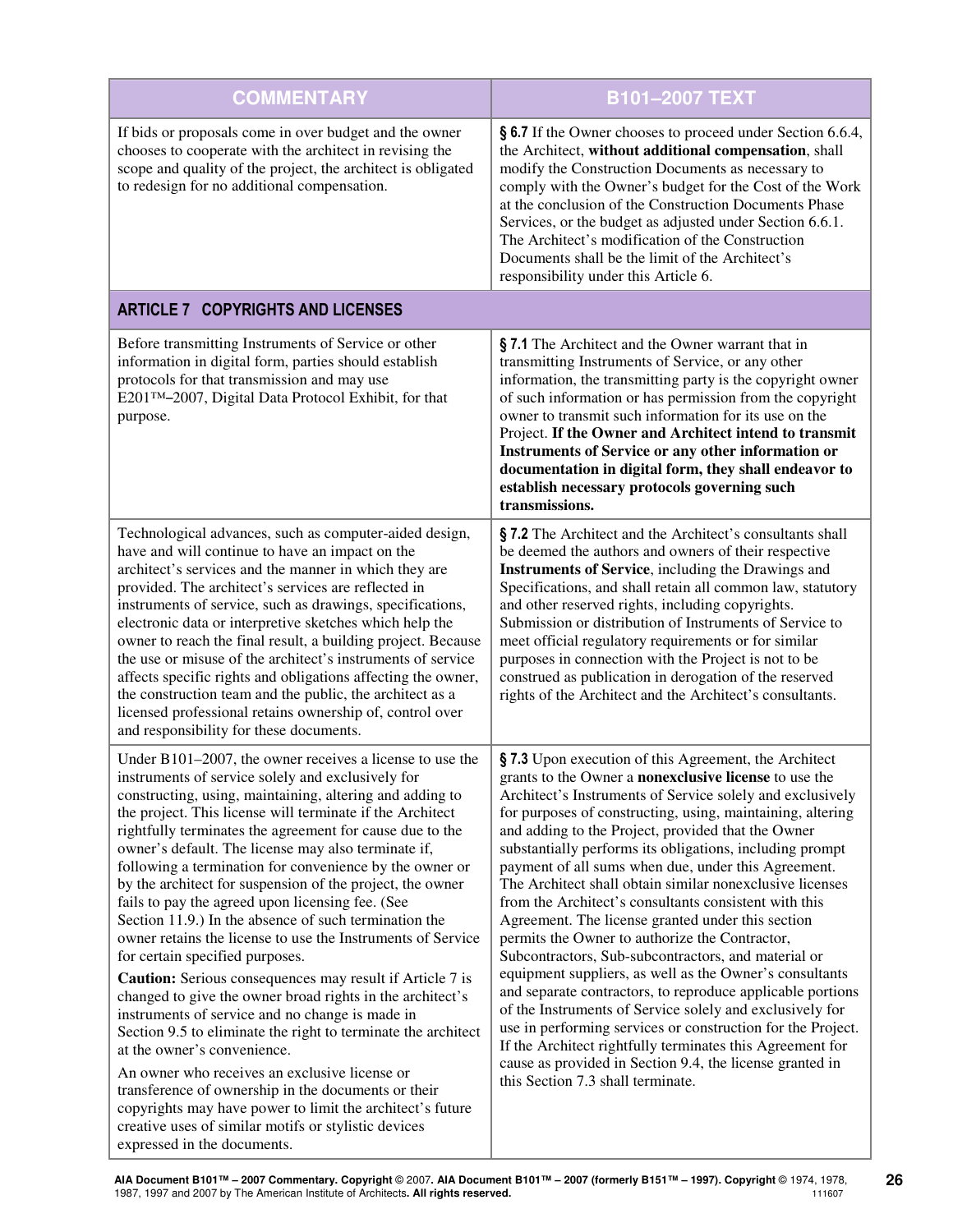| COMMENTARY | B101–2007 TEXT |
|---|---|
| If bids or proposals come in over budget and the owner chooses to cooperate with the architect in revising the scope and quality of the project, the architect is obligated to redesign for no additional compensation. | **§ 6.7** If the Owner chooses to proceed under Section 6.6.4, the Architect, **without additional compensation**, shall modify the Construction Documents as necessary to comply with the Owner's budget for the Cost of the Work at the conclusion of the Construction Documents Phase Services, or the budget as adjusted under Section 6.6.1. The Architect's modification of the Construction Documents shall be the limit of the Architect's responsibility under this Article 6. |
| **ARTICLE 7 COPYRIGHTS AND LICENSES** | |
| Before transmitting Instruments of Service or other information in digital form, parties should establish protocols for that transmission and may use E201™–2007, Digital Data Protocol Exhibit, for that purpose. | **§ 7.1** The Architect and the Owner warrant that in transmitting Instruments of Service, or any other information, the transmitting party is the copyright owner of such information or has permission from the copyright owner to transmit such information for its use on the Project. **If the Owner and Architect intend to transmit Instruments of Service or any other information or documentation in digital form, they shall endeavor to establish necessary protocols governing such transmissions.** |
| Technological advances, such as computer-aided design, have and will continue to have an impact on the architect's services and the manner in which they are provided. The architect's services are reflected in instruments of service, such as drawings, specifications, electronic data or interpretive sketches which help the owner to reach the final result, a building project. Because the use or misuse of the architect's instruments of service affects specific rights and obligations affecting the owner, the construction team and the public, the architect as a licensed professional retains ownership of, control over and responsibility for these documents. | **§ 7.2** The Architect and the Architect's consultants shall be deemed the authors and owners of their respective **Instruments of Service**, including the Drawings and Specifications, and shall retain all common law, statutory and other reserved rights, including copyrights. Submission or distribution of Instruments of Service to meet official regulatory requirements or for similar purposes in connection with the Project is not to be construed as publication in derogation of the reserved rights of the Architect and the Architect's consultants. |
| Under B101–2007, the owner receives a license to use the instruments of service solely and exclusively for constructing, using, maintaining, altering and adding to the project. This license will terminate if the Architect rightfully terminates the agreement for cause due to the owner's default. The license may also terminate if, following a termination for convenience by the owner or by the architect for suspension of the project, the owner fails to pay the agreed upon licensing fee. (See Section 11.9.) In the absence of such termination the owner retains the license to use the Instruments of Service for certain specified purposes.<br><br>**Caution:** Serious consequences may result if Article 7 is changed to give the owner broad rights in the architect's instruments of service and no change is made in Section 9.5 to eliminate the right to terminate the architect at the owner's convenience.<br><br>An owner who receives an exclusive license or transference of ownership in the documents or their copyrights may have power to limit the architect's future creative uses of similar motifs or stylistic devices expressed in the documents. | **§ 7.3** Upon execution of this Agreement, the Architect grants to the Owner a **nonexclusive license** to use the Architect's Instruments of Service solely and exclusively for purposes of constructing, using, maintaining, altering and adding to the Project, provided that the Owner substantially performs its obligations, including prompt payment of all sums when due, under this Agreement. The Architect shall obtain similar nonexclusive licenses from the Architect's consultants consistent with this Agreement. The license granted under this section permits the Owner to authorize the Contractor, Subcontractors, Sub-subcontractors, and material or equipment suppliers, as well as the Owner's consultants and separate contractors, to reproduce applicable portions of the Instruments of Service solely and exclusively for use in performing services or construction for the Project. If the Architect rightfully terminates this Agreement for cause as provided in Section 9.4, the license granted in this Section 7.3 shall terminate. |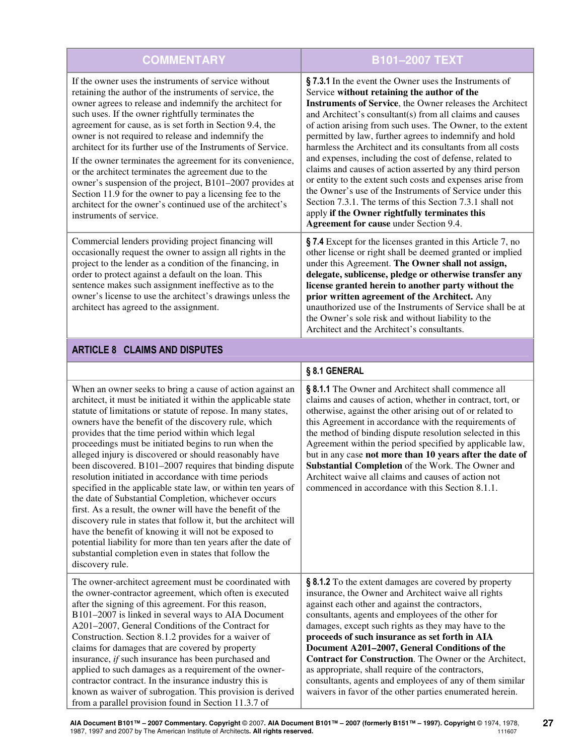| COMMENTARY | B101–2007 TEXT |
|---|---|
| If the owner uses the instruments of service without retaining the author of the instruments of service, the owner agrees to release and indemnify the architect for such uses. If the owner rightfully terminates the agreement for cause, as is set forth in Section 9.4, the owner is not required to release and indemnify the architect for its further use of the Instruments of Service. If the owner terminates the agreement for its convenience, or the architect terminates the agreement due to the owner's suspension of the project, B101–2007 provides at Section 11.9 for the owner to pay a licensing fee to the architect for the owner's continued use of the architect's instruments of service. | **§ 7.3.1** In the event the Owner uses the Instruments of Service **without retaining the author of the Instruments of Service**, the Owner releases the Architect and Architect's consultant(s) from all claims and causes of action arising from such uses. The Owner, to the extent permitted by law, further agrees to indemnify and hold harmless the Architect and its consultants from all costs and expenses, including the cost of defense, related to claims and causes of action asserted by any third person or entity to the extent such costs and expenses arise from the Owner's use of the Instruments of Service under this Section 7.3.1. The terms of this Section 7.3.1 shall not apply **if the Owner rightfully terminates this Agreement for cause** under Section 9.4. |
| Commercial lenders providing project financing will occasionally request the owner to assign all rights in the project to the lender as a condition of the financing, in order to protect against a default on the loan. This sentence makes such assignment ineffective as to the owner's license to use the architect's drawings unless the architect has agreed to the assignment. | **§ 7.4** Except for the licenses granted in this Article 7, no other license or right shall be deemed granted or implied under this Agreement. **The Owner shall not assign, delegate, sublicense, pledge or otherwise transfer any license granted herein to another party without the prior written agreement of the Architect.** Any unauthorized use of the Instruments of Service shall be at the Owner's sole risk and without liability to the Architect and the Architect's consultants. |
| **ARTICLE 8 CLAIMS AND DISPUTES** | |
| | **§ 8.1 GENERAL** |
| When an owner seeks to bring a cause of action against an architect, it must be initiated it within the applicable state statute of limitations or statute of repose. In many states, owners have the benefit of the discovery rule, which provides that the time period within which legal proceedings must be initiated begins to run when the alleged injury is discovered or should reasonably have been discovered. B101–2007 requires that binding dispute resolution initiated in accordance with time periods specified in the applicable state law, or within ten years of the date of Substantial Completion, whichever occurs first. As a result, the owner will have the benefit of the discovery rule in states that follow it, but the architect will have the benefit of knowing it will not be exposed to potential liability for more than ten years after the date of substantial completion even in states that follow the discovery rule. | **§ 8.1.1** The Owner and Architect shall commence all claims and causes of action, whether in contract, tort, or otherwise, against the other arising out of or related to this Agreement in accordance with the requirements of the method of binding dispute resolution selected in this Agreement within the period specified by applicable law, but in any case **not more than 10 years after the date of Substantial Completion** of the Work. The Owner and Architect waive all claims and causes of action not commenced in accordance with this Section 8.1.1. |
| The owner-architect agreement must be coordinated with the owner-contractor agreement, which often is executed after the signing of this agreement. For this reason, B101–2007 is linked in several ways to AIA Document A201–2007, General Conditions of the Contract for Construction. Section 8.1.2 provides for a waiver of claims for damages that are covered by property insurance, *if* such insurance has been purchased and applied to such damages as a requirement of the owner-contractor contract. In the insurance industry this is known as waiver of subrogation. This provision is derived from a parallel provision found in Section 11.3.7 of | **§ 8.1.2** To the extent damages are covered by property insurance, the Owner and Architect waive all rights against each other and against the contractors, consultants, agents and employees of the other for damages, except such rights as they may have to the **proceeds of such insurance as set forth in AIA Document A201–2007, General Conditions of the Contract for Construction**. The Owner or the Architect, as appropriate, shall require of the contractors, consultants, agents and employees of any of them similar waivers in favor of the other parties enumerated herein. |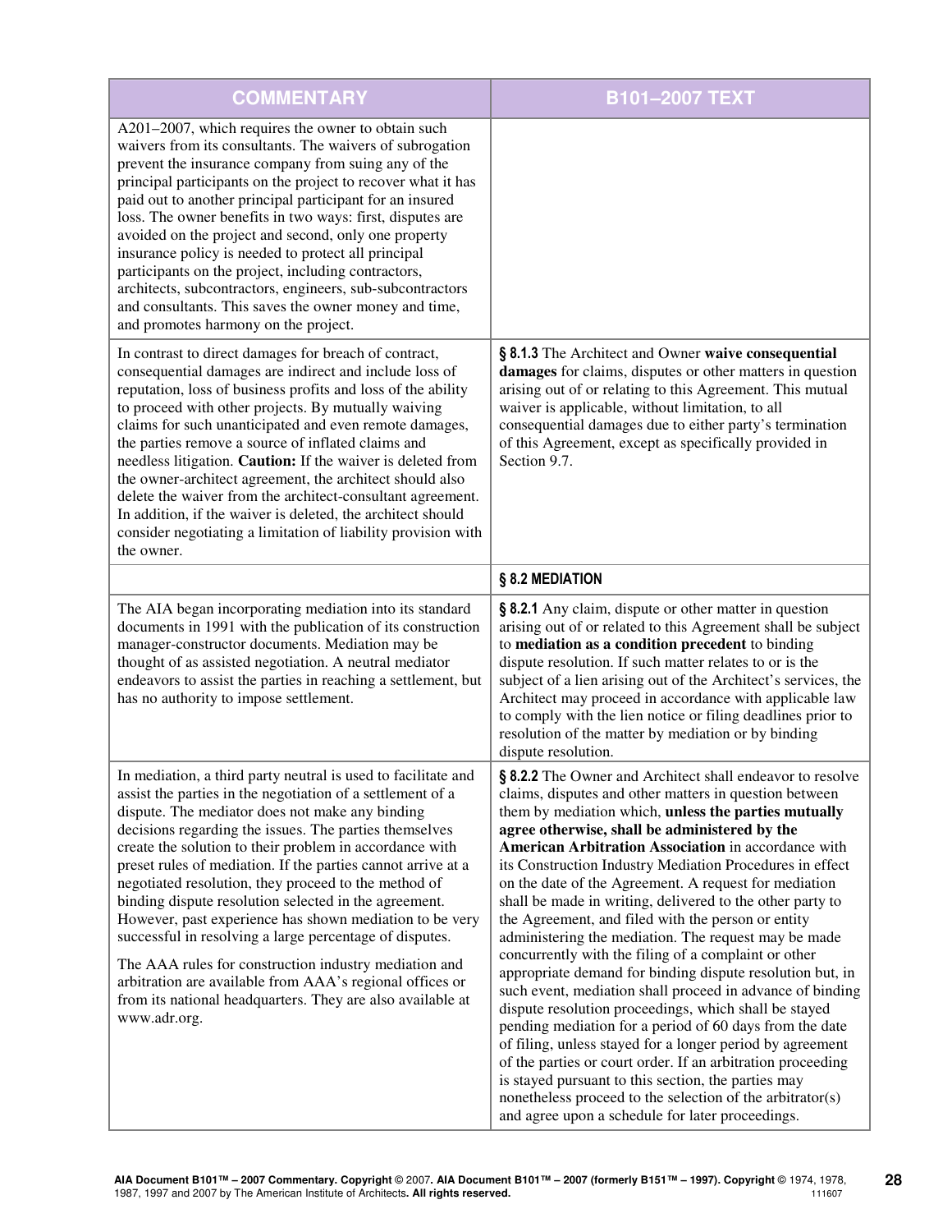| COMMENTARY | B101–2007 TEXT |
|---|---|
| A201–2007, which requires the owner to obtain such waivers from its consultants. The waivers of subrogation prevent the insurance company from suing any of the principal participants on the project to recover what it has paid out to another principal participant for an insured loss. The owner benefits in two ways: first, disputes are avoided on the project and second, only one property insurance policy is needed to protect all principal participants on the project, including contractors, architects, subcontractors, engineers, sub-subcontractors and consultants. This saves the owner money and time, and promotes harmony on the project. | |
| In contrast to direct damages for breach of contract, consequential damages are indirect and include loss of reputation, loss of business profits and loss of the ability to proceed with other projects. By mutually waiving claims for such unanticipated and even remote damages, the parties remove a source of inflated claims and needless litigation. **Caution:** If the waiver is deleted from the owner-architect agreement, the architect should also delete the waiver from the architect-consultant agreement. In addition, if the waiver is deleted, the architect should consider negotiating a limitation of liability provision with the owner. | **§ 8.1.3** The Architect and Owner **waive consequential damages** for claims, disputes or other matters in question arising out of or relating to this Agreement. This mutual waiver is applicable, without limitation, to all consequential damages due to either party's termination of this Agreement, except as specifically provided in Section 9.7. |
| | **§ 8.2 MEDIATION** |
| The AIA began incorporating mediation into its standard documents in 1991 with the publication of its construction manager-constructor documents. Mediation may be thought of as assisted negotiation. A neutral mediator endeavors to assist the parties in reaching a settlement, but has no authority to impose settlement. | **§ 8.2.1** Any claim, dispute or other matter in question arising out of or related to this Agreement shall be subject to **mediation as a condition precedent** to binding dispute resolution. If such matter relates to or is the subject of a lien arising out of the Architect's services, the Architect may proceed in accordance with applicable law to comply with the lien notice or filing deadlines prior to resolution of the matter by mediation or by binding dispute resolution. |
| In mediation, a third party neutral is used to facilitate and assist the parties in the negotiation of a settlement of a dispute. The mediator does not make any binding decisions regarding the issues. The parties themselves create the solution to their problem in accordance with preset rules of mediation. If the parties cannot arrive at a negotiated resolution, they proceed to the method of binding dispute resolution selected in the agreement. However, past experience has shown mediation to be very successful in resolving a large percentage of disputes.<br><br>The AAA rules for construction industry mediation and arbitration are available from AAA's regional offices or from its national headquarters. They are also available at www.adr.org. | **§ 8.2.2** The Owner and Architect shall endeavor to resolve claims, disputes and other matters in question between them by mediation which, **unless the parties mutually agree otherwise, shall be administered by the American Arbitration Association** in accordance with its Construction Industry Mediation Procedures in effect on the date of the Agreement. A request for mediation shall be made in writing, delivered to the other party to the Agreement, and filed with the person or entity administering the mediation. The request may be made concurrently with the filing of a complaint or other appropriate demand for binding dispute resolution but, in such event, mediation shall proceed in advance of binding dispute resolution proceedings, which shall be stayed pending mediation for a period of 60 days from the date of filing, unless stayed for a longer period by agreement of the parties or court order. If an arbitration proceeding is stayed pursuant to this section, the parties may nonetheless proceed to the selection of the arbitrator(s) and agree upon a schedule for later proceedings. |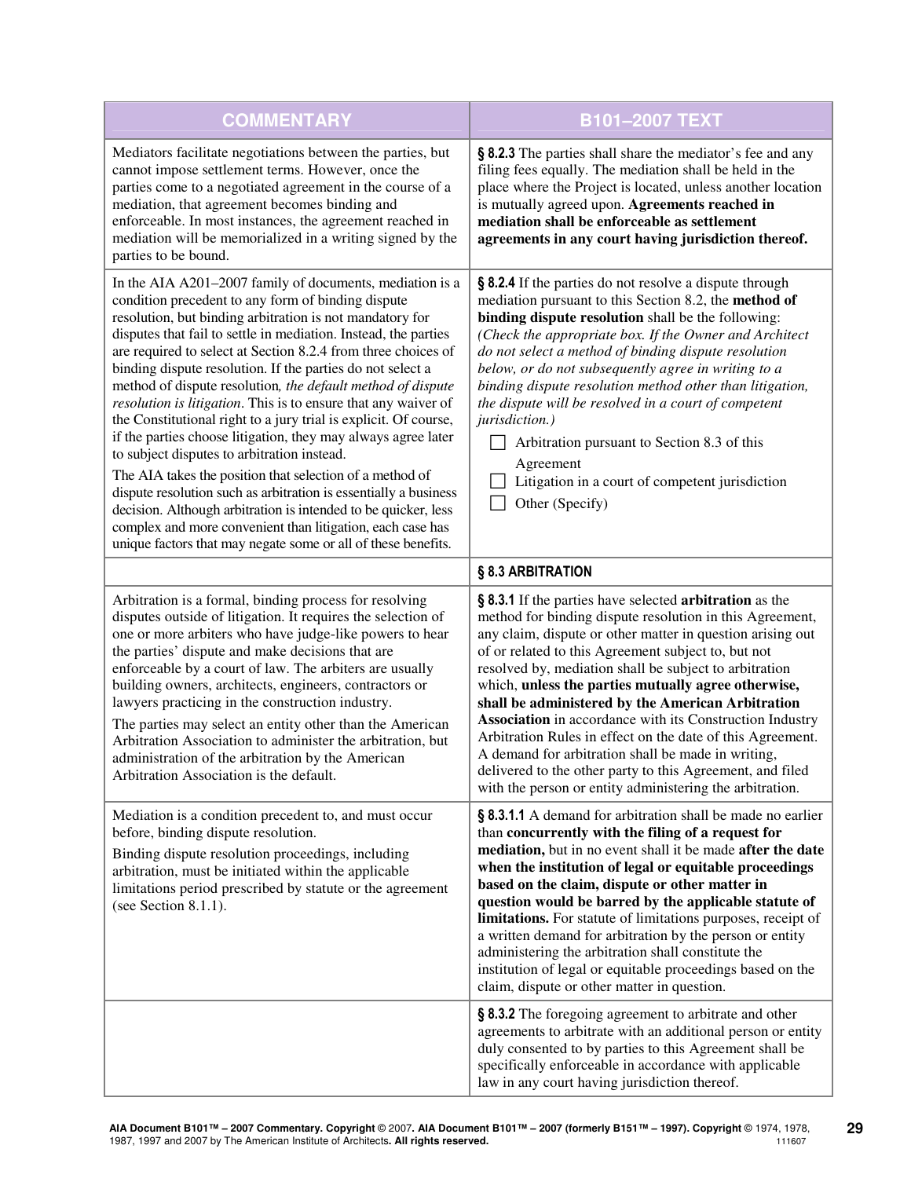| COMMENTARY | B101–2007 TEXT |
| --- | --- |
| Mediators facilitate negotiations between the parties, but cannot impose settlement terms. However, once the parties come to a negotiated agreement in the course of a mediation, that agreement becomes binding and enforceable. In most instances, the agreement reached in mediation will be memorialized in a writing signed by the parties to be bound. | **§ 8.2.3** The parties shall share the mediator's fee and any filing fees equally. The mediation shall be held in the place where the Project is located, unless another location is mutually agreed upon. **Agreements reached in mediation shall be enforceable as settlement agreements in any court having jurisdiction thereof.** |
| In the AIA A201–2007 family of documents, mediation is a condition precedent to any form of binding dispute resolution, but binding arbitration is not mandatory for disputes that fail to settle in mediation. Instead, the parties are required to select at Section 8.2.4 from three choices of binding dispute resolution. If the parties do not select a method of dispute resolution, *the default method of dispute resolution is litigation*. This is to ensure that any waiver of the Constitutional right to a jury trial is explicit. Of course, if the parties choose litigation, they may always agree later to subject disputes to arbitration instead.<br><br>The AIA takes the position that selection of a method of dispute resolution such as arbitration is essentially a business decision. Although arbitration is intended to be quicker, less complex and more convenient than litigation, each case has unique factors that may negate some or all of these benefits. | **§ 8.2.4** If the parties do not resolve a dispute through mediation pursuant to this Section 8.2, the **method of binding dispute resolution** shall be the following:<br>*(Check the appropriate box. If the Owner and Architect do not select a method of binding dispute resolution below, or do not subsequently agree in writing to a binding dispute resolution method other than litigation, the dispute will be resolved in a court of competent jurisdiction.)*<br>☐ Arbitration pursuant to Section 8.3 of this Agreement<br>☐ Litigation in a court of competent jurisdiction<br>☐ Other (Specify) |
| | **§ 8.3 ARBITRATION** |
| Arbitration is a formal, binding process for resolving disputes outside of litigation. It requires the selection of one or more arbiters who have judge-like powers to hear the parties' dispute and make decisions that are enforceable by a court of law. The arbiters are usually building owners, architects, engineers, contractors or lawyers practicing in the construction industry.<br><br>The parties may select an entity other than the American Arbitration Association to administer the arbitration, but administration of the arbitration by the American Arbitration Association is the default. | **§ 8.3.1** If the parties have selected **arbitration** as the method for binding dispute resolution in this Agreement, any claim, dispute or other matter in question arising out of or related to this Agreement subject to, but not resolved by, mediation shall be subject to arbitration which, **unless the parties mutually agree otherwise, shall be administered by the American Arbitration Association** in accordance with its Construction Industry Arbitration Rules in effect on the date of this Agreement. A demand for arbitration shall be made in writing, delivered to the other party to this Agreement, and filed with the person or entity administering the arbitration. |
| Mediation is a condition precedent to, and must occur before, binding dispute resolution.<br><br>Binding dispute resolution proceedings, including arbitration, must be initiated within the applicable limitations period prescribed by statute or the agreement (see Section 8.1.1). | **§ 8.3.1.1** A demand for arbitration shall be made no earlier than **concurrently with the filing of a request for mediation,** but in no event shall it be made **after the date when the institution of legal or equitable proceedings based on the claim, dispute or other matter in question would be barred by the applicable statute of limitations.** For statute of limitations purposes, receipt of a written demand for arbitration by the person or entity administering the arbitration shall constitute the institution of legal or equitable proceedings based on the claim, dispute or other matter in question. |
| | **§ 8.3.2** The foregoing agreement to arbitrate and other agreements to arbitrate with an additional person or entity duly consented to by parties to this Agreement shall be specifically enforceable in accordance with applicable law in any court having jurisdiction thereof. |

**AIA Document B101™ – 2007 Commentary. Copyright** © 2007**. AIA Document B101™ – 2007 (formerly B151™ – 1997). Copyright** © 1974, 1978, 1987, 1997 and 2007 by The American Institute of Architects**. All rights reserved.** 111607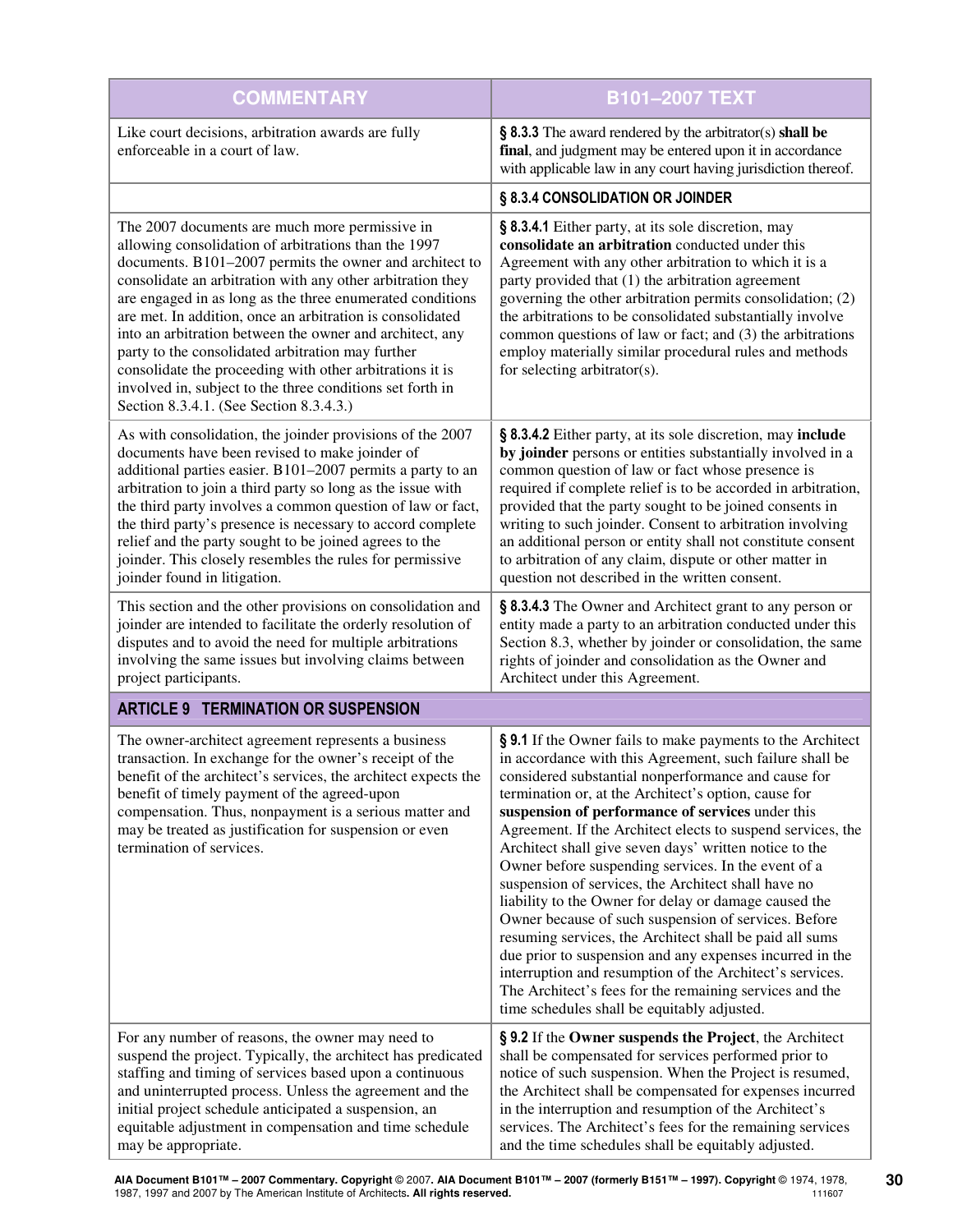| COMMENTARY | B101–2007 TEXT |
|---|---|
| Like court decisions, arbitration awards are fully enforceable in a court of law. | **§ 8.3.3** The award rendered by the arbitrator(s) **shall be final**, and judgment may be entered upon it in accordance with applicable law in any court having jurisdiction thereof. |
| | **§ 8.3.4 CONSOLIDATION OR JOINDER** |
| The 2007 documents are much more permissive in allowing consolidation of arbitrations than the 1997 documents. B101–2007 permits the owner and architect to consolidate an arbitration with any other arbitration they are engaged in as long as the three enumerated conditions are met. In addition, once an arbitration is consolidated into an arbitration between the owner and architect, any party to the consolidated arbitration may further consolidate the proceeding with other arbitrations it is involved in, subject to the three conditions set forth in Section 8.3.4.1. (See Section 8.3.4.3.) | **§ 8.3.4.1** Either party, at its sole discretion, may **consolidate an arbitration** conducted under this Agreement with any other arbitration to which it is a party provided that (1) the arbitration agreement governing the other arbitration permits consolidation; (2) the arbitrations to be consolidated substantially involve common questions of law or fact; and (3) the arbitrations employ materially similar procedural rules and methods for selecting arbitrator(s). |
| As with consolidation, the joinder provisions of the 2007 documents have been revised to make joinder of additional parties easier. B101–2007 permits a party to an arbitration to join a third party so long as the third party involves a common question of law or fact, the third party's presence is necessary to accord complete relief and the party sought to be joined agrees to the joinder. This closely resembles the rules for permissive joinder found in litigation. | **§ 8.3.4.2** Either party, at its sole discretion, may **include by joinder** persons or entities substantially involved in a common question of law or fact whose presence is required if complete relief is to be accorded in arbitration, provided that the party sought to be joined consents in writing to such joinder. Consent to arbitration involving an additional person or entity shall not constitute consent to arbitration of any claim, dispute or other matter in question not described in the written consent. |
| This section and the other provisions on consolidation and joinder are intended to facilitate the orderly resolution of disputes and to avoid the need for multiple arbitrations involving the same issues but involving claims between project participants. | **§ 8.3.4.3** The Owner and Architect grant to any person or entity made a party to an arbitration conducted under this Section 8.3, whether by joinder or consolidation, the same rights of joinder and consolidation as the Owner and Architect under this Agreement. |
| **ARTICLE 9 TERMINATION OR SUSPENSION** | |
| The owner-architect agreement represents a business transaction. In exchange for the owner's receipt of the benefit of the architect's services, the architect expects the benefit of timely payment of the agreed-upon compensation. Thus, nonpayment is a serious matter and may be treated as justification for suspension or even termination of services. | **§ 9.1** If the Owner fails to make payments to the Architect in accordance with this Agreement, such failure shall be considered substantial nonperformance and cause for termination or, at the Architect's option, cause for **suspension of performance of services** under this Agreement. If the Architect elects to suspend services, the Architect shall give seven days' written notice to the Owner before suspending services. In the event of a suspension of services, the Architect shall have no liability to the Owner for delay or damage caused the Owner because of such suspension of services. Before resuming services, the Architect shall be paid all sums due prior to suspension and any expenses incurred in the interruption and resumption of the Architect's services. The Architect's fees for the remaining services and the time schedules shall be equitably adjusted. |
| For any number of reasons, the owner may need to suspend the project. Typically, the architect has predicated staffing and timing of services based upon a continuous and uninterrupted process. Unless the agreement and the initial project schedule anticipated a suspension, an equitable adjustment in compensation and time schedule may be appropriate. | **§ 9.2** If the **Owner suspends the Project**, the Architect shall be compensated for services performed prior to notice of such suspension. When the Project is resumed, the Architect shall be compensated for expenses incurred in the interruption and resumption of the Architect's services. The Architect's fees for the remaining services and the time schedules shall be equitably adjusted. |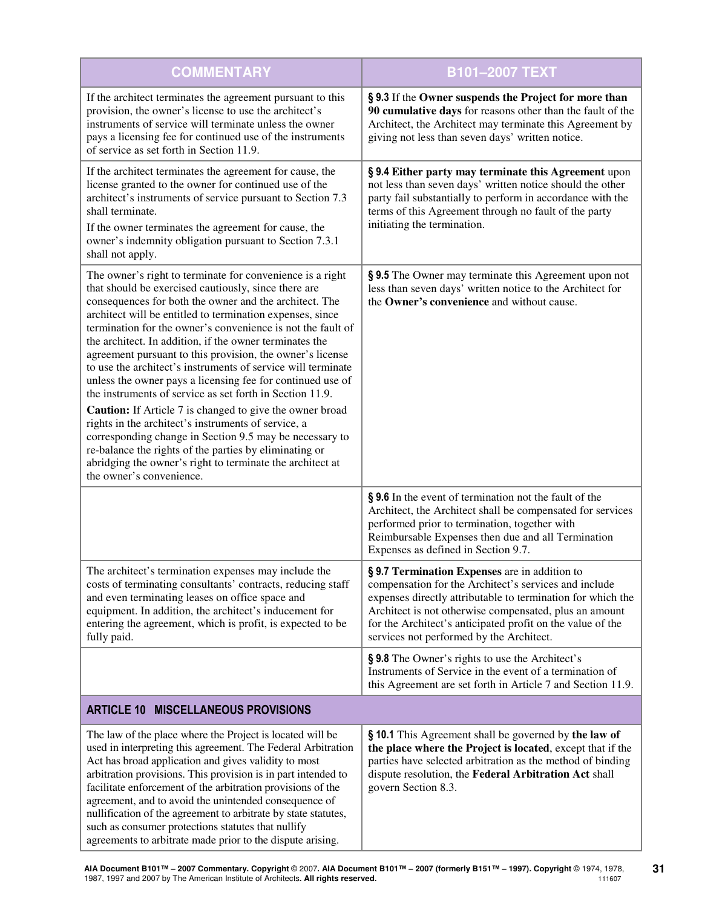| COMMENTARY | B101–2007 TEXT |
|---|---|
| If the architect terminates the agreement pursuant to this provision, the owner's license to use the architect's instruments of service will terminate unless the owner pays a licensing fee for continued use of the instruments of service as set forth in Section 11.9. | **§ 9.3** If the **Owner suspends the Project for more than 90 cumulative days** for reasons other than the fault of the Architect, the Architect may terminate this Agreement by giving not less than seven days' written notice. |
| If the architect terminates the agreement for cause, the license granted to the owner for continued use of the architect's instruments of service pursuant to Section 7.3 shall terminate.<br><br>If the owner terminates the agreement for cause, the owner's indemnity obligation pursuant to Section 7.3.1 shall not apply. | **§ 9.4 Either party may terminate this Agreement** upon not less than seven days' written notice should the other party fail substantially to perform in accordance with the terms of this Agreement through no fault of the party initiating the termination. |
| The owner's right to terminate for convenience is a right that should be exercised cautiously, since there are consequences for both the owner and the architect. The architect will be entitled to termination expenses, since termination for the owner's convenience is not the fault of the architect. In addition, if the owner terminates the agreement pursuant to this provision, the owner's license to use the architect's instruments of service will terminate unless the owner pays a licensing fee for continued use of the instruments of service as set forth in Section 11.9.<br><br>**Caution:** If Article 7 is changed to give the owner broad rights in the architect's instruments of service, a corresponding change in Section 9.5 may be necessary to re-balance the rights of the parties by eliminating or abridging the owner's right to terminate the architect at the owner's convenience. | **§ 9.5** The Owner may terminate this Agreement upon not less than seven days' written notice to the Architect for the **Owner's convenience** and without cause. |
| | **§ 9.6** In the event of termination not the fault of the Architect, the Architect shall be compensated for services performed prior to termination, together with Reimbursable Expenses then due and all Termination Expenses as defined in Section 9.7. |
| The architect's termination expenses may include the costs of terminating consultants' contracts, reducing staff and even terminating leases on office space and equipment. In addition, the architect's inducement for entering the agreement, which is profit, is expected to be fully paid. | **§ 9.7 Termination Expenses** are in addition to compensation for the Architect's services and include expenses directly attributable to termination for which the Architect is not otherwise compensated, plus an amount for the Architect's anticipated profit on the value of the services not performed by the Architect. |
| | **§ 9.8** The Owner's rights to use the Architect's Instruments of Service in the event of a termination of this Agreement are set forth in Article 7 and Section 11.9. |
| **ARTICLE 10 MISCELLANEOUS PROVISIONS** | |
| The law of the place where the Project is located will be used in interpreting this agreement. The Federal Arbitration Act has broad application and gives validity to most arbitration provisions. This provision is in part intended to facilitate enforcement of the arbitration provisions of the agreement, and to avoid the unintended consequence of nullification of the agreement to arbitrate by state statutes, such as consumer protections statutes that nullify agreements to arbitrate made prior to the dispute arising. | **§ 10.1** This Agreement shall be governed by **the law of the place where the Project is located**, except that if the parties have selected arbitration as the method of binding dispute resolution, the **Federal Arbitration Act** shall govern Section 8.3. |

**AIA Document B101™ – 2007 Commentary. Copyright** © 2007. **AIA Document B101™ – 2007 (formerly B151™ – 1997). Copyright** © 1974, 1978, 1987, 1997 and 2007 by The American Institute of Architects. **All rights reserved.** 111607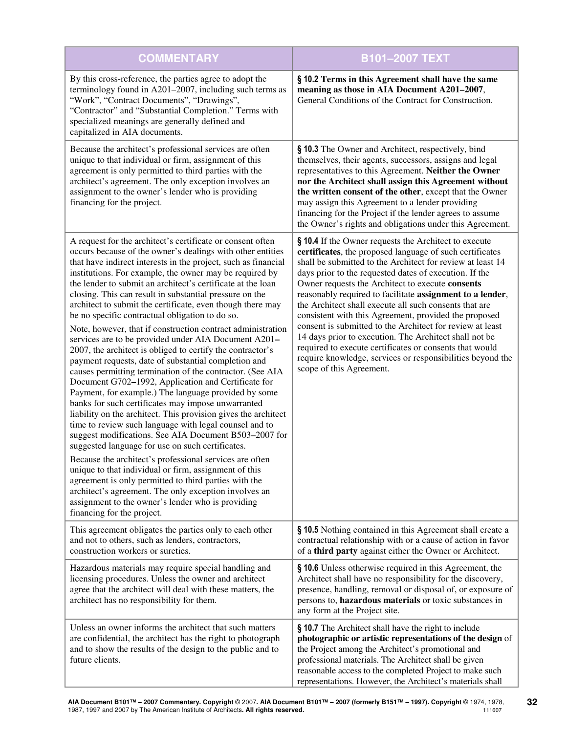| COMMENTARY | B101–2007 TEXT |
| --- | --- |
| By this cross-reference, the parties agree to adopt the terminology found in A201–2007, including such terms as "Work", "Contract Documents", "Drawings", "Contractor" and "Substantial Completion." Terms with specialized meanings are generally defined and capitalized in AIA documents. | **§ 10.2 Terms in this Agreement shall have the same meaning as those in AIA Document A201–2007**, General Conditions of the Contract for Construction. |
| Because the architect's professional services are often unique to that individual or firm, assignment of this agreement is only permitted to third parties with the architect's agreement. The only exception involves an assignment to the owner's lender who is providing financing for the project. | **§ 10.3** The Owner and Architect, respectively, bind themselves, their agents, successors, assigns and legal representatives to this Agreement. **Neither the Owner nor the Architect shall assign this Agreement without the written consent of the other**, except that the Owner may assign this Agreement to a lender providing financing for the Project if the lender agrees to assume the Owner's rights and obligations under this Agreement. |
| A request for the architect's certificate or consent often occurs because of the owner's dealings with other entities that have indirect interests in the project, such as financial institutions. For example, the owner may be required by the lender to submit an architect's certificate at the loan closing. This can result in substantial pressure on the architect to submit the certificate, even though there may be no specific contractual obligation to do so.<br><br>Note, however, that if construction contract administration services are to be provided under AIA Document A201–2007, the architect is obliged to certify the contractor's payment requests, date of substantial completion and causes permitting termination of the contractor. (See AIA Document G702–1992, Application and Certificate for Payment, for example.) The language provided by some banks for such certificates may impose unwarranted liability on the architect. This provision gives the architect time to review such language with legal counsel and to suggest modifications. See AIA Document B503–2007 for suggested language for use on such certificates.<br><br>Because the architect's professional services are often unique to that individual or firm, assignment of this agreement is only permitted to third parties with the architect's agreement. The only exception involves an assignment to the owner's lender who is providing financing for the project. | **§ 10.4** If the Owner requests the Architect to execute **certificates**, the proposed language of such certificates shall be submitted to the Architect for review at least 14 days prior to the requested dates of execution. If the Owner requests the Architect to execute **consents** reasonably required to facilitate **assignment to a lender**, the Architect shall execute all such consents that are consistent with this Agreement, provided the proposed consent is submitted to the Architect for review at least 14 days prior to execution. The Architect shall not be required to execute certificates or consents that would require knowledge, services or responsibilities beyond the scope of this Agreement. |
| This agreement obligates the parties only to each other and not to others, such as lenders, contractors, construction workers or sureties. | **§ 10.5** Nothing contained in this Agreement shall create a contractual relationship with or a cause of action in favor of a **third party** against either the Owner or Architect. |
| Hazardous materials may require special handling and licensing procedures. Unless the owner and architect agree that the architect will deal with these matters, the architect has no responsibility for them. | **§ 10.6** Unless otherwise required in this Agreement, the Architect shall have no responsibility for the discovery, presence, handling, removal or disposal of, or exposure of persons to, **hazardous materials** or toxic substances in any form at the Project site. |
| Unless an owner informs the architect that such matters are confidential, the architect has the right to photograph and to show the results of the design to the public and to future clients. | **§ 10.7** The Architect shall have the right to include **photographic or artistic representations of the design** of the Project among the Architect's promotional and professional materials. The Architect shall be given reasonable access to the completed Project to make such representations. However, the Architect's materials shall |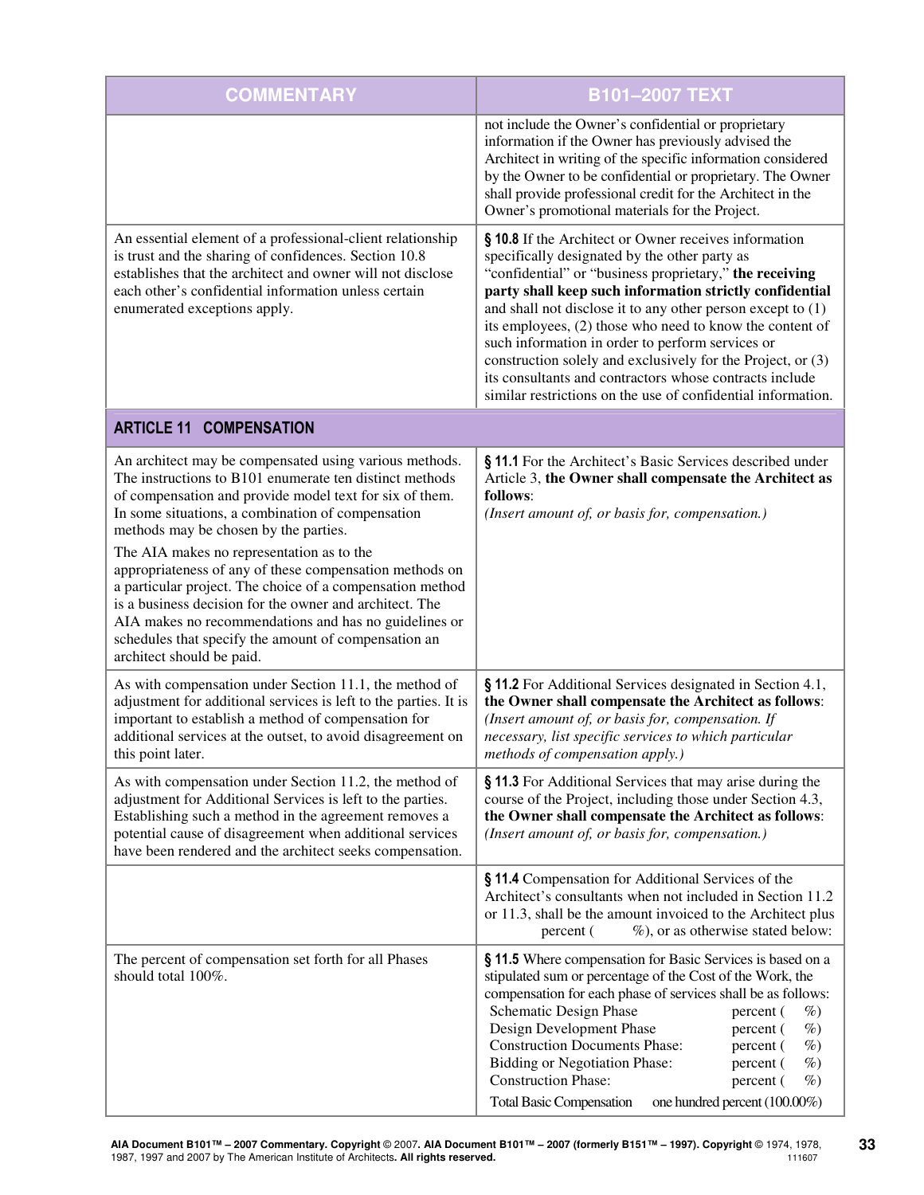| COMMENTARY | B101–2007 TEXT |
|---|---|
| | not include the Owner's confidential or proprietary information if the Owner has previously advised the Architect in writing of the specific information considered by the Owner to be confidential or proprietary. The Owner shall provide professional credit for the Architect in the Owner's promotional materials for the Project. |
| An essential element of a professional-client relationship is trust and the sharing of confidences. Section 10.8 establishes that the architect and owner will not disclose each other's confidential information unless certain enumerated exceptions apply. | **§ 10.8** If the Architect or Owner receives information specifically designated by the other party as "confidential" or "business proprietary," **the receiving party shall keep such information strictly confidential** and shall not disclose it to any other person except to (1) its employees, (2) those who need to know the content of such information in order to perform services or construction solely and exclusively for the Project, or (3) its consultants and contractors whose contracts include similar restrictions on the use of confidential information. |
| **ARTICLE 11 COMPENSATION** | |
| An architect may be compensated using various methods. The instructions to B101 enumerate ten distinct methods of compensation and provide model text for six of them. In some situations, a combination of compensation methods may be chosen by the parties.<br><br>The AIA makes no representation as to the appropriateness of any of these compensation methods on a particular project. The choice of a compensation method is a business decision for the owner and architect. The AIA makes no recommendations and has no guidelines or schedules that specify the amount of compensation an architect should be paid. | **§ 11.1** For the Architect's Basic Services described under Article 3, **the Owner shall compensate the Architect as follows**:<br>*(Insert amount of, or basis for, compensation.)* |
| As with compensation under Section 11.1, the method of adjustment for additional services is left to the parties. It is important to establish a method of compensation for additional services at the outset, to avoid disagreement on this point later. | **§ 11.2** For Additional Services designated in Section 4.1, **the Owner shall compensate the Architect as follows**:<br>*(Insert amount of, or basis for, compensation. If necessary, list specific services to which particular methods of compensation apply.)* |
| As with compensation under Section 11.2, the method of adjustment for Additional Services is left to the parties. Establishing such a method in the agreement removes a potential cause of disagreement when additional services have been rendered and the architect seeks compensation. | **§ 11.3** For Additional Services that may arise during the course of the Project, including those under Section 4.3, **the Owner shall compensate the Architect as follows**:<br>*(Insert amount of, or basis for, compensation.)* |
| | **§ 11.4** Compensation for Additional Services of the Architect's consultants when not included in Section 11.2 or 11.3, shall be the amount invoiced to the Architect plus percent ( %), or as otherwise stated below: |
| The percent of compensation set forth for all Phases should total 100%. | **§ 11.5** Where compensation for Basic Services is based on a stipulated sum or percentage of the Cost of the Work, the compensation for each phase of services shall be as follows:<br>Schematic Design Phase — percent ( %)<br>Design Development Phase — percent ( %)<br>Construction Documents Phase: — percent ( %)<br>Bidding or Negotiation Phase: — percent ( %)<br>Construction Phase: — percent ( %)<br>Total Basic Compensation — one hundred percent (100.00%) |

AIA Document B101™ – 2007 Commentary. Copyright © 2007. AIA Document B101™ – 2007 (formerly B151™ – 1997). Copyright © 1974, 1978, 1987, 1997 and 2007 by The American Institute of Architects. All rights reserved.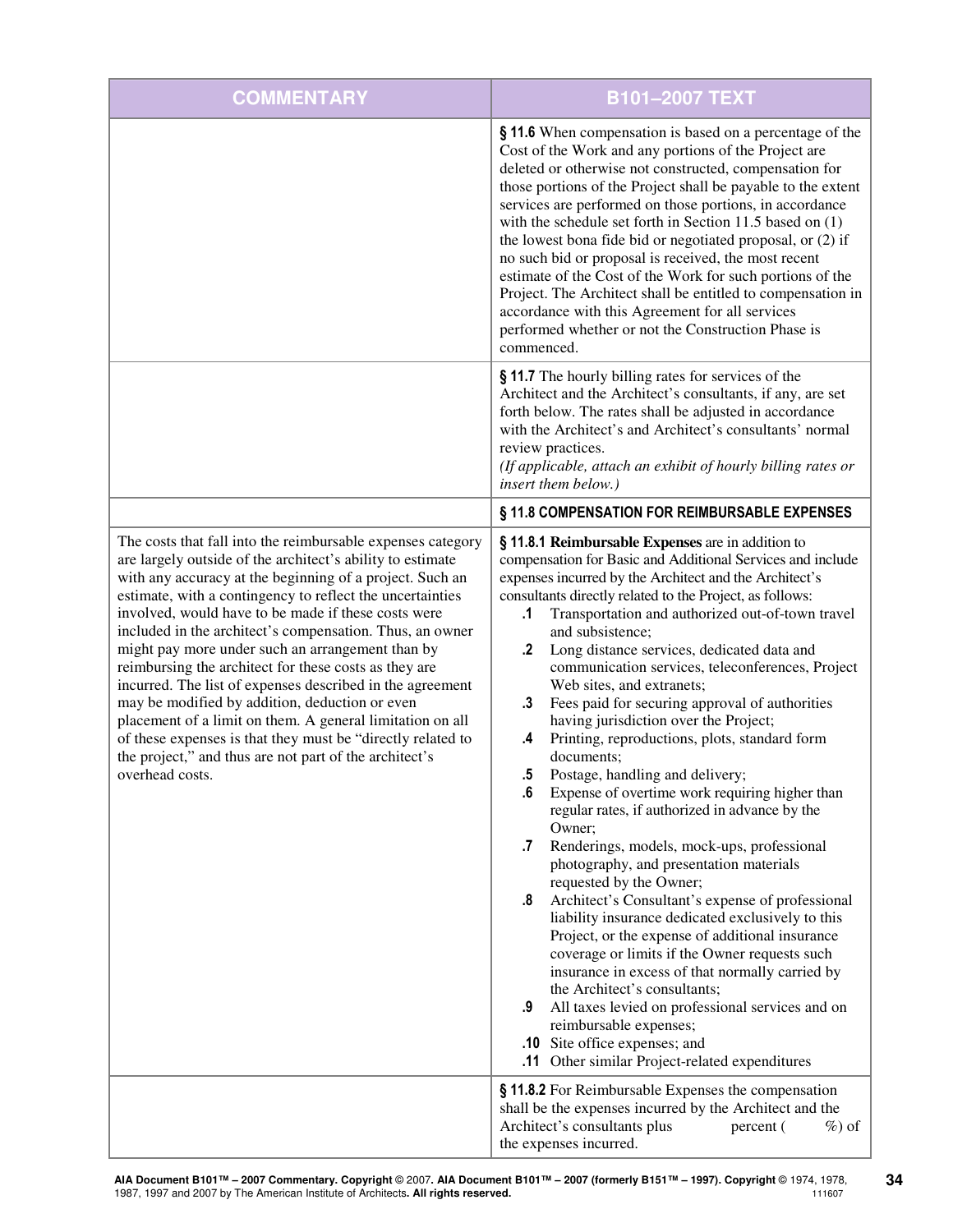| COMMENTARY | B101–2007 TEXT |
|---|---|
| | **§ 11.6** When compensation is based on a percentage of the Cost of the Work and any portions of the Project are deleted or otherwise not constructed, compensation for those portions of the Project shall be payable to the extent services are performed on those portions, in accordance with the schedule set forth in Section 11.5 based on (1) the lowest bona fide bid or negotiated proposal, or (2) if no such bid or proposal is received, the most recent estimate of the Cost of the Work for such portions of the Project. The Architect shall be entitled to compensation in accordance with this Agreement for all services performed whether or not the Construction Phase is commenced. |
| | **§ 11.7** The hourly billing rates for services of the Architect and the Architect's consultants, if any, are set forth below. The rates shall be adjusted in accordance with the Architect's and Architect's consultants' normal review practices. *(If applicable, attach an exhibit of hourly billing rates or insert them below.)* |
| | **§ 11.8 COMPENSATION FOR REIMBURSABLE EXPENSES** |
| The costs that fall into the reimbursable expenses category are largely outside of the architect's ability to estimate with any accuracy at the beginning of a project. Such an estimate, with a contingency to reflect the uncertainties involved, would have to be made if these costs were included in the architect's compensation. Thus, an owner might pay more under such an arrangement than by reimbursing the architect for these costs as they are incurred. The list of expenses described in the agreement may be modified by addition, deduction or even placement of a limit on them. A general limitation on all of these expenses is that they must be "directly related to the project," and thus are not part of the architect's overhead costs. | **§ 11.8.1 Reimbursable Expenses** are in addition to compensation for Basic and Additional Services and include expenses incurred by the Architect and the Architect's consultants directly related to the Project, as follows:<br>**.1** Transportation and authorized out-of-town travel and subsistence;<br>**.2** Long distance services, dedicated data and communication services, teleconferences, Project Web sites, and extranets;<br>**.3** Fees paid for securing approval of authorities having jurisdiction over the Project;<br>**.4** Printing, reproductions, plots, standard form documents;<br>**.5** Postage, handling and delivery;<br>**.6** Expense of overtime work requiring higher than regular rates, if authorized in advance by the Owner;<br>**.7** Renderings, models, mock-ups, professional photography, and presentation materials requested by the Owner;<br>**.8** Architect's Consultant's expense of professional liability insurance dedicated exclusively to this Project, or the expense of additional insurance coverage or limits if the Owner requests such insurance in excess of that normally carried by the Architect's consultants;<br>**.9** All taxes levied on professional services and on reimbursable expenses;<br>**.10** Site office expenses; and<br>**.11** Other similar Project-related expenditures |
| | **§ 11.8.2** For Reimbursable Expenses the compensation shall be the expenses incurred by the Architect and the Architect's consultants plus percent ( %) of the expenses incurred. |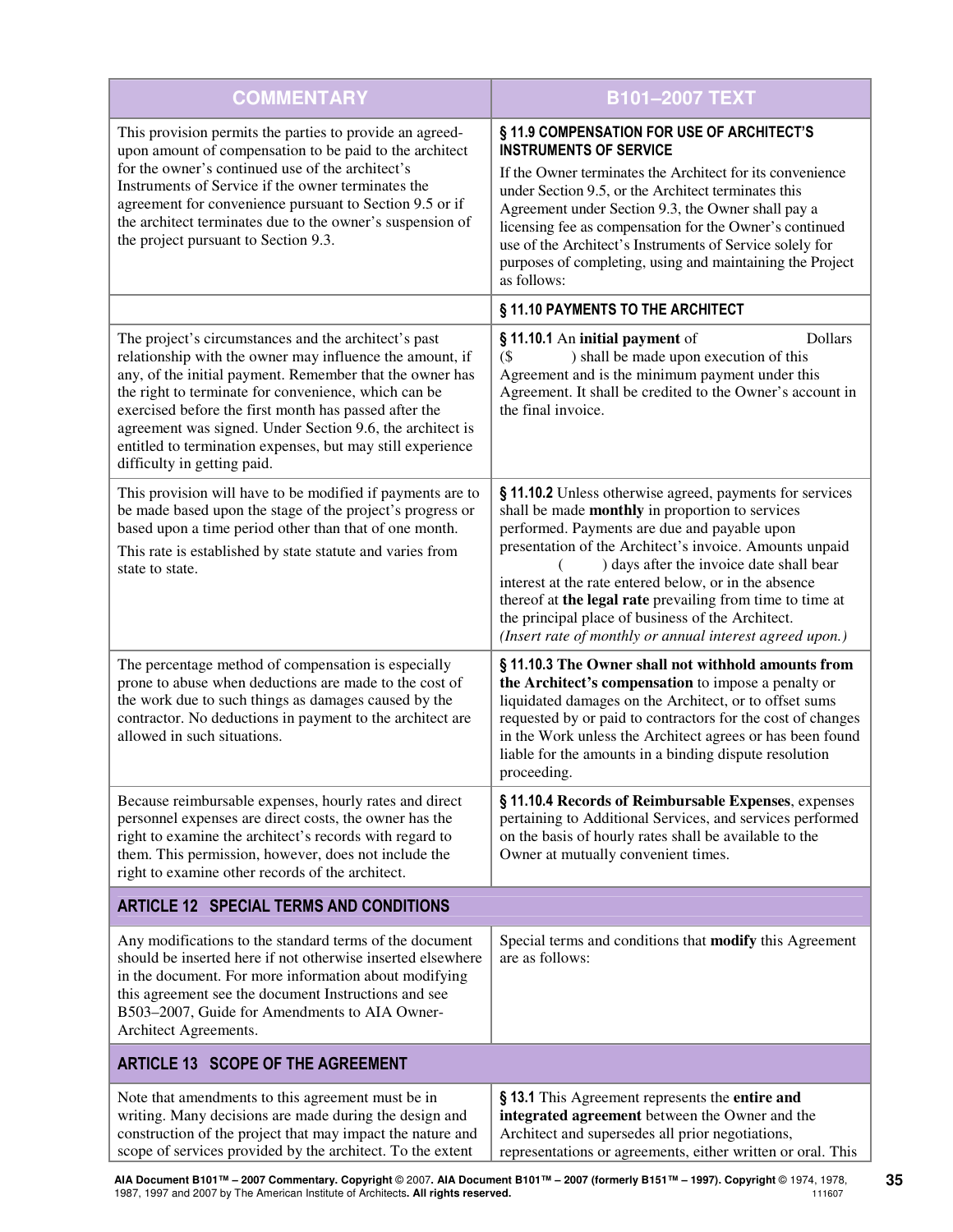| COMMENTARY | B101–2007 TEXT |
|---|---|
| This provision permits the parties to provide an agreed-upon amount of compensation to be paid to the architect for the owner's continued use of the architect's Instruments of Service if the owner terminates the agreement for convenience pursuant to Section 9.5 or if the architect terminates due to the owner's suspension of the project pursuant to Section 9.3. | **§ 11.9 COMPENSATION FOR USE OF ARCHITECT'S INSTRUMENTS OF SERVICE** If the Owner terminates the Architect for its convenience under Section 9.5, or the Architect terminates this Agreement under Section 9.3, the Owner shall pay a licensing fee as compensation for the Owner's continued use of the Architect's Instruments of Service solely for purposes of completing, using and maintaining the Project as follows: |
| | **§ 11.10 PAYMENTS TO THE ARCHITECT** |
| The project's circumstances and the architect's past relationship with the owner may influence the amount, if any, of the initial payment. Remember that the owner has the right to terminate for convenience, which can be exercised before the first month has passed after the agreement was signed. Under Section 9.6, the architect is entitled to termination expenses, but may still experience difficulty in getting paid. | **§ 11.10.1** An **initial payment** of Dollars ($ ) shall be made upon execution of this Agreement and is the minimum payment under this Agreement. It shall be credited to the Owner's account in the final invoice. |
| This provision will have to be modified if payments are to be made based upon the stage of the project's progress or based upon a time period other than that of one month. This rate is established by state statute and varies from state to state. | **§ 11.10.2** Unless otherwise agreed, payments for services shall be made **monthly** in proportion to services performed. Payments are due and payable upon presentation of the Architect's invoice. Amounts unpaid ( ) days after the invoice date shall bear interest at the rate entered below, or in the absence thereof at **the legal rate** prevailing from time to time at the principal place of business of the Architect. *(Insert rate of monthly or annual interest agreed upon.)* |
| The percentage method of compensation is especially prone to abuse when deductions are made to the cost of the work due to such things as damages caused by the contractor. No deductions in payment to the architect are allowed in such situations. | **§ 11.10.3 The Owner shall not withhold amounts from the Architect's compensation** to impose a penalty or liquidated damages on the Architect, or to offset sums requested by or paid to contractors for the cost of changes in the Work unless the Architect agrees or has been found liable for the amounts in a binding dispute resolution proceeding. |
| Because reimbursable expenses, hourly rates and direct personnel expenses are direct costs, the owner has the right to examine the architect's records with regard to them. This permission, however, does not include the right to examine other records of the architect. | **§ 11.10.4 Records of Reimbursable Expenses**, expenses pertaining to Additional Services, and services performed on the basis of hourly rates shall be available to the Owner at mutually convenient times. |
| **ARTICLE 12 SPECIAL TERMS AND CONDITIONS** | |
| Any modifications to the standard terms of the document should be inserted here if not otherwise inserted elsewhere in the document. For more information about modifying this agreement see the document Instructions and see B503–2007, Guide for Amendments to AIA Owner-Architect Agreements. | Special terms and conditions that **modify** this Agreement are as follows: |
| **ARTICLE 13 SCOPE OF THE AGREEMENT** | |
| Note that amendments to this agreement must be in writing. Many decisions are made during the design and construction of the project that may impact the nature and scope of services provided by the architect. To the extent | **§ 13.1** This Agreement represents the **entire and integrated agreement** between the Owner and the Architect and supersedes all prior negotiations, representations or agreements, either written or oral. This |

**AIA Document B101™ – 2007 Commentary. Copyright** © 2007**. AIA Document B101™ – 2007 (formerly B151™ – 1997). Copyright** © 1974, 1978, 1987, 1997 and 2007 by The American Institute of Architects**. All rights reserved.** 111607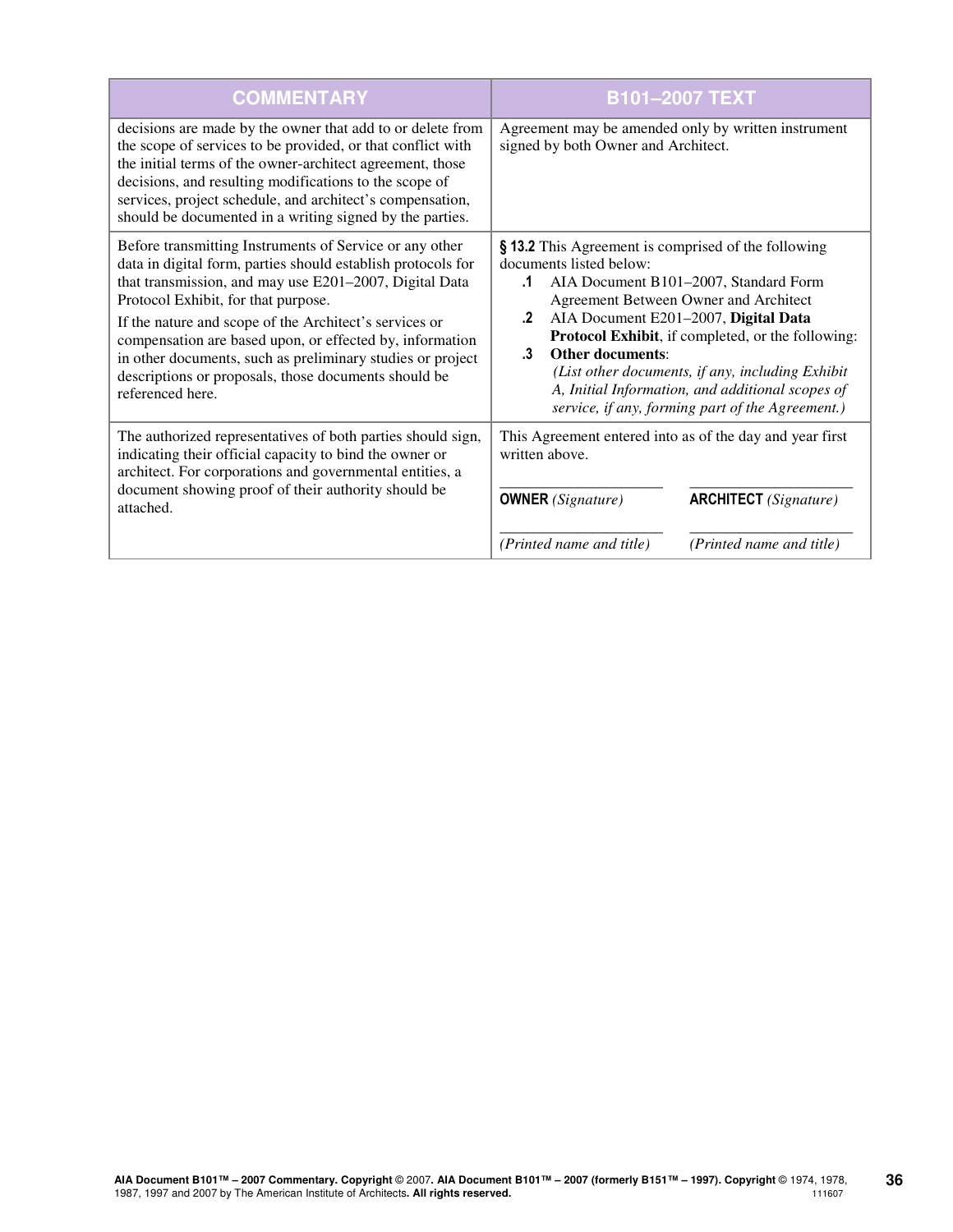| COMMENTARY | B101–2007 TEXT |
|---|---|
| decisions are made by the owner that add to or delete from the scope of services to be provided, or that conflict with the initial terms of the owner-architect agreement, those decisions, and resulting modifications to the scope of services, project schedule, and architect's compensation, should be documented in a writing signed by the parties. | Agreement may be amended only by written instrument signed by both Owner and Architect. |
| Before transmitting Instruments of Service or any other data in digital form, parties should establish protocols for that transmission, and may use E201–2007, Digital Data Protocol Exhibit, for that purpose.<br><br>If the nature and scope of the Architect's services or compensation are based upon, or effected by, information in other documents, such as preliminary studies or project descriptions or proposals, those documents should be referenced here. | **§ 13.2** This Agreement is comprised of the following documents listed below:<br>**.1** AIA Document B101–2007, Standard Form Agreement Between Owner and Architect<br>**.2** AIA Document E201–2007, **Digital Data Protocol Exhibit**, if completed, or the following:<br>**.3** **Other documents**:<br>*(List other documents, if any, including Exhibit A, Initial Information, and additional scopes of service, if any, forming part of the Agreement.)* |
| The authorized representatives of both parties should sign, indicating their official capacity to bind the owner or architect. For corporations and governmental entities, a document showing proof of their authority should be attached. | This Agreement entered into as of the day and year first written above.<br><br>______________________ ______________________<br>**OWNER** *(Signature)* **ARCHITECT** *(Signature)*<br><br>______________________ ______________________<br>*(Printed name and title)* *(Printed name and title)* |

**AIA Document B101™ – 2007 Commentary. Copyright** © 2007**. AIA Document B101™ – 2007 (formerly B151™ – 1997). Copyright** © 1974, 1978, 1987, 1997 and 2007 by The American Institute of Architects**. All rights reserved.** 111607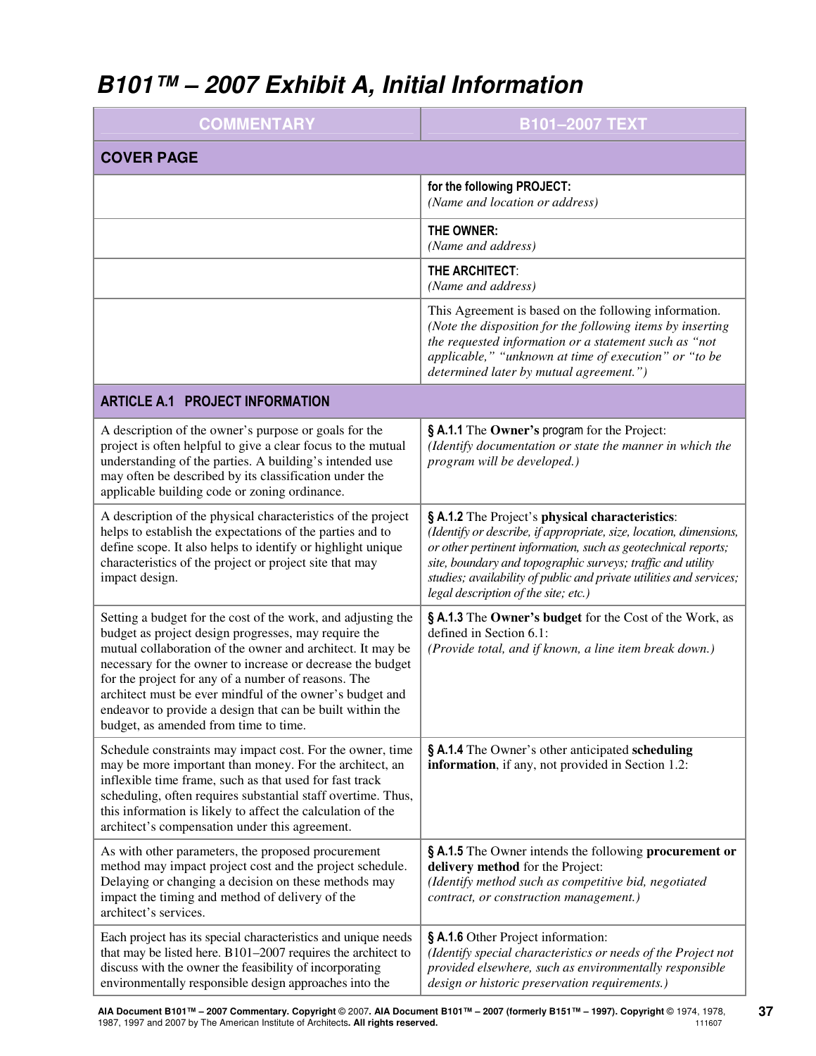# B101™ – 2007 Exhibit A, Initial Information

| COMMENTARY | B101–2007 TEXT |
|---|---|
| **COVER PAGE** | |
| | **for the following PROJECT:**<br>*(Name and location or address)* |
| | **THE OWNER:**<br>*(Name and address)* |
| | **THE ARCHITECT**:<br>*(Name and address)* |
| | This Agreement is based on the following information.<br>*(Note the disposition for the following items by inserting the requested information or a statement such as "not applicable," "unknown at time of execution" or "to be determined later by mutual agreement.")* |
| **ARTICLE A.1 PROJECT INFORMATION** | |
| A description of the owner's purpose or goals for the project is often helpful to give a clear focus to the mutual understanding of the parties. A building's intended use may often be described by its classification under the applicable building code or zoning ordinance. | **§ A.1.1** The **Owner's** program for the Project:<br>*(Identify documentation or state the manner in which the program will be developed.)* |
| A description of the physical characteristics of the project helps to establish the expectations of the parties and to define scope. It also helps to identify or highlight unique characteristics of the project or project site that may impact design. | **§ A.1.2** The Project's **physical characteristics**:<br>*(Identify or describe, if appropriate, size, location, dimensions, or other pertinent information, such as geotechnical reports; site, boundary and topographic surveys; traffic and utility studies; availability of public and private utilities and services; legal description of the site; etc.)* |
| Setting a budget for the cost of the work, and adjusting the budget as project design progresses, may require the mutual collaboration of the owner and architect. It may be necessary for the owner to increase or decrease the budget for the project for any of a number of reasons. The architect must be ever mindful of the owner's budget and endeavor to provide a design that can be built within the budget, as amended from time to time. | **§ A.1.3** The **Owner's budget** for the Cost of the Work, as defined in Section 6.1:<br>*(Provide total, and if known, a line item break down.)* |
| Schedule constraints may impact cost. For the owner, time may be more important than money. For the architect, an inflexible time frame, such as that used for fast track scheduling, often requires substantial staff overtime. Thus, this information is likely to affect the calculation of the architect's compensation under this agreement. | **§ A.1.4** The Owner's other anticipated **scheduling information**, if any, not provided in Section 1.2: |
| As with other parameters, the proposed procurement method may impact project cost and the project schedule. Delaying or changing a decision on these methods may impact the timing and method of delivery of the architect's services. | **§ A.1.5** The Owner intends the following **procurement or delivery method** for the Project:<br>*(Identify method such as competitive bid, negotiated contract, or construction management.)* |
| Each project has its special characteristics and unique needs that may be listed here. B101–2007 requires the architect to discuss with the owner the feasibility of incorporating environmentally responsible design approaches into the | **§ A.1.6** Other Project information:<br>*(Identify special characteristics or needs of the Project not provided elsewhere, such as environmentally responsible design or historic preservation requirements.)* |

**AIA Document B101™ – 2007 Commentary. Copyright** © 2007**. AIA Document B101™ – 2007 (formerly B151™ – 1997). Copyright** © 1974, 1978, 1987, 1997 and 2007 by The American Institute of Architects**. All rights reserved.**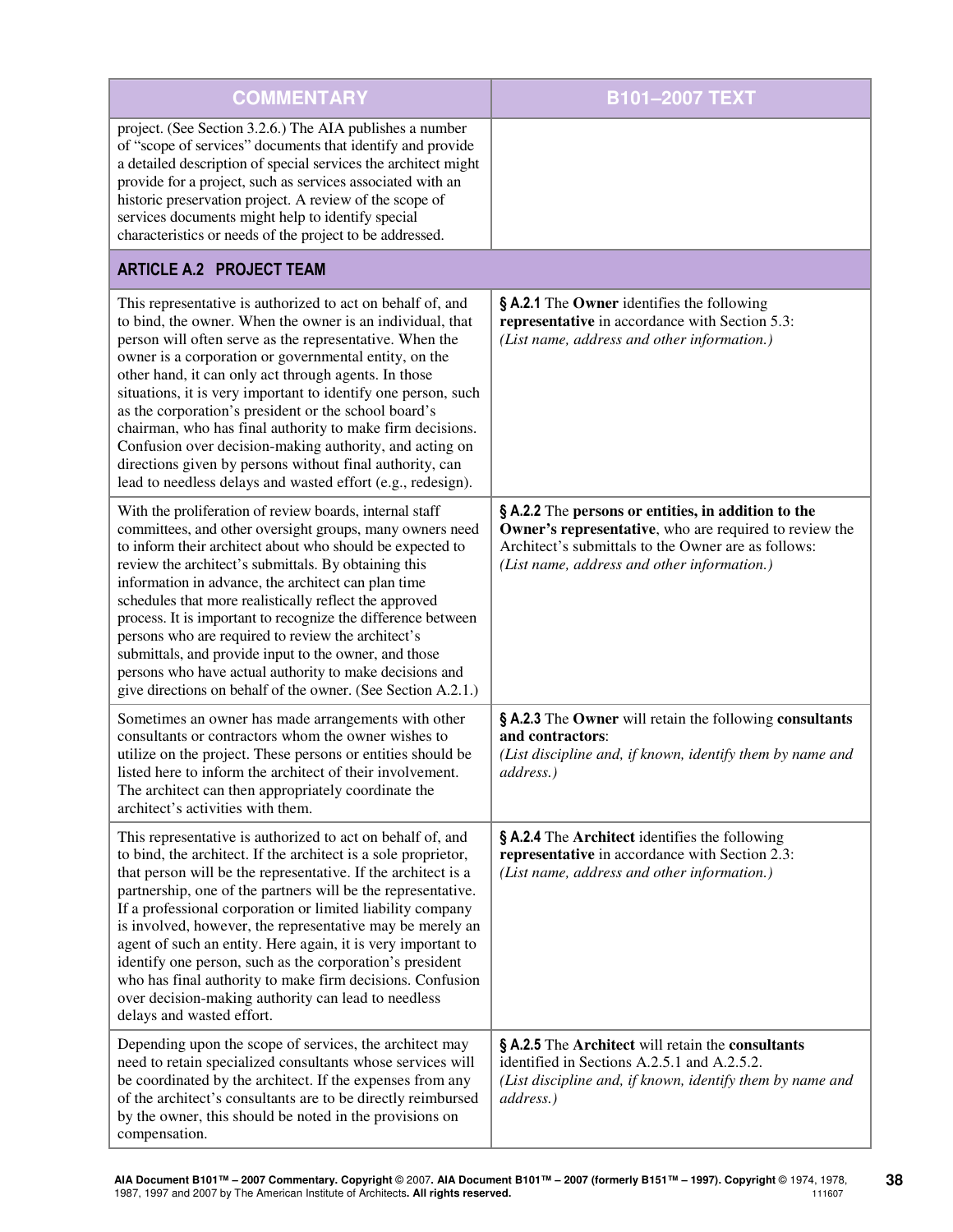| COMMENTARY | B101–2007 TEXT |
|---|---|
| project. (See Section 3.2.6.) The AIA publishes a number of "scope of services" documents that identify and provide a detailed description of special services the architect might provide for a project, such as services associated with an historic preservation project. A review of the scope of services documents might help to identify special characteristics or needs of the project to be addressed. | |
| **ARTICLE A.2 PROJECT TEAM** | |
| This representative is authorized to act on behalf of, and to bind, the owner. When the owner is an individual, that person will often serve as the representative. When the owner is a corporation or governmental entity, on the other hand, it can only act through agents. In those situations, it is very important to identify one person, such as the corporation's president or the school board's chairman, who has final authority to make firm decisions. Confusion over decision-making authority, and acting on directions given by persons without final authority, can lead to needless delays and wasted effort (e.g., redesign). | **§ A.2.1** The **Owner** identifies the following **representative** in accordance with Section 5.3: *(List name, address and other information.)* |
| With the proliferation of review boards, internal staff committees, and other oversight groups, many owners need to inform their architect about who should be expected to review the architect's submittals. By obtaining this information in advance, the architect can plan time schedules that more realistically reflect the approved process. It is important to recognize the difference between persons who are required to review the architect's submittals, and provide input to the owner, and those persons who have actual authority to make decisions and give directions on behalf of the owner. (See Section A.2.1.) | **§ A.2.2** The **persons or entities, in addition to the Owner's representative**, who are required to review the Architect's submittals to the Owner are as follows: *(List name, address and other information.)* |
| Sometimes an owner has made arrangements with other consultants or contractors whom the owner wishes to utilize on the project. These persons or entities should be listed here to inform the architect of their involvement. The architect can then appropriately coordinate the architect's activities with them. | **§ A.2.3** The **Owner** will retain the following **consultants and contractors**: *(List discipline and, if known, identify them by name and address.)* |
| This representative is authorized to act on behalf of, and to bind, the architect. If the architect is a sole proprietor, that person will be the representative. If the architect is a partnership, one of the partners will be the representative. If a professional corporation or limited liability company is involved, however, the representative may be merely an agent of such an entity. Here again, it is very important to identify one person, such as the corporation's president who has final authority to make firm decisions. Confusion over decision-making authority can lead to needless delays and wasted effort. | **§ A.2.4** The **Architect** identifies the following **representative** in accordance with Section 2.3: *(List name, address and other information.)* |
| Depending upon the scope of services, the architect may need to retain specialized consultants whose services will be coordinated by the architect. If the expenses from any of the architect's consultants are to be directly reimbursed by the owner, this should be noted in the provisions on compensation. | **§ A.2.5** The **Architect** will retain the **consultants** identified in Sections A.2.5.1 and A.2.5.2. *(List discipline and, if known, identify them by name and address.)* |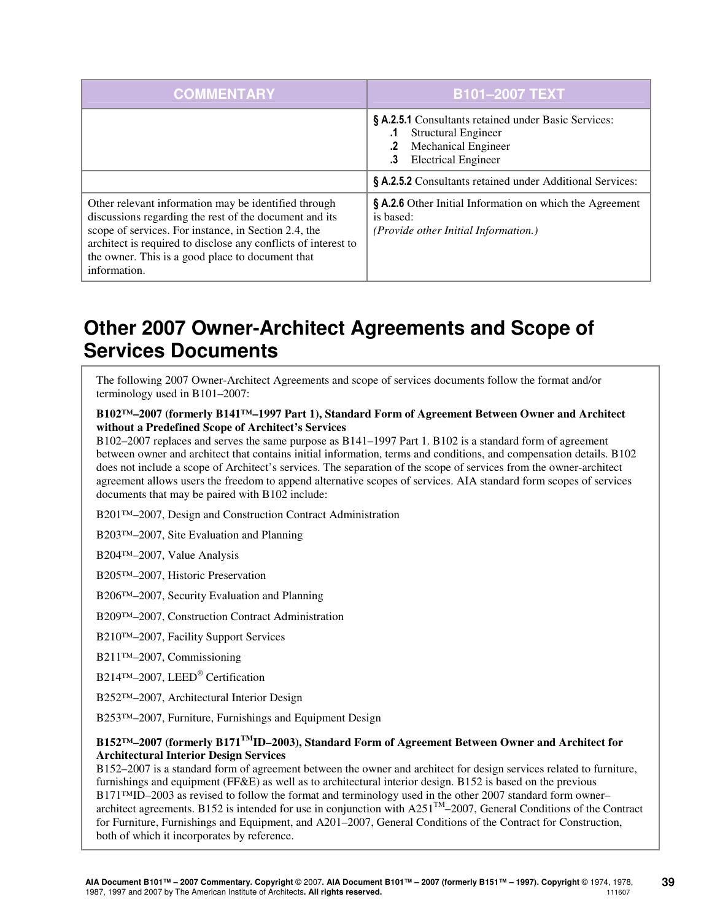| COMMENTARY | B101–2007 TEXT |
| --- | --- |
| | **§ A.2.5.1** Consultants retained under Basic Services:<br>**.1** Structural Engineer<br>**.2** Mechanical Engineer<br>**.3** Electrical Engineer |
| | **§ A.2.5.2** Consultants retained under Additional Services: |
| Other relevant information may be identified through discussions regarding the rest of the document and its scope of services. For instance, in Section 2.4, the architect is required to disclose any conflicts of interest to the owner. This is a good place to document that information. | **§ A.2.6** Other Initial Information on which the Agreement is based:<br>*(Provide other Initial Information.)* |

## Other 2007 Owner-Architect Agreements and Scope of Services Documents

The following 2007 Owner-Architect Agreements and scope of services documents follow the format and/or terminology used in B101–2007:

**B102™–2007 (formerly B141™–1997 Part 1), Standard Form of Agreement Between Owner and Architect without a Predefined Scope of Architect's Services**
B102–2007 replaces and serves the same purpose as B141–1997 Part 1. B102 is a standard form of agreement between owner and architect that contains initial information, terms and conditions, and compensation details. B102 does not include a scope of Architect's services. The separation of the scope of services from the owner-architect agreement allows users the freedom to append alternative scopes of services. AIA standard form scopes of services documents that may be paired with B102 include:

B201™–2007, Design and Construction Contract Administration

B203™–2007, Site Evaluation and Planning

B204™–2007, Value Analysis

B205™–2007, Historic Preservation

B206™–2007, Security Evaluation and Planning

B209™–2007, Construction Contract Administration

B210™–2007, Facility Support Services

B211™–2007, Commissioning

B214™–2007, LEED® Certification

B252™–2007, Architectural Interior Design

B253™–2007, Furniture, Furnishings and Equipment Design

**B152™–2007 (formerly B171™ID–2003), Standard Form of Agreement Between Owner and Architect for Architectural Interior Design Services**
B152–2007 is a standard form of agreement between the owner and architect for design services related to furniture, furnishings and equipment (FF&E) as well as to architectural interior design. B152 is based on the previous B171™ID–2003 as revised to follow the format and terminology used in the other 2007 standard form owner–architect agreements. B152 is intended for use in conjunction with A251™–2007, General Conditions of the Contract for Furniture, Furnishings and Equipment, and A201–2007, General Conditions of the Contract for Construction, both of which it incorporates by reference.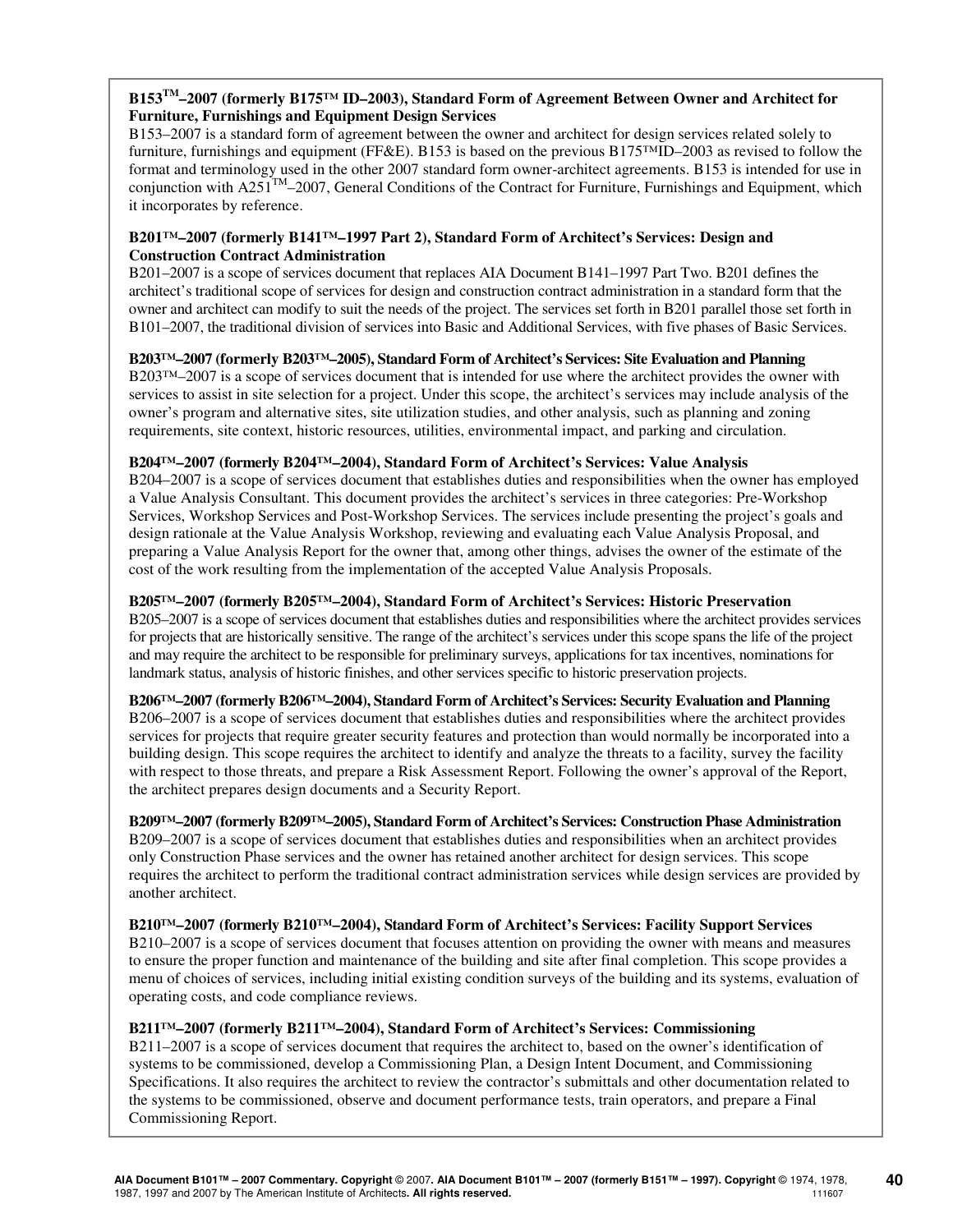**B153™–2007 (formerly B175™ ID–2003), Standard Form of Agreement Between Owner and Architect for Furniture, Furnishings and Equipment Design Services**
B153–2007 is a standard form of agreement between the owner and architect for design services related solely to furniture, furnishings and equipment (FF&E). B153 is based on the previous B175™ID–2003 as revised to follow the format and terminology used in the other 2007 standard form owner-architect agreements. B153 is intended for use in conjunction with A251™–2007, General Conditions of the Contract for Furniture, Furnishings and Equipment, which it incorporates by reference.

**B201™–2007 (formerly B141™–1997 Part 2), Standard Form of Architect's Services: Design and Construction Contract Administration**
B201–2007 is a scope of services document that replaces AIA Document B141–1997 Part Two. B201 defines the architect's traditional scope of services for design and construction contract administration in a standard form that the owner and architect can modify to suit the needs of the project. The services set forth in B201 parallel those set forth in B101–2007, the traditional division of services into Basic and Additional Services, with five phases of Basic Services.

**B203™–2007 (formerly B203™–2005), Standard Form of Architect's Services: Site Evaluation and Planning**
B203™–2007 is a scope of services document that is intended for use where the architect provides the owner with services to assist in site selection for a project. Under this scope, the architect's services may include analysis of the owner's program and alternative sites, site utilization studies, and other analysis, such as planning and zoning requirements, site context, historic resources, utilities, environmental impact, and parking and circulation.

**B204™–2007 (formerly B204™–2004), Standard Form of Architect's Services: Value Analysis**
B204–2007 is a scope of services document that establishes duties and responsibilities when the owner has employed a Value Analysis Consultant. This document provides the architect's services in three categories: Pre-Workshop Services, Workshop Services and Post-Workshop Services. The services include presenting the project's goals and design rationale at the Value Analysis Workshop, reviewing and evaluating each Value Analysis Proposal, and preparing a Value Analysis Report for the owner that, among other things, advises the owner of the estimate of the cost of the work resulting from the implementation of the accepted Value Analysis Proposals.

**B205™–2007 (formerly B205™–2004), Standard Form of Architect's Services: Historic Preservation**
B205–2007 is a scope of services document that establishes duties and responsibilities where the architect provides services for projects that are historically sensitive. The range of the architect's services under this scope spans the life of the project and may require the architect to be responsible for preliminary surveys, applications for tax incentives, nominations for landmark status, analysis of historic finishes, and other services specific to historic preservation projects.

**B206™–2007 (formerly B206™–2004), Standard Form of Architect's Services: Security Evaluation and Planning**
B206–2007 is a scope of services document that establishes duties and responsibilities where the architect provides services for projects that require greater security features and protection than would normally be incorporated into a building design. This scope requires the architect to identify and analyze the threats to a facility, survey the facility with respect to those threats, and prepare a Risk Assessment Report. Following the owner's approval of the Report, the architect prepares design documents and a Security Report.

**B209™–2007 (formerly B209™–2005), Standard Form of Architect's Services: Construction Phase Administration**
B209–2007 is a scope of services document that establishes duties and responsibilities when an architect provides only Construction Phase services and the owner has retained another architect for design services. This scope requires the architect to perform the traditional contract administration services while design services are provided by another architect.

**B210™–2007 (formerly B210™–2004), Standard Form of Architect's Services: Facility Support Services**
B210–2007 is a scope of services document that focuses attention on providing the owner with means and measures to ensure the proper function and maintenance of the building and site after final completion. This scope provides a menu of choices of services, including initial existing condition surveys of the building and its systems, evaluation of operating costs, and code compliance reviews.

**B211™–2007 (formerly B211™–2004), Standard Form of Architect's Services: Commissioning**
B211–2007 is a scope of services document that requires the architect to, based on the owner's identification of systems to be commissioned, develop a Commissioning Plan, a Design Intent Document, and Commissioning Specifications. It also requires the architect to review the contractor's submittals and other documentation related to the systems to be commissioned, observe and document performance tests, train operators, and prepare a Final Commissioning Report.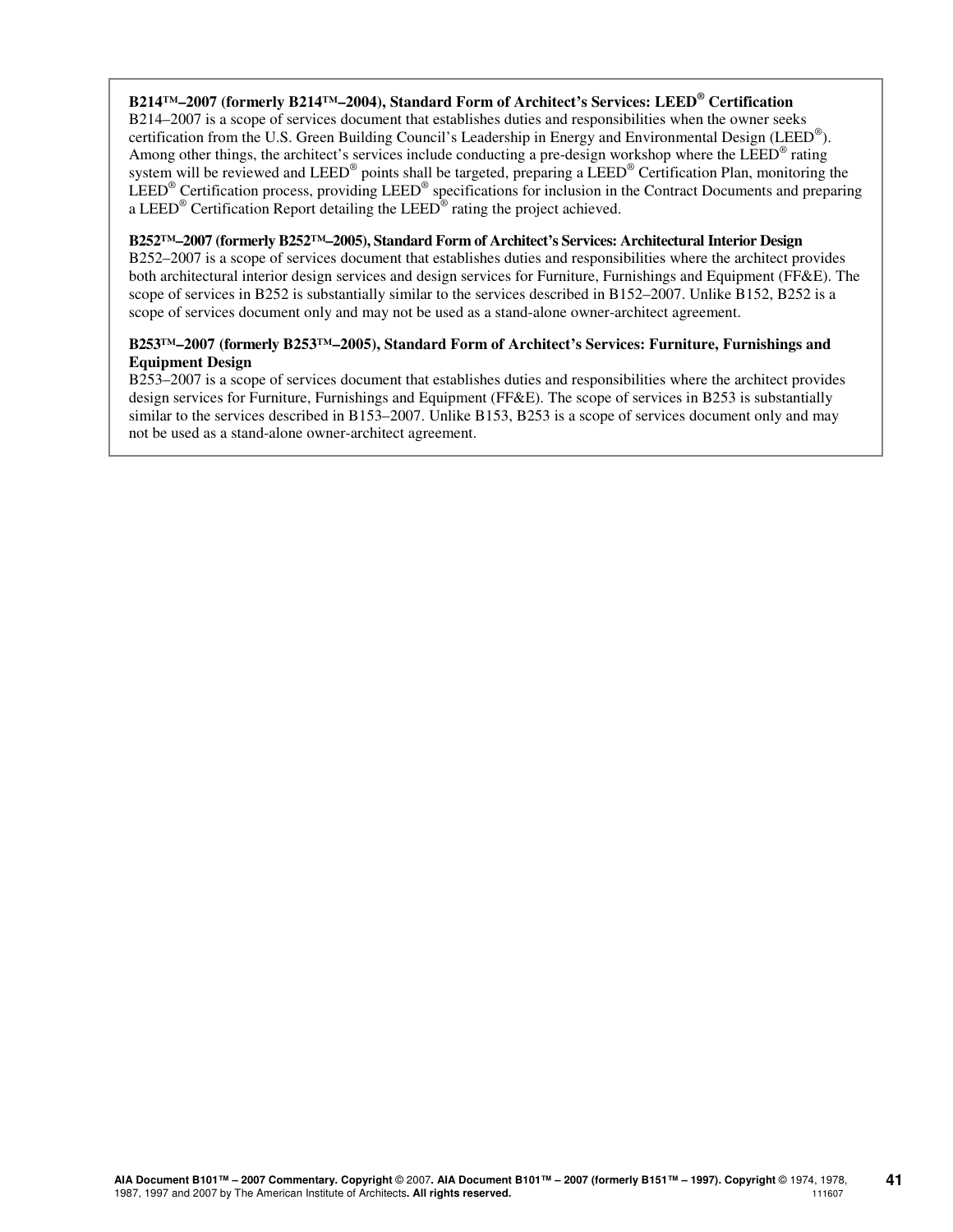**B214™–2007 (formerly B214™–2004), Standard Form of Architect's Services: LEED® Certification**
B214–2007 is a scope of services document that establishes duties and responsibilities when the owner seeks certification from the U.S. Green Building Council's Leadership in Energy and Environmental Design (LEED®). Among other things, the architect's services include conducting a pre-design workshop where the LEED® rating system will be reviewed and LEED® points shall be targeted, preparing a LEED® Certification Plan, monitoring the LEED® Certification process, providing LEED® specifications for inclusion in the Contract Documents and preparing a LEED® Certification Report detailing the LEED® rating the project achieved.

**B252™–2007 (formerly B252™–2005), Standard Form of Architect's Services: Architectural Interior Design**
B252–2007 is a scope of services document that establishes duties and responsibilities where the architect provides both architectural interior design services and design services for Furniture, Furnishings and Equipment (FF&E). The scope of services in B252 is substantially similar to the services described in B152–2007. Unlike B152, B252 is a scope of services document only and may not be used as a stand-alone owner-architect agreement.

**B253™–2007 (formerly B253™–2005), Standard Form of Architect's Services: Furniture, Furnishings and Equipment Design**
B253–2007 is a scope of services document that establishes duties and responsibilities where the architect provides design services for Furniture, Furnishings and Equipment (FF&E). The scope of services in B253 is substantially similar to the services described in B153–2007. Unlike B153, B253 is a scope of services document only and may not be used as a stand-alone owner-architect agreement.